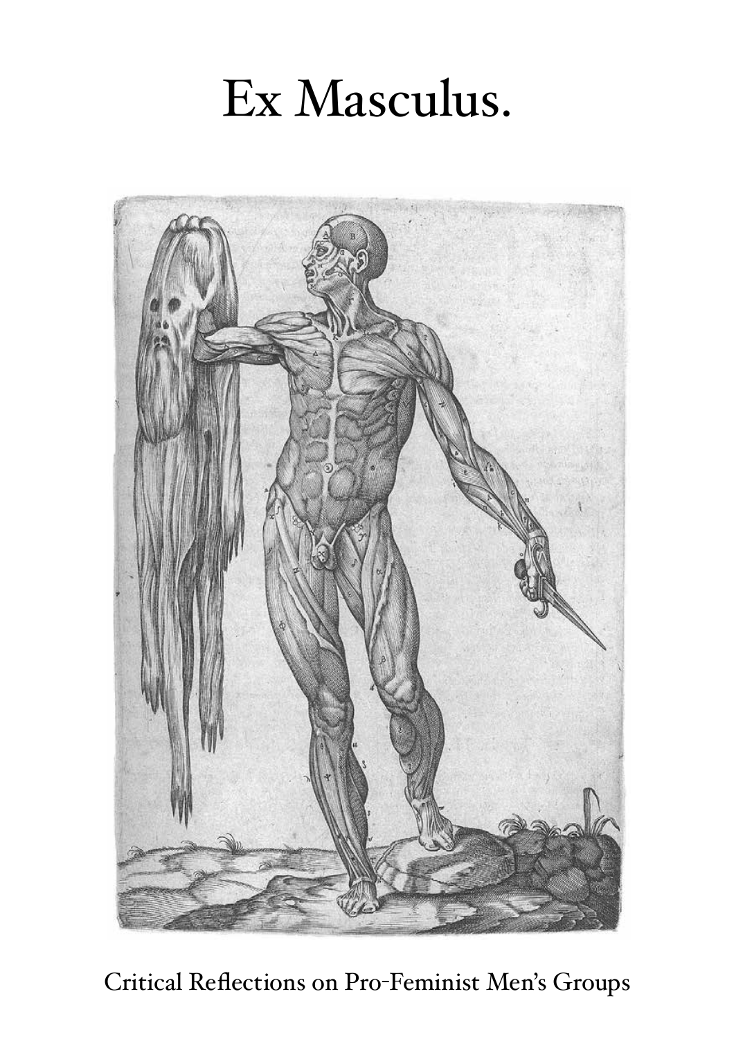# Ex Masculus.

Critical Reflections on Pro-Feminist Men's Groups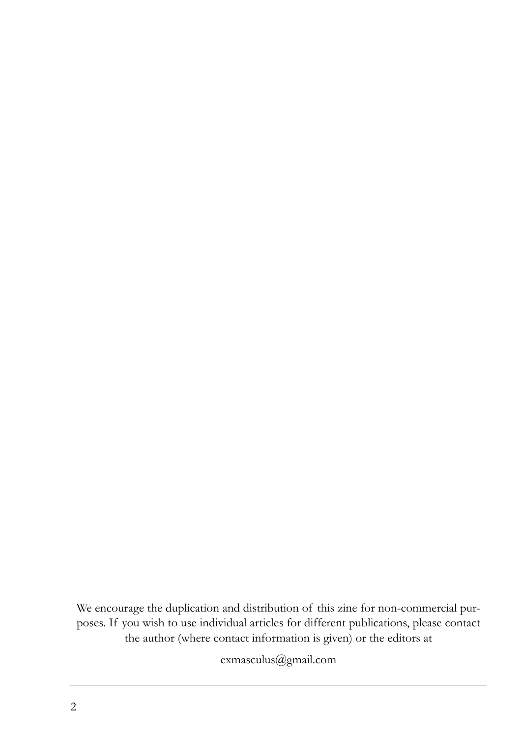We encourage the duplication and distribution of this zine for non-commercial purposes. If you wish to use individual articles for different publications, please contact the author (where contact information is given) or the editors at

exmasculus@gmail.com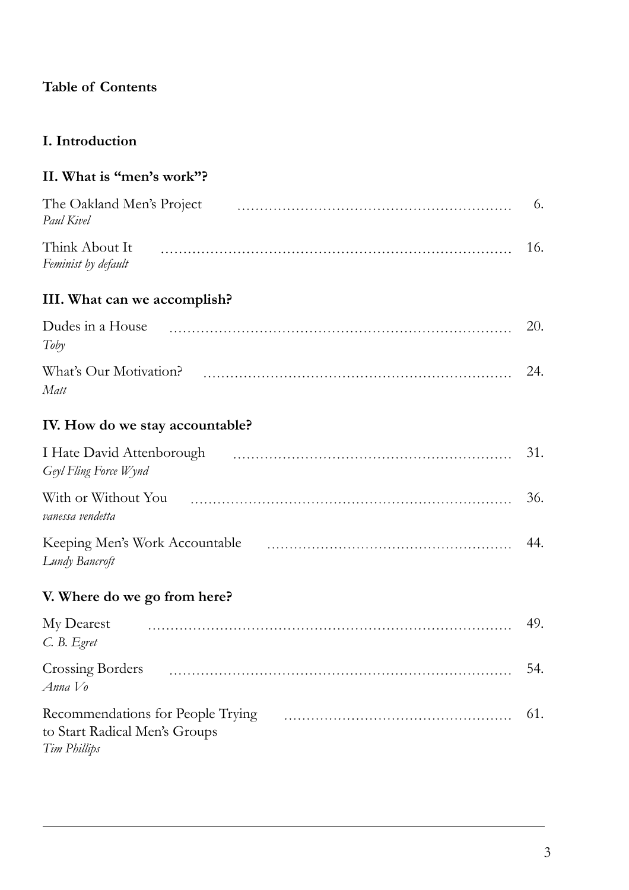# Table of Contents

## I. Introduction

## II. What is "men's work"?

The Oakland Men's Project ........ 6.
*Paul Kivel*

Think About It ........ 16.
*Feminist by default*

## III. What can we accomplish?

Dudes in a House ........ 20.
*Toby*

What's Our Motivation? ........ 24.
*Matt*

## IV. How do we stay accountable?

I Hate David Attenborough ........ 31.
*Geyl Fling Force Wynd*

With or Without You ........ 36.
*vanessa vendetta*

Keeping Men's Work Accountable ........ 44.
*Lundy Bancroft*

## V. Where do we go from here?

My Dearest ........ 49.
*C. B. Egret*

Crossing Borders ........ 54.
*Anna Vo*

Recommendations for People Trying to Start Radical Men's Groups ........ 61.
*Tim Phillips*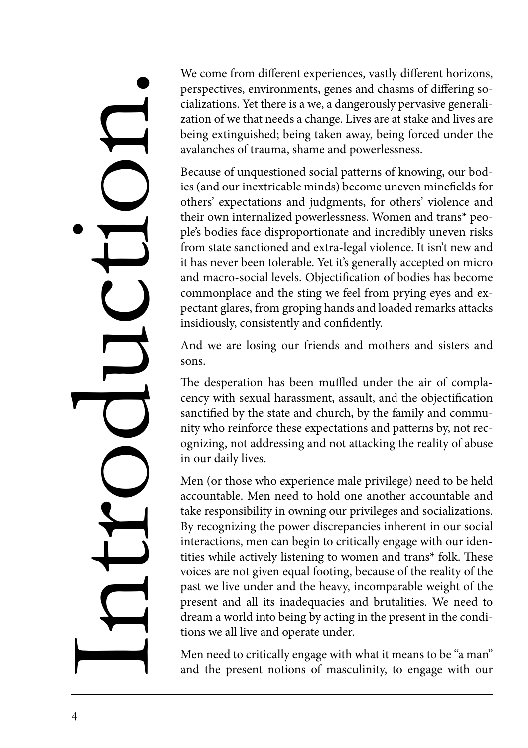# Introduction.

We come from different experiences, vastly different horizons, perspectives, environments, genes and chasms of differing socializations. Yet there is a we, a dangerously pervasive generalization of we that needs a change. Lives are at stake and lives are being extinguished; being taken away, being forced under the avalanches of trauma, shame and powerlessness.

Because of unquestioned social patterns of knowing, our bodies (and our inextricable minds) become uneven minefields for others' expectations and judgments, for others' violence and their own internalized powerlessness. Women and trans* people's bodies face disproportionate and incredibly uneven risks from state sanctioned and extra-legal violence. It isn't new and it has never been tolerable. Yet it's generally accepted on micro and macro-social levels. Objectification of bodies has become commonplace and the sting we feel from prying eyes and expectant glares, from groping hands and loaded remarks attacks insidiously, consistently and confidently.

And we are losing our friends and mothers and sisters and sons.

The desperation has been muffled under the air of complacency with sexual harassment, assault, and the objectification sanctified by the state and church, by the family and community who reinforce these expectations and patterns by, not recognizing, not addressing and not attacking the reality of abuse in our daily lives.

Men (or those who experience male privilege) need to be held accountable. Men need to hold one another accountable and take responsibility in owning our privileges and socializations. By recognizing the power discrepancies inherent in our social interactions, men can begin to critically engage with our identities while actively listening to women and trans* folk. These voices are not given equal footing, because of the reality of the past we live under and the heavy, incomparable weight of the present and all its inadequacies and brutalities. We need to dream a world into being by acting in the present in the conditions we all live and operate under.

Men need to critically engage with what it means to be "a man" and the present notions of masculinity, to engage with our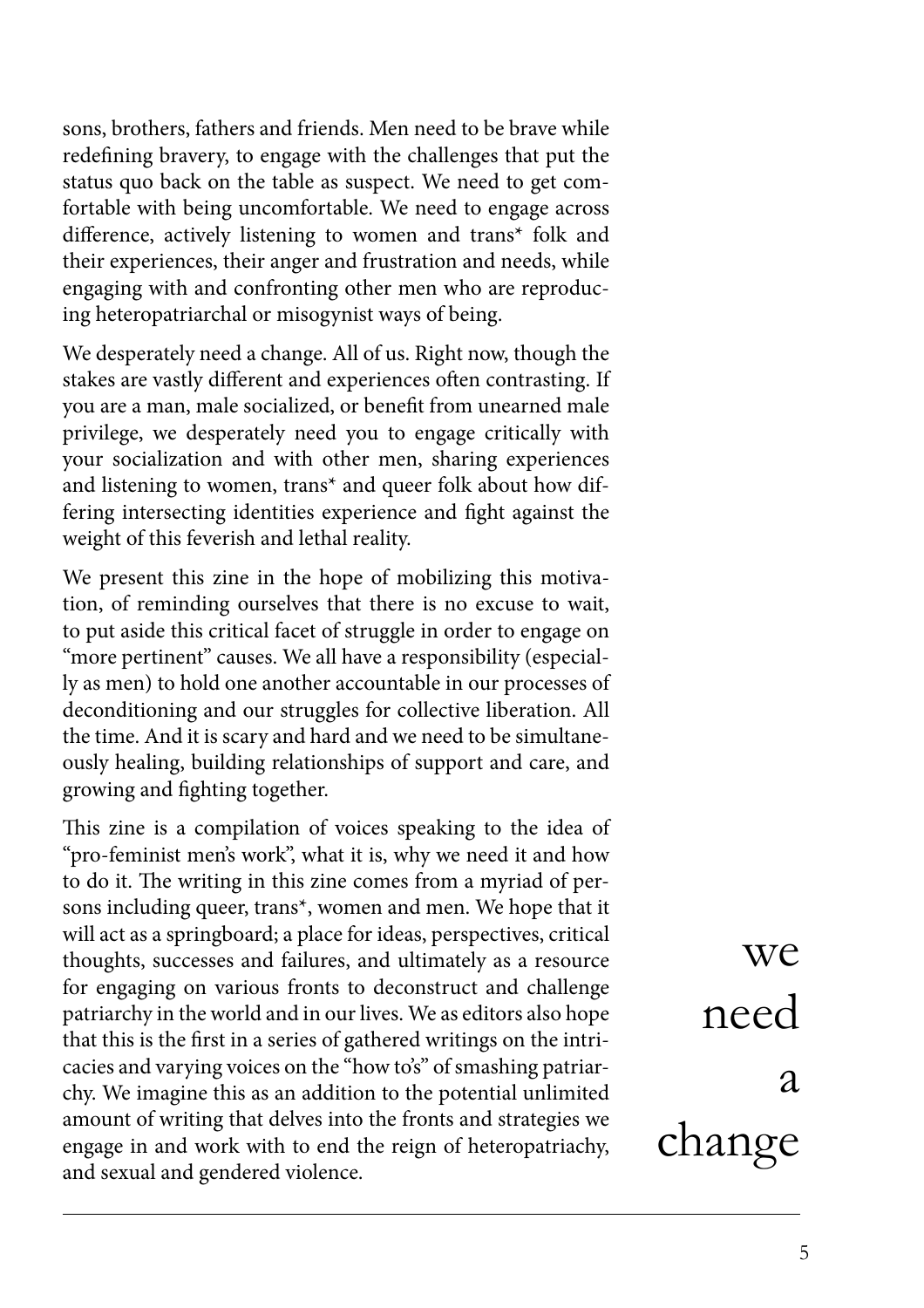sons, brothers, fathers and friends. Men need to be brave while redefining bravery, to engage with the challenges that put the status quo back on the table as suspect. We need to get comfortable with being uncomfortable. We need to engage across difference, actively listening to women and trans* folk and their experiences, their anger and frustration and needs, while engaging with and confronting other men who are reproducing heteropatriarchal or misogynist ways of being.

We desperately need a change. All of us. Right now, though the stakes are vastly different and experiences often contrasting. If you are a man, male socialized, or benefit from unearned male privilege, we desperately need you to engage critically with your socialization and with other men, sharing experiences and listening to women, trans* and queer folk about how differing intersecting identities experience and fight against the weight of this feverish and lethal reality.

We present this zine in the hope of mobilizing this motivation, of reminding ourselves that there is no excuse to wait, to put aside this critical facet of struggle in order to engage on "more pertinent" causes. We all have a responsibility (especially as men) to hold one another accountable in our processes of deconditioning and our struggles for collective liberation. All the time. And it is scary and hard and we need to be simultaneously healing, building relationships of support and care, and growing and fighting together.

This zine is a compilation of voices speaking to the idea of "pro-feminist men's work", what it is, why we need it and how to do it. The writing in this zine comes from a myriad of persons including queer, trans*, women and men. We hope that it will act as a springboard; a place for ideas, perspectives, critical thoughts, successes and failures, and ultimately as a resource for engaging on various fronts to deconstruct and challenge patriarchy in the world and in our lives. We as editors also hope that this is the first in a series of gathered writings on the intricacies and varying voices on the "how to's" of smashing patriarchy. We imagine this as an addition to the potential unlimited amount of writing that delves into the fronts and strategies we engage in and work with to end the reign of heteropatriachy, and sexual and gendered violence.

we need a change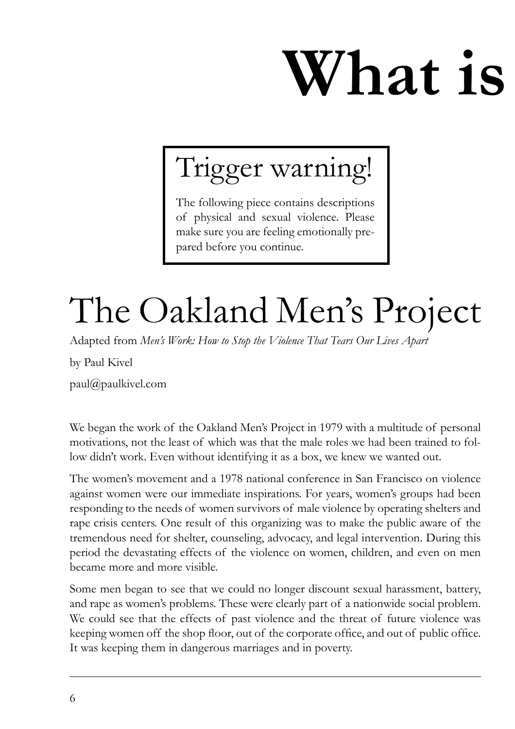# What is

> ## Trigger warning!
>
> The following piece contains descriptions of physical and sexual violence. Please make sure you are feeling emotionally prepared before you continue.

# The Oakland Men's Project

Adapted from *Men's Work: How to Stop the Violence That Tears Our Lives Apart*

by Paul Kivel

paul@paulkivel.com

We began the work of the Oakland Men's Project in 1979 with a multitude of personal motivations, not the least of which was that the male roles we had been trained to follow didn't work. Even without identifying it as a box, we knew we wanted out.

The women's movement and a 1978 national conference in San Francisco on violence against women were our immediate inspirations. For years, women's groups had been responding to the needs of women survivors of male violence by operating shelters and rape crisis centers. One result of this organizing was to make the public aware of the tremendous need for shelter, counseling, advocacy, and legal intervention. During this period the devastating effects of the violence on women, children, and even on men became more and more visible.

Some men began to see that we could no longer discount sexual harassment, battery, and rape as women's problems. These were clearly part of a nationwide social problem. We could see that the effects of past violence and the threat of future violence was keeping women off the shop floor, out of the corporate office, and out of public office. It was keeping them in dangerous marriages and in poverty.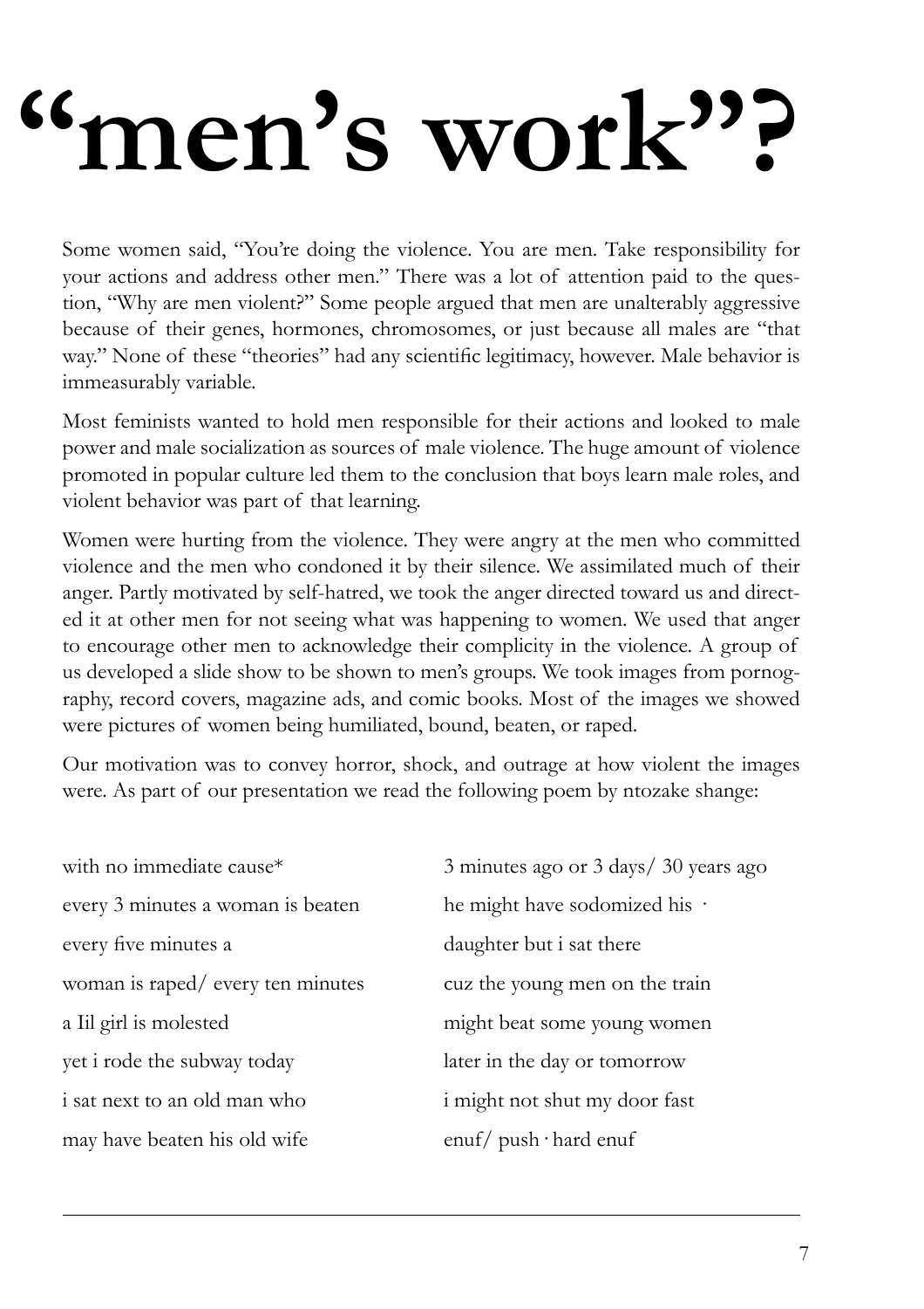# "men's work"?

Some women said, "You're doing the violence. You are men. Take responsibility for your actions and address other men." There was a lot of attention paid to the question, "Why are men violent?" Some people argued that men are unalterably aggressive because of their genes, hormones, chromosomes, or just because all males are "that way." None of these "theories" had any scientific legitimacy, however. Male behavior is immeasurably variable.

Most feminists wanted to hold men responsible for their actions and looked to male power and male socialization as sources of male violence. The huge amount of violence promoted in popular culture led them to the conclusion that boys learn male roles, and violent behavior was part of that learning.

Women were hurting from the violence. They were angry at the men who committed violence and the men who condoned it by their silence. We assimilated much of their anger. Partly motivated by self-hatred, we took the anger directed toward us and directed it at other men for not seeing what was happening to women. We used that anger to encourage other men to acknowledge their complicity in the violence. A group of us developed a slide show to be shown to men's groups. We took images from pornography, record covers, magazine ads, and comic books. Most of the images we showed were pictures of women being humiliated, bound, beaten, or raped.

Our motivation was to convey horror, shock, and outrage at how violent the images were. As part of our presentation we read the following poem by ntozake shange:

with no immediate cause*  
every 3 minutes a woman is beaten  
every five minutes a  
woman is raped/ every ten minutes  
a lil girl is molested  
yet i rode the subway today  
i sat next to an old man who  
may have beaten his old wife  
3 minutes ago or 3 days/ 30 years ago  
he might have sodomized his ·  
daughter but i sat there  
cuz the young men on the train  
might beat some young women  
later in the day or tomorrow  
i might not shut my door fast  
enuf/ push · hard enuf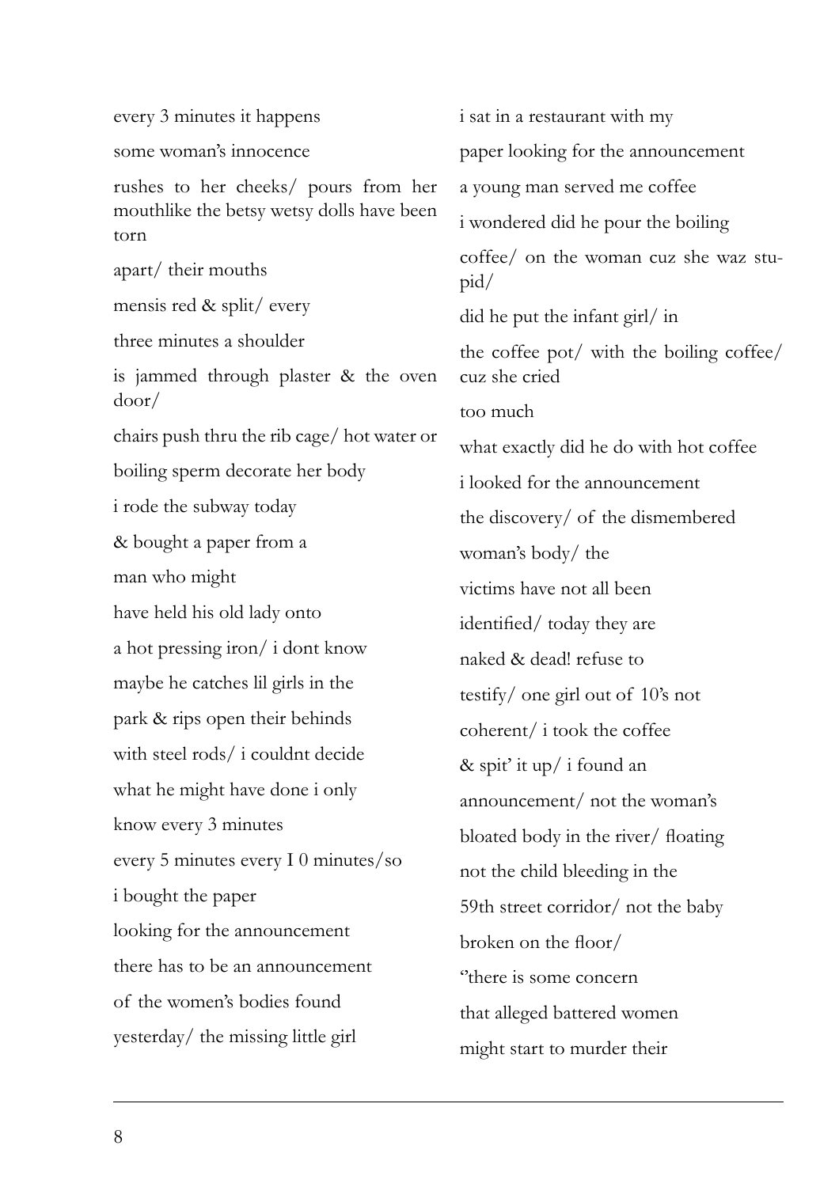every 3 minutes it happens

some woman's innocence

rushes to her cheeks/ pours from her mouthlike the betsy wetsy dolls have been torn

apart/ their mouths

mensis red & split/ every

three minutes a shoulder

is jammed through plaster & the oven door/

chairs push thru the rib cage/ hot water or

boiling sperm decorate her body

i rode the subway today

& bought a paper from a

man who might

have held his old lady onto

a hot pressing iron/ i dont know

maybe he catches lil girls in the

park & rips open their behinds

with steel rods/ i couldnt decide

what he might have done i only

know every 3 minutes

every 5 minutes every I 0 minutes/so

i bought the paper

looking for the announcement

there has to be an announcement

of the women's bodies found

yesterday/ the missing little girl

i sat in a restaurant with my

paper looking for the announcement

a young man served me coffee

i wondered did he pour the boiling

coffee/ on the woman cuz she waz stupid/

did he put the infant girl/ in

the coffee pot/ with the boiling coffee/ cuz she cried

too much

what exactly did he do with hot coffee

i looked for the announcement

the discovery/ of the dismembered

woman's body/ the

victims have not all been

identified/ today they are

naked & dead! refuse to

testify/ one girl out of 10's not

coherent/ i took the coffee

& spit' it up/ i found an

announcement/ not the woman's

bloated body in the river/ floating

not the child bleeding in the

59th street corridor/ not the baby

broken on the floor/

"there is some concern

that alleged battered women

might start to murder their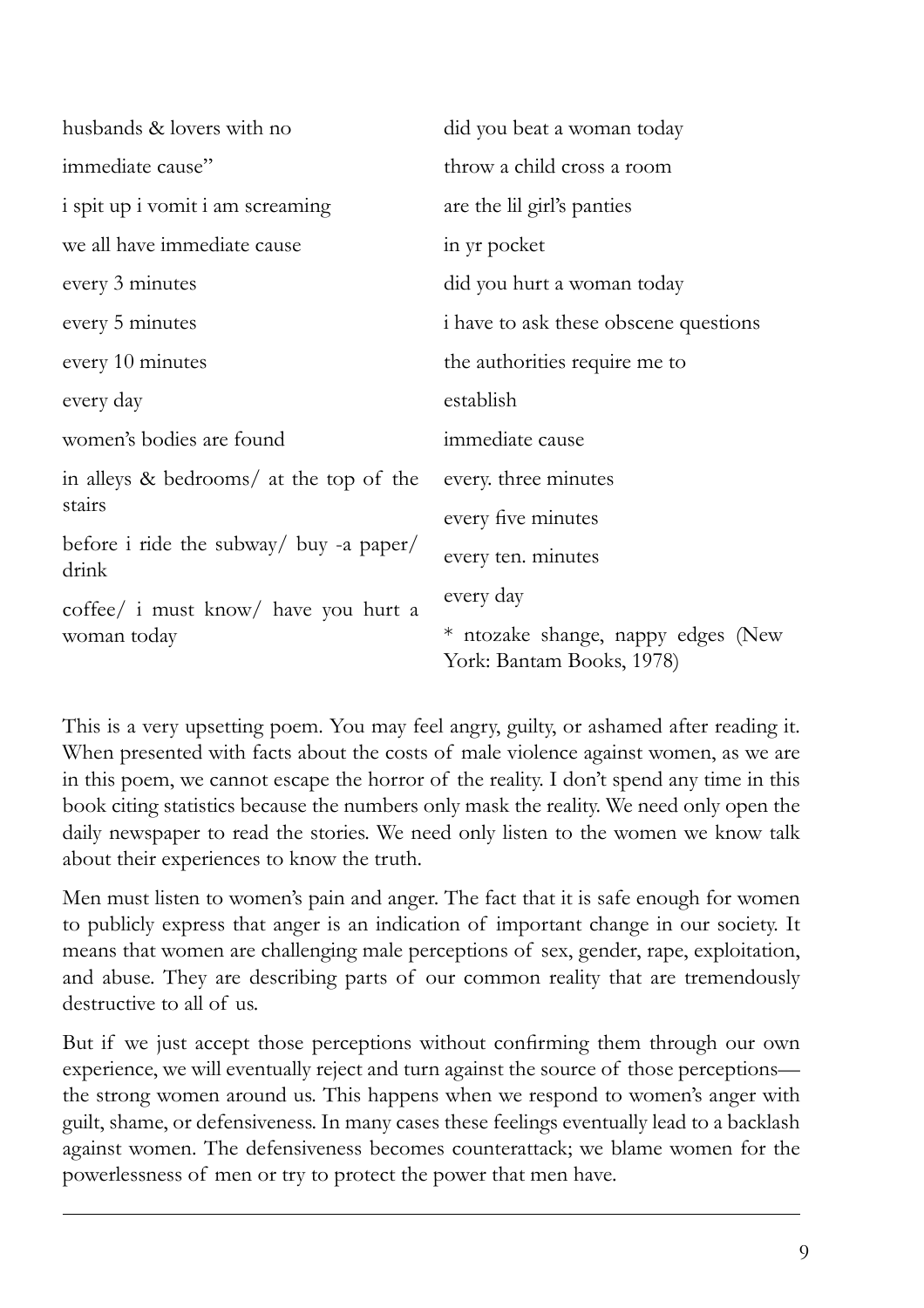husbands & lovers with no

immediate cause"

i spit up i vomit i am screaming

we all have immediate cause

every 3 minutes

every 5 minutes

every 10 minutes

every day

women's bodies are found

in alleys & bedrooms/ at the top of the stairs

before i ride the subway/ buy -a paper/ drink

coffee/ i must know/ have you hurt a woman today

did you beat a woman today

throw a child cross a room

are the lil girl's panties

in yr pocket

did you hurt a woman today

i have to ask these obscene questions

the authorities require me to

establish

immediate cause

every. three minutes

every five minutes

every ten. minutes

every day

* ntozake shange, nappy edges (New York: Bantam Books, 1978)

This is a very upsetting poem. You may feel angry, guilty, or ashamed after reading it. When presented with facts about the costs of male violence against women, as we are in this poem, we cannot escape the horror of the reality. I don't spend any time in this book citing statistics because the numbers only mask the reality. We need only open the daily newspaper to read the stories. We need only listen to the women we know talk about their experiences to know the truth.

Men must listen to women's pain and anger. The fact that it is safe enough for women to publicly express that anger is an indication of important change in our society. It means that women are challenging male perceptions of sex, gender, rape, exploitation, and abuse. They are describing parts of our common reality that are tremendously destructive to all of us.

But if we just accept those perceptions without confirming them through our own experience, we will eventually reject and turn against the source of those perceptions—the strong women around us. This happens when we respond to women's anger with guilt, shame, or defensiveness. In many cases these feelings eventually lead to a backlash against women. The defensiveness becomes counterattack; we blame women for the powerlessness of men or try to protect the power that men have.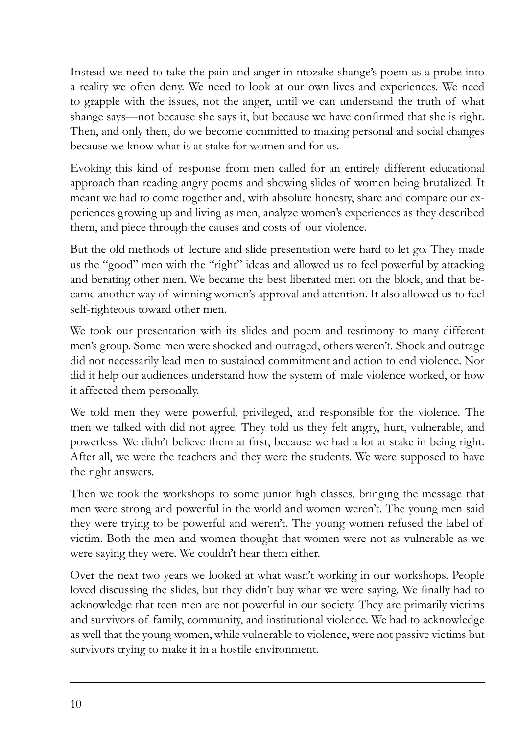Instead we need to take the pain and anger in ntozake shange's poem as a probe into a reality we often deny. We need to look at our own lives and experiences. We need to grapple with the issues, not the anger, until we can understand the truth of what shange says—not because she says it, but because we have confirmed that she is right. Then, and only then, do we become committed to making personal and social changes because we know what is at stake for women and for us.

Evoking this kind of response from men called for an entirely different educational approach than reading angry poems and showing slides of women being brutalized. It meant we had to come together and, with absolute honesty, share and compare our experiences growing up and living as men, analyze women's experiences as they described them, and piece through the causes and costs of our violence.

But the old methods of lecture and slide presentation were hard to let go. They made us the "good" men with the "right" ideas and allowed us to feel powerful by attacking and berating other men. We became the best liberated men on the block, and that became another way of winning women's approval and attention. It also allowed us to feel self-righteous toward other men.

We took our presentation with its slides and poem and testimony to many different men's group. Some men were shocked and outraged, others weren't. Shock and outrage did not necessarily lead men to sustained commitment and action to end violence. Nor did it help our audiences understand how the system of male violence worked, or how it affected them personally.

We told men they were powerful, privileged, and responsible for the violence. The men we talked with did not agree. They told us they felt angry, hurt, vulnerable, and powerless. We didn't believe them at first, because we had a lot at stake in being right. After all, we were the teachers and they were the students. We were supposed to have the right answers.

Then we took the workshops to some junior high classes, bringing the message that men were strong and powerful in the world and women weren't. The young men said they were trying to be powerful and weren't. The young women refused the label of victim. Both the men and women thought that women were not as vulnerable as we were saying they were. We couldn't hear them either.

Over the next two years we looked at what wasn't working in our workshops. People loved discussing the slides, but they didn't buy what we were saying. We finally had to acknowledge that teen men are not powerful in our society. They are primarily victims and survivors of family, community, and institutional violence. We had to acknowledge as well that the young women, while vulnerable to violence, were not passive victims but survivors trying to make it in a hostile environment.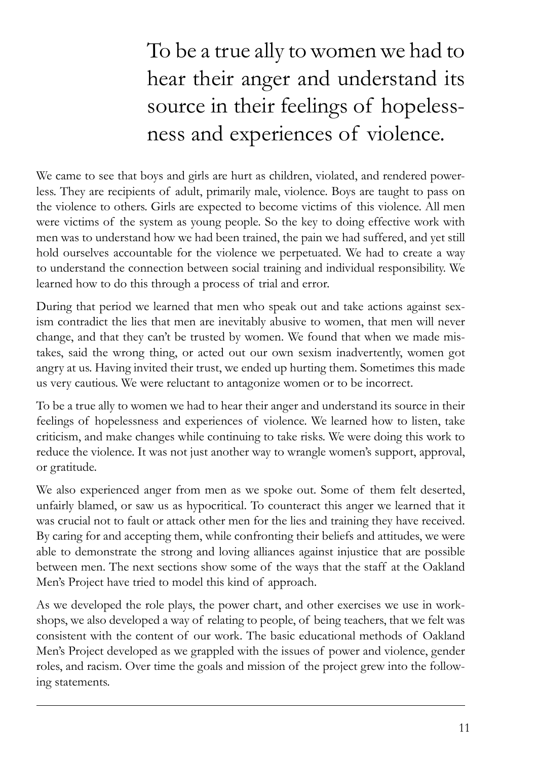> To be a true ally to women we had to hear their anger and understand its source in their feelings of hopelessness and experiences of violence.

We came to see that boys and girls are hurt as children, violated, and rendered powerless. They are recipients of adult, primarily male, violence. Boys are taught to pass on the violence to others. Girls are expected to become victims of this violence. All men were victims of the system as young people. So the key to doing effective work with men was to understand how we had been trained, the pain we had suffered, and yet still hold ourselves accountable for the violence we perpetuated. We had to create a way to understand the connection between social training and individual responsibility. We learned how to do this through a process of trial and error.

During that period we learned that men who speak out and take actions against sexism contradict the lies that men are inevitably abusive to women, that men will never change, and that they can't be trusted by women. We found that when we made mistakes, said the wrong thing, or acted out our own sexism inadvertently, women got angry at us. Having invited their trust, we ended up hurting them. Sometimes this made us very cautious. We were reluctant to antagonize women or to be incorrect.

To be a true ally to women we had to hear their anger and understand its source in their feelings of hopelessness and experiences of violence. We learned how to listen, take criticism, and make changes while continuing to take risks. We were doing this work to reduce the violence. It was not just another way to wrangle women's support, approval, or gratitude.

We also experienced anger from men as we spoke out. Some of them felt deserted, unfairly blamed, or saw us as hypocritical. To counteract this anger we learned that it was crucial not to fault or attack other men for the lies and training they have received. By caring for and accepting them, while confronting their beliefs and attitudes, we were able to demonstrate the strong and loving alliances against injustice that are possible between men. The next sections show some of the ways that the staff at the Oakland Men's Project have tried to model this kind of approach.

As we developed the role plays, the power chart, and other exercises we use in workshops, we also developed a way of relating to people, of being teachers, that we felt was consistent with the content of our work. The basic educational methods of Oakland Men's Project developed as we grappled with the issues of power and violence, gender roles, and racism. Over time the goals and mission of the project grew into the following statements.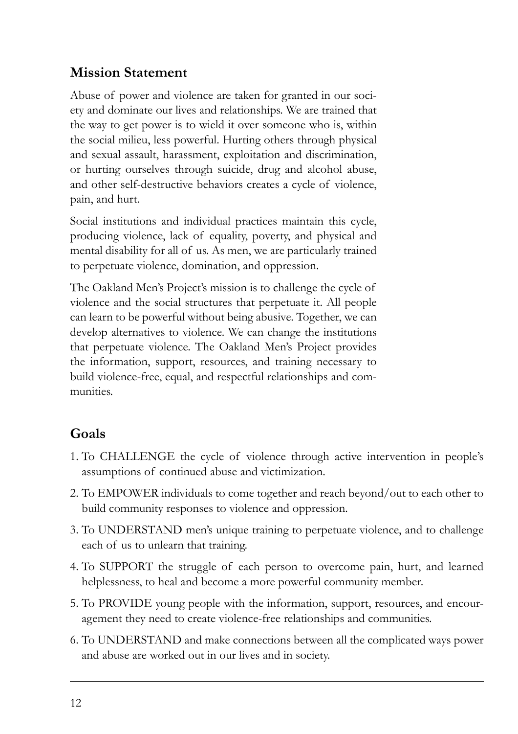## Mission Statement

Abuse of power and violence are taken for granted in our society and dominate our lives and relationships. We are trained that the way to get power is to wield it over someone who is, within the social milieu, less powerful. Hurting others through physical and sexual assault, harassment, exploitation and discrimination, or hurting ourselves through suicide, drug and alcohol abuse, and other self-destructive behaviors creates a cycle of violence, pain, and hurt.

Social institutions and individual practices maintain this cycle, producing violence, lack of equality, poverty, and physical and mental disability for all of us. As men, we are particularly trained to perpetuate violence, domination, and oppression.

The Oakland Men's Project's mission is to challenge the cycle of violence and the social structures that perpetuate it. All people can learn to be powerful without being abusive. Together, we can develop alternatives to violence. We can change the institutions that perpetuate violence. The Oakland Men's Project provides the information, support, resources, and training necessary to build violence-free, equal, and respectful relationships and communities.

## Goals

1. To CHALLENGE the cycle of violence through active intervention in people's assumptions of continued abuse and victimization.
2. To EMPOWER individuals to come together and reach beyond/out to each other to build community responses to violence and oppression.
3. To UNDERSTAND men's unique training to perpetuate violence, and to challenge each of us to unlearn that training.
4. To SUPPORT the struggle of each person to overcome pain, hurt, and learned helplessness, to heal and become a more powerful community member.
5. To PROVIDE young people with the information, support, resources, and encouragement they need to create violence-free relationships and communities.
6. To UNDERSTAND and make connections between all the complicated ways power and abuse are worked out in our lives and in society.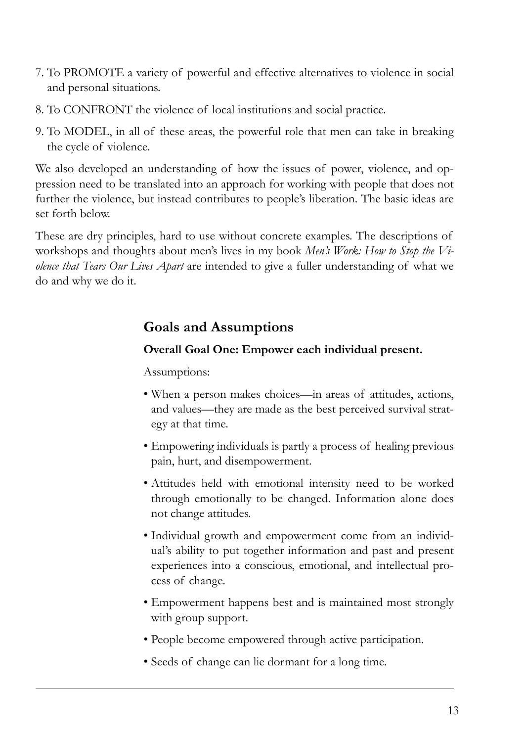7. To PROMOTE a variety of powerful and effective alternatives to violence in social and personal situations.
8. To CONFRONT the violence of local institutions and social practice.
9. To MODEL, in all of these areas, the powerful role that men can take in breaking the cycle of violence.

We also developed an understanding of how the issues of power, violence, and oppression need to be translated into an approach for working with people that does not further the violence, but instead contributes to people's liberation. The basic ideas are set forth below.

These are dry principles, hard to use without concrete examples. The descriptions of workshops and thoughts about men's lives in my book *Men's Work: How to Stop the Violence that Tears Our Lives Apart* are intended to give a fuller understanding of what we do and why we do it.

## Goals and Assumptions

**Overall Goal One: Empower each individual present.**

Assumptions:

- When a person makes choices—in areas of attitudes, actions, and values—they are made as the best perceived survival strategy at that time.
- Empowering individuals is partly a process of healing previous pain, hurt, and disempowerment.
- Attitudes held with emotional intensity need to be worked through emotionally to be changed. Information alone does not change attitudes.
- Individual growth and empowerment come from an individual's ability to put together information and past and present experiences into a conscious, emotional, and intellectual process of change.
- Empowerment happens best and is maintained most strongly with group support.
- People become empowered through active participation.
- Seeds of change can lie dormant for a long time.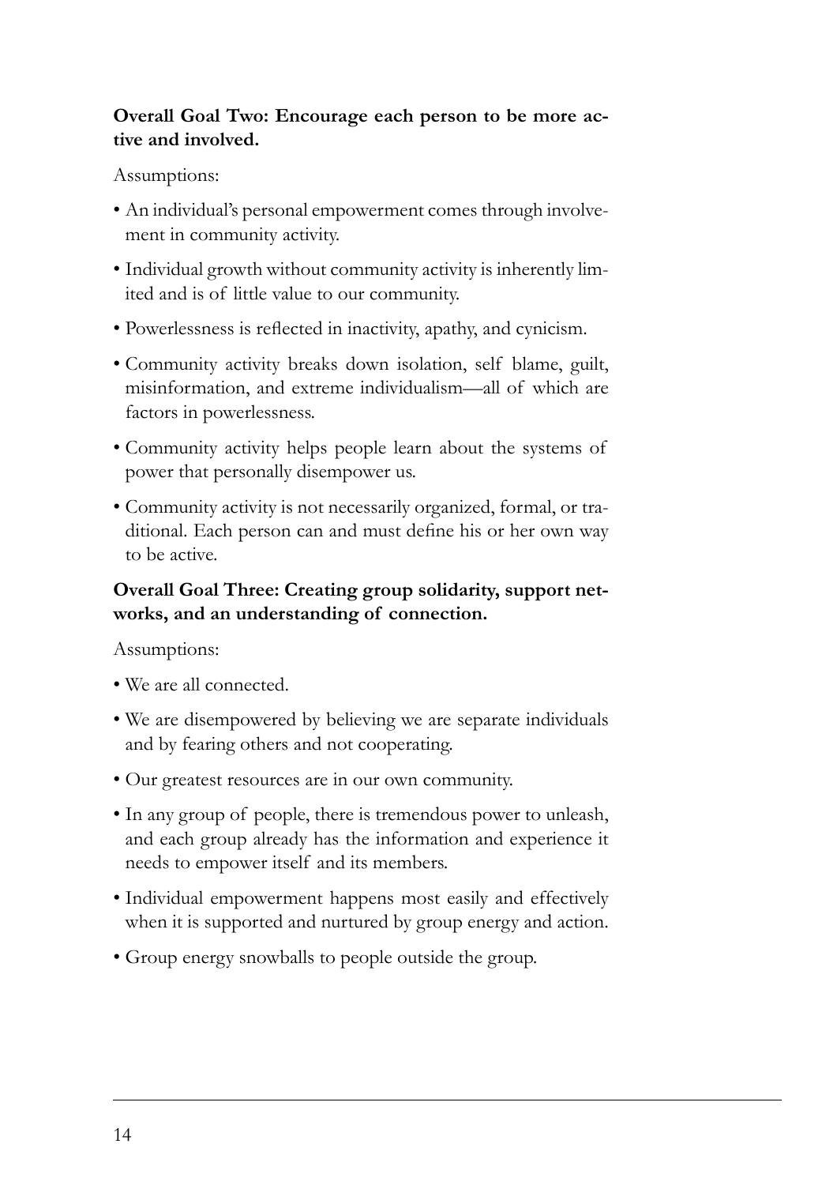**Overall Goal Two: Encourage each person to be more active and involved.**

Assumptions:

- An individual's personal empowerment comes through involvement in community activity.
- Individual growth without community activity is inherently limited and is of little value to our community.
- Powerlessness is reflected in inactivity, apathy, and cynicism.
- Community activity breaks down isolation, self blame, guilt, misinformation, and extreme individualism—all of which are factors in powerlessness.
- Community activity helps people learn about the systems of power that personally disempower us.
- Community activity is not necessarily organized, formal, or traditional. Each person can and must define his or her own way to be active.

**Overall Goal Three: Creating group solidarity, support networks, and an understanding of connection.**

Assumptions:

- We are all connected.
- We are disempowered by believing we are separate individuals and by fearing others and not cooperating.
- Our greatest resources are in our own community.
- In any group of people, there is tremendous power to unleash, and each group already has the information and experience it needs to empower itself and its members.
- Individual empowerment happens most easily and effectively when it is supported and nurtured by group energy and action.
- Group energy snowballs to people outside the group.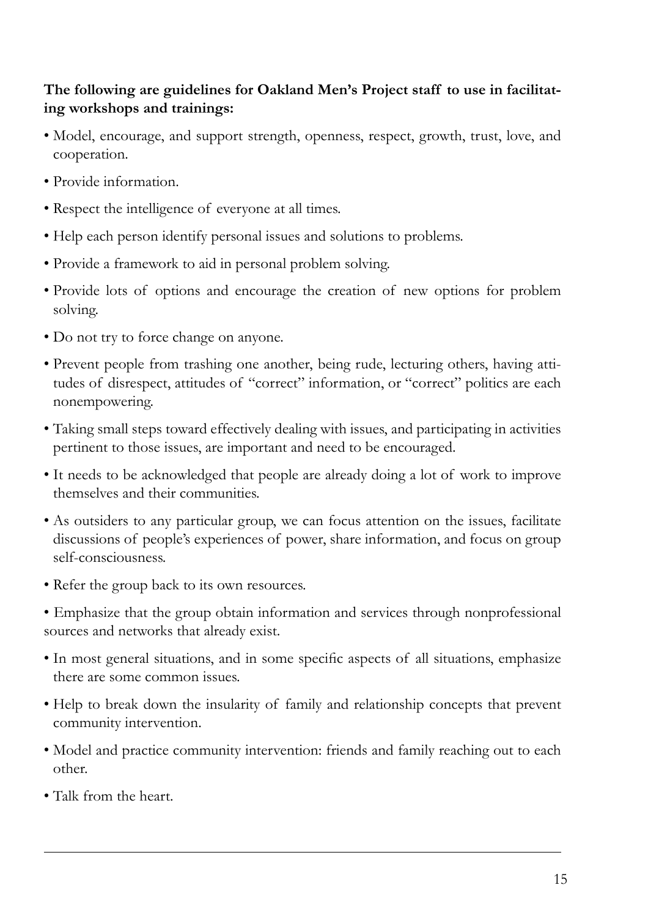**The following are guidelines for Oakland Men's Project staff to use in facilitating workshops and trainings:**

- Model, encourage, and support strength, openness, respect, growth, trust, love, and cooperation.
- Provide information.
- Respect the intelligence of everyone at all times.
- Help each person identify personal issues and solutions to problems.
- Provide a framework to aid in personal problem solving.
- Provide lots of options and encourage the creation of new options for problem solving.
- Do not try to force change on anyone.
- Prevent people from trashing one another, being rude, lecturing others, having attitudes of disrespect, attitudes of "correct" information, or "correct" politics are each nonempowering.
- Taking small steps toward effectively dealing with issues, and participating in activities pertinent to those issues, are important and need to be encouraged.
- It needs to be acknowledged that people are already doing a lot of work to improve themselves and their communities.
- As outsiders to any particular group, we can focus attention on the issues, facilitate discussions of people's experiences of power, share information, and focus on group self-consciousness.
- Refer the group back to its own resources.
- Emphasize that the group obtain information and services through nonprofessional sources and networks that already exist.
- In most general situations, and in some specific aspects of all situations, emphasize there are some common issues.
- Help to break down the insularity of family and relationship concepts that prevent community intervention.
- Model and practice community intervention: friends and family reaching out to each other.
- Talk from the heart.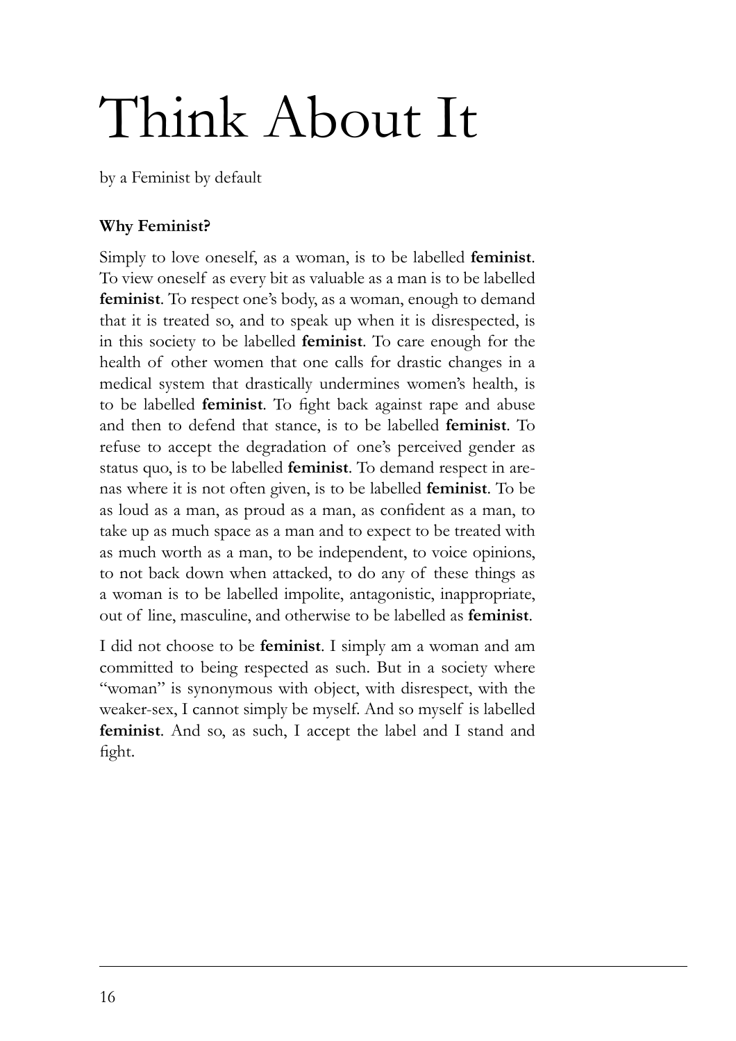# Think About It

by a Feminist by default

### Why Feminist?

Simply to love oneself, as a woman, is to be labelled **feminist**. To view oneself as every bit as valuable as a man is to be labelled **feminist**. To respect one's body, as a woman, enough to demand that it is treated so, and to speak up when it is disrespected, is in this society to be labelled **feminist**. To care enough for the health of other women that one calls for drastic changes in a medical system that drastically undermines women's health, is to be labelled **feminist**. To fight back against rape and abuse and then to defend that stance, is to be labelled **feminist**. To refuse to accept the degradation of one's perceived gender as status quo, is to be labelled **feminist**. To demand respect in arenas where it is not often given, is to be labelled **feminist**. To be as loud as a man, as proud as a man, as confident as a man, to take up as much space as a man and to expect to be treated with as much worth as a man, to be independent, to voice opinions, to not back down when attacked, to do any of these things as a woman is to be labelled impolite, antagonistic, inappropriate, out of line, masculine, and otherwise to be labelled as **feminist**.

I did not choose to be **feminist**. I simply am a woman and am committed to being respected as such. But in a society where "woman" is synonymous with object, with disrespect, with the weaker-sex, I cannot simply be myself. And so myself is labelled **feminist**. And so, as such, I accept the label and I stand and fight.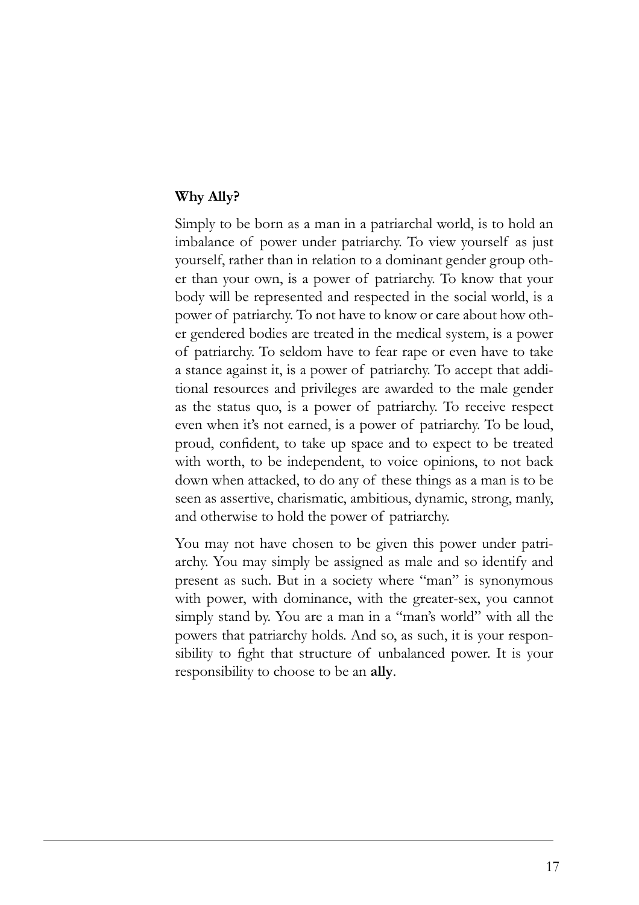**Why Ally?**

Simply to be born as a man in a patriarchal world, is to hold an imbalance of power under patriarchy. To view yourself as just yourself, rather than in relation to a dominant gender group other than your own, is a power of patriarchy. To know that your body will be represented and respected in the social world, is a power of patriarchy. To not have to know or care about how other gendered bodies are treated in the medical system, is a power of patriarchy. To seldom have to fear rape or even have to take a stance against it, is a power of patriarchy. To accept that additional resources and privileges are awarded to the male gender as the status quo, is a power of patriarchy. To receive respect even when it's not earned, is a power of patriarchy. To be loud, proud, confident, to take up space and to expect to be treated with worth, to be independent, to voice opinions, to not back down when attacked, to do any of these things as a man is to be seen as assertive, charismatic, ambitious, dynamic, strong, manly, and otherwise to hold the power of patriarchy.

You may not have chosen to be given this power under patriarchy. You may simply be assigned as male and so identify and present as such. But in a society where "man" is synonymous with power, with dominance, with the greater-sex, you cannot simply stand by. You are a man in a "man's world" with all the powers that patriarchy holds. And so, as such, it is your responsibility to fight that structure of unbalanced power. It is your responsibility to choose to be an **ally**.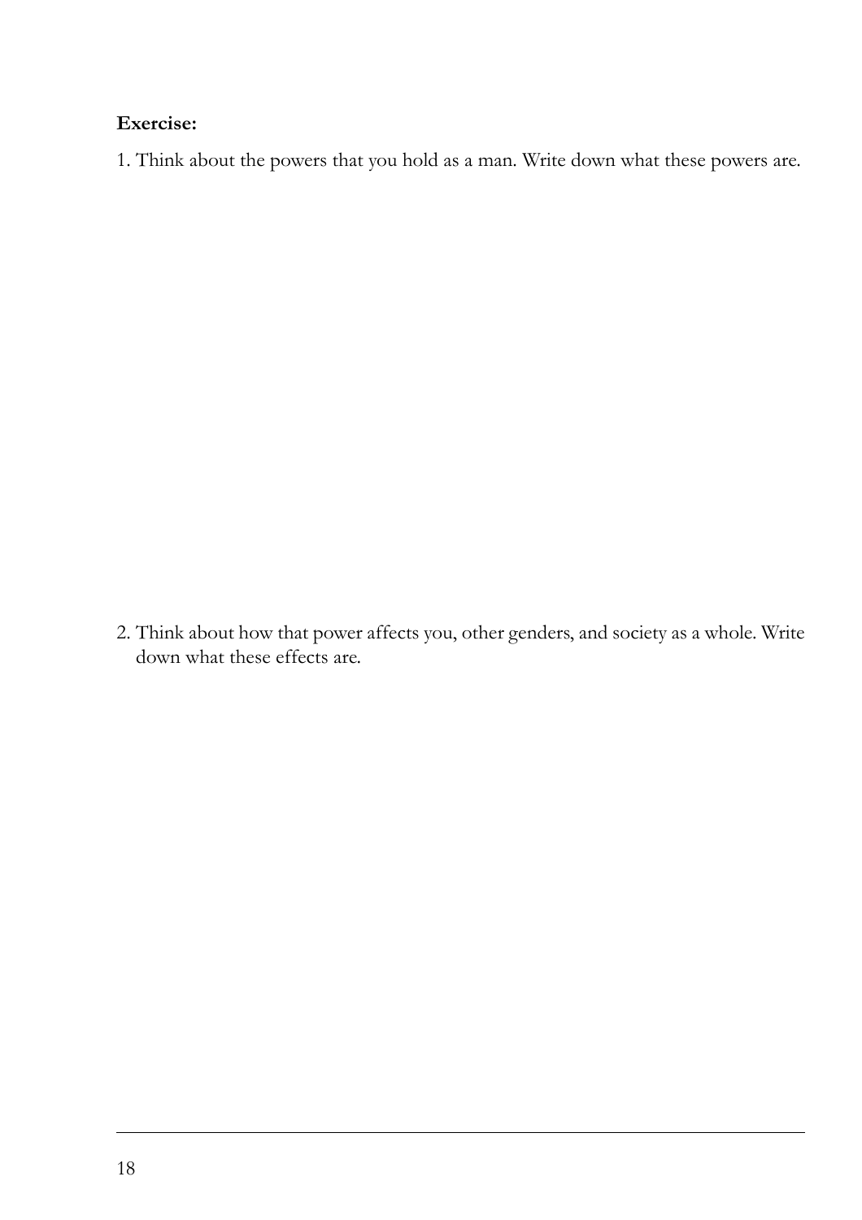**Exercise:**

1. Think about the powers that you hold as a man. Write down what these powers are.

2. Think about how that power affects you, other genders, and society as a whole. Write down what these effects are.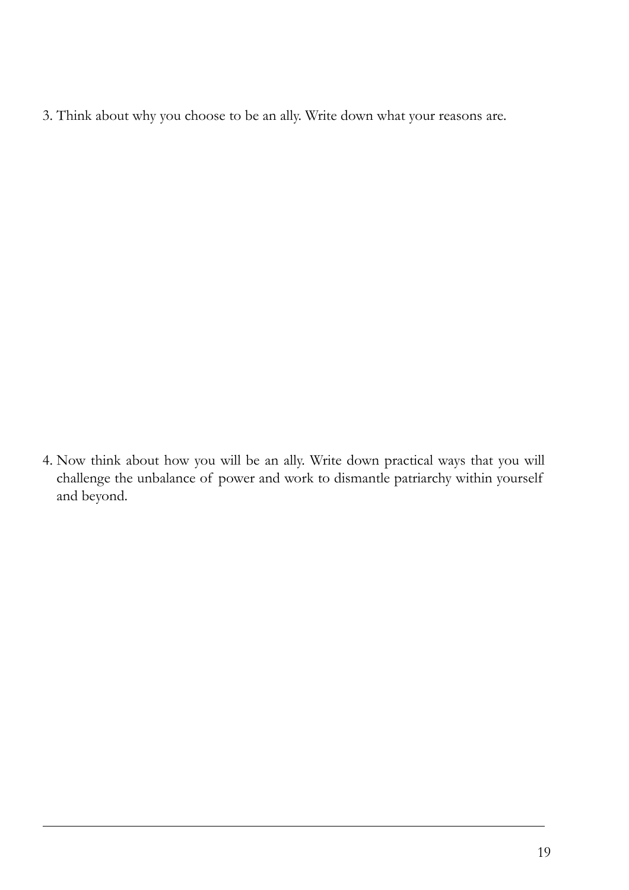3. Think about why you choose to be an ally. Write down what your reasons are.

4. Now think about how you will be an ally. Write down practical ways that you will challenge the unbalance of power and work to dismantle patriarchy within yourself and beyond.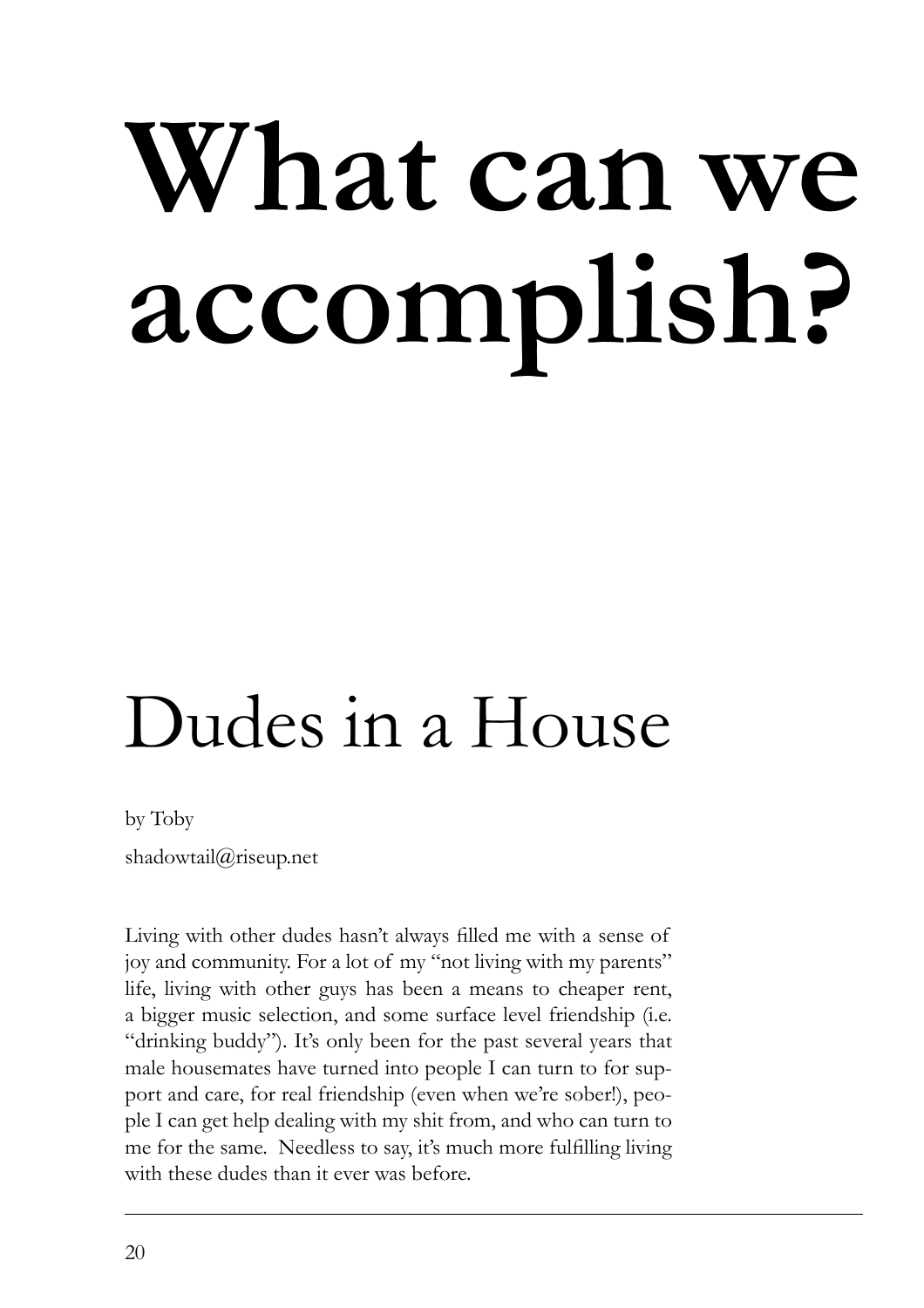# What can we accomplish?

## Dudes in a House

by Toby

shadowtail@riseup.net

Living with other dudes hasn't always filled me with a sense of joy and community. For a lot of my "not living with my parents" life, living with other guys has been a means to cheaper rent, a bigger music selection, and some surface level friendship (i.e. "drinking buddy"). It's only been for the past several years that male housemates have turned into people I can turn to for support and care, for real friendship (even when we're sober!), people I can get help dealing with my shit from, and who can turn to me for the same. Needless to say, it's much more fulfilling living with these dudes than it ever was before.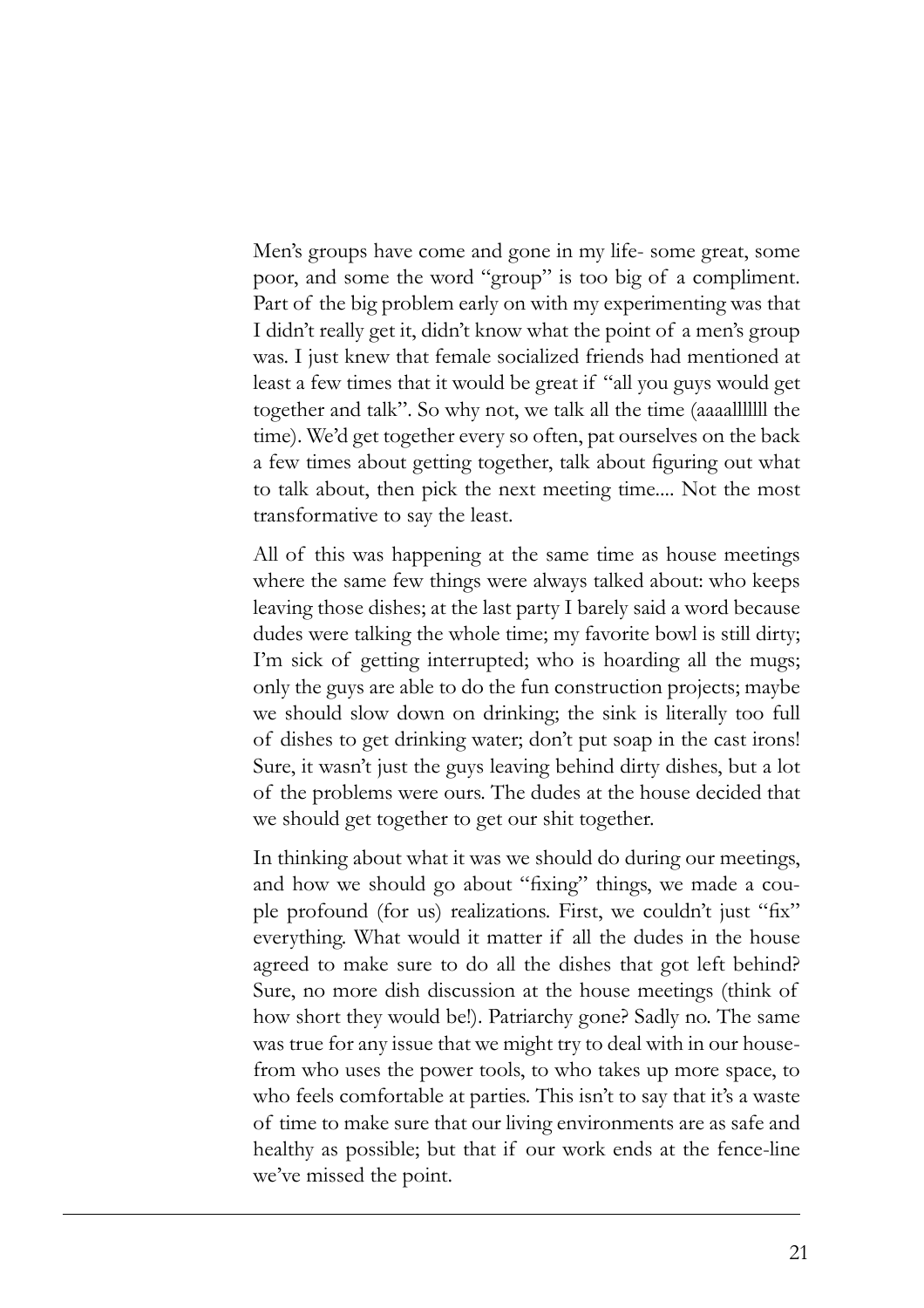Men's groups have come and gone in my life- some great, some poor, and some the word "group" is too big of a compliment. Part of the big problem early on with my experimenting was that I didn't really get it, didn't know what the point of a men's group was. I just knew that female socialized friends had mentioned at least a few times that it would be great if "all you guys would get together and talk". So why not, we talk all the time (aaaallllll the time). We'd get together every so often, pat ourselves on the back a few times about getting together, talk about figuring out what to talk about, then pick the next meeting time.... Not the most transformative to say the least.

All of this was happening at the same time as house meetings where the same few things were always talked about: who keeps leaving those dishes; at the last party I barely said a word because dudes were talking the whole time; my favorite bowl is still dirty; I'm sick of getting interrupted; who is hoarding all the mugs; only the guys are able to do the fun construction projects; maybe we should slow down on drinking; the sink is literally too full of dishes to get drinking water; don't put soap in the cast irons! Sure, it wasn't just the guys leaving behind dirty dishes, but a lot of the problems were ours. The dudes at the house decided that we should get together to get our shit together.

In thinking about what it was we should do during our meetings, and how we should go about "fixing" things, we made a couple profound (for us) realizations. First, we couldn't just "fix" everything. What would it matter if all the dudes in the house agreed to make sure to do all the dishes that got left behind? Sure, no more dish discussion at the house meetings (think of how short they would be!). Patriarchy gone? Sadly no. The same was true for any issue that we might try to deal with in our house- from who uses the power tools, to who takes up more space, to who feels comfortable at parties. This isn't to say that it's a waste of time to make sure that our living environments are as safe and healthy as possible; but that if our work ends at the fence-line we've missed the point.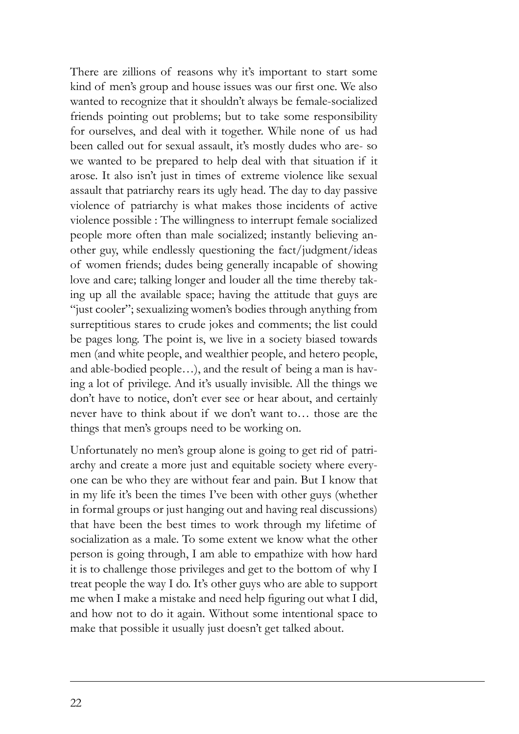There are zillions of reasons why it's important to start some kind of men's group and house issues was our first one. We also wanted to recognize that it shouldn't always be female-socialized friends pointing out problems; but to take some responsibility for ourselves, and deal with it together. While none of us had been called out for sexual assault, it's mostly dudes who are- so we wanted to be prepared to help deal with that situation if it arose. It also isn't just in times of extreme violence like sexual assault that patriarchy rears its ugly head. The day to day passive violence of patriarchy is what makes those incidents of active violence possible : The willingness to interrupt female socialized people more often than male socialized; instantly believing another guy, while endlessly questioning the fact/judgment/ideas of women friends; dudes being generally incapable of showing love and care; talking longer and louder all the time thereby taking up all the available space; having the attitude that guys are "just cooler"; sexualizing women's bodies through anything from surreptitious stares to crude jokes and comments; the list could be pages long. The point is, we live in a society biased towards men (and white people, and wealthier people, and hetero people, and able-bodied people…), and the result of being a man is having a lot of privilege. And it's usually invisible. All the things we don't have to notice, don't ever see or hear about, and certainly never have to think about if we don't want to… those are the things that men's groups need to be working on.

Unfortunately no men's group alone is going to get rid of patriarchy and create a more just and equitable society where everyone can be who they are without fear and pain. But I know that in my life it's been the times I've been with other guys (whether in formal groups or just hanging out and having real discussions) that have been the best times to work through my lifetime of socialization as a male. To some extent we know what the other person is going through, I am able to empathize with how hard it is to challenge those privileges and get to the bottom of why I treat people the way I do. It's other guys who are able to support me when I make a mistake and need help figuring out what I did, and how not to do it again. Without some intentional space to make that possible it usually just doesn't get talked about.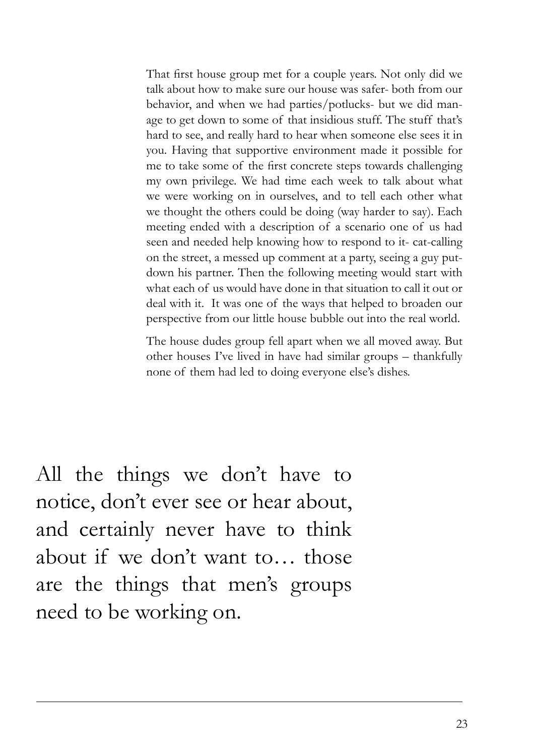That first house group met for a couple years. Not only did we talk about how to make sure our house was safer- both from our behavior, and when we had parties/potlucks- but we did manage to get down to some of that insidious stuff. The stuff that's hard to see, and really hard to hear when someone else sees it in you. Having that supportive environment made it possible for me to take some of the first concrete steps towards challenging my own privilege. We had time each week to talk about what we were working on in ourselves, and to tell each other what we thought the others could be doing (way harder to say). Each meeting ended with a description of a scenario one of us had seen and needed help knowing how to respond to it- cat-calling on the street, a messed up comment at a party, seeing a guy put-down his partner. Then the following meeting would start with what each of us would have done in that situation to call it out or deal with it. It was one of the ways that helped to broaden our perspective from our little house bubble out into the real world.

The house dudes group fell apart when we all moved away. But other houses I've lived in have had similar groups – thankfully none of them had led to doing everyone else's dishes.

> All the things we don't have to notice, don't ever see or hear about, and certainly never have to think about if we don't want to… those are the things that men's groups need to be working on.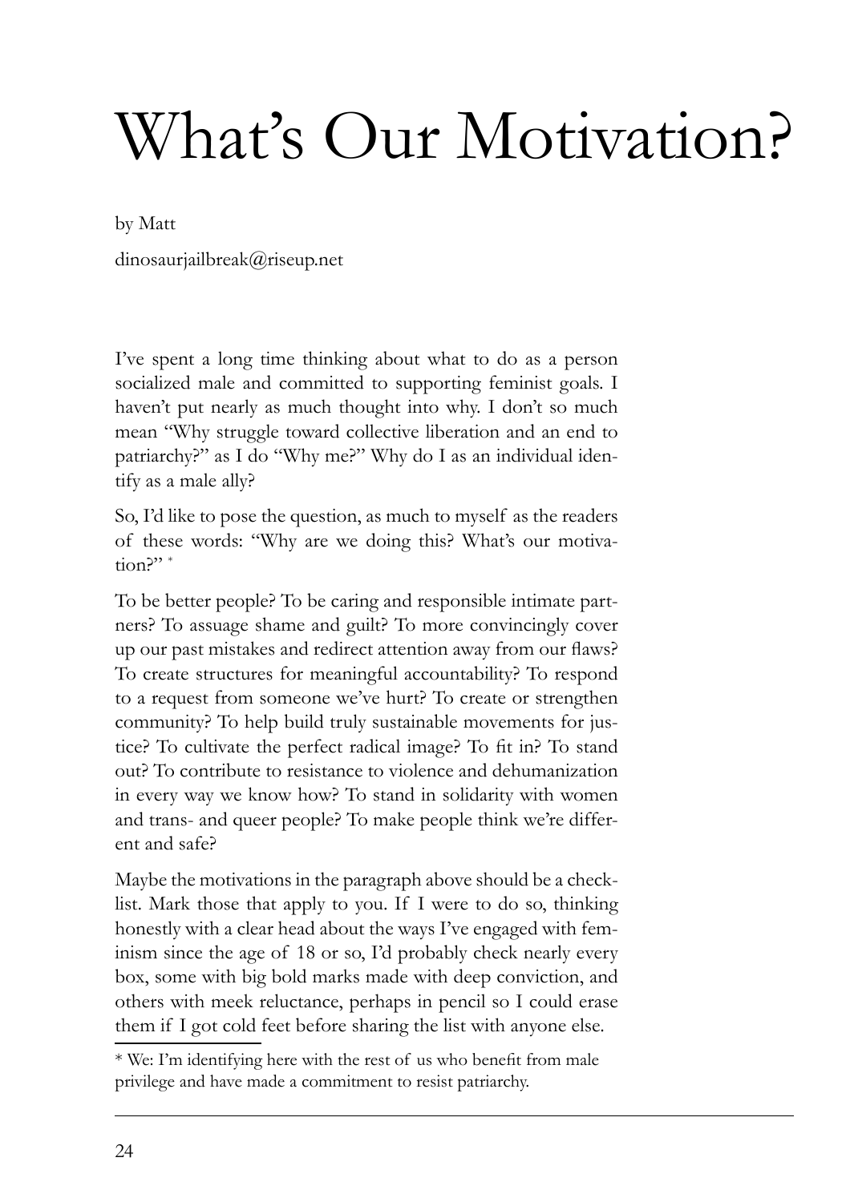# What's Our Motivation?

by Matt

dinosaurjailbreak@riseup.net

I've spent a long time thinking about what to do as a person socialized male and committed to supporting feminist goals. I haven't put nearly as much thought into why. I don't so much mean "Why struggle toward collective liberation and an end to patriarchy?" as I do "Why me?" Why do I as an individual identify as a male ally?

So, I'd like to pose the question, as much to myself as the readers of these words: "Why are we doing this? What's our motivation?" *

To be better people? To be caring and responsible intimate partners? To assuage shame and guilt? To more convincingly cover up our past mistakes and redirect attention away from our flaws? To create structures for meaningful accountability? To respond to a request from someone we've hurt? To create or strengthen community? To help build truly sustainable movements for justice? To cultivate the perfect radical image? To fit in? To stand out? To contribute to resistance to violence and dehumanization in every way we know how? To stand in solidarity with women and trans- and queer people? To make people think we're different and safe?

Maybe the motivations in the paragraph above should be a checklist. Mark those that apply to you. If I were to do so, thinking honestly with a clear head about the ways I've engaged with feminism since the age of 18 or so, I'd probably check nearly every box, some with big bold marks made with deep conviction, and others with meek reluctance, perhaps in pencil so I could erase them if I got cold feet before sharing the list with anyone else.

---

* We: I'm identifying here with the rest of us who benefit from male privilege and have made a commitment to resist patriarchy.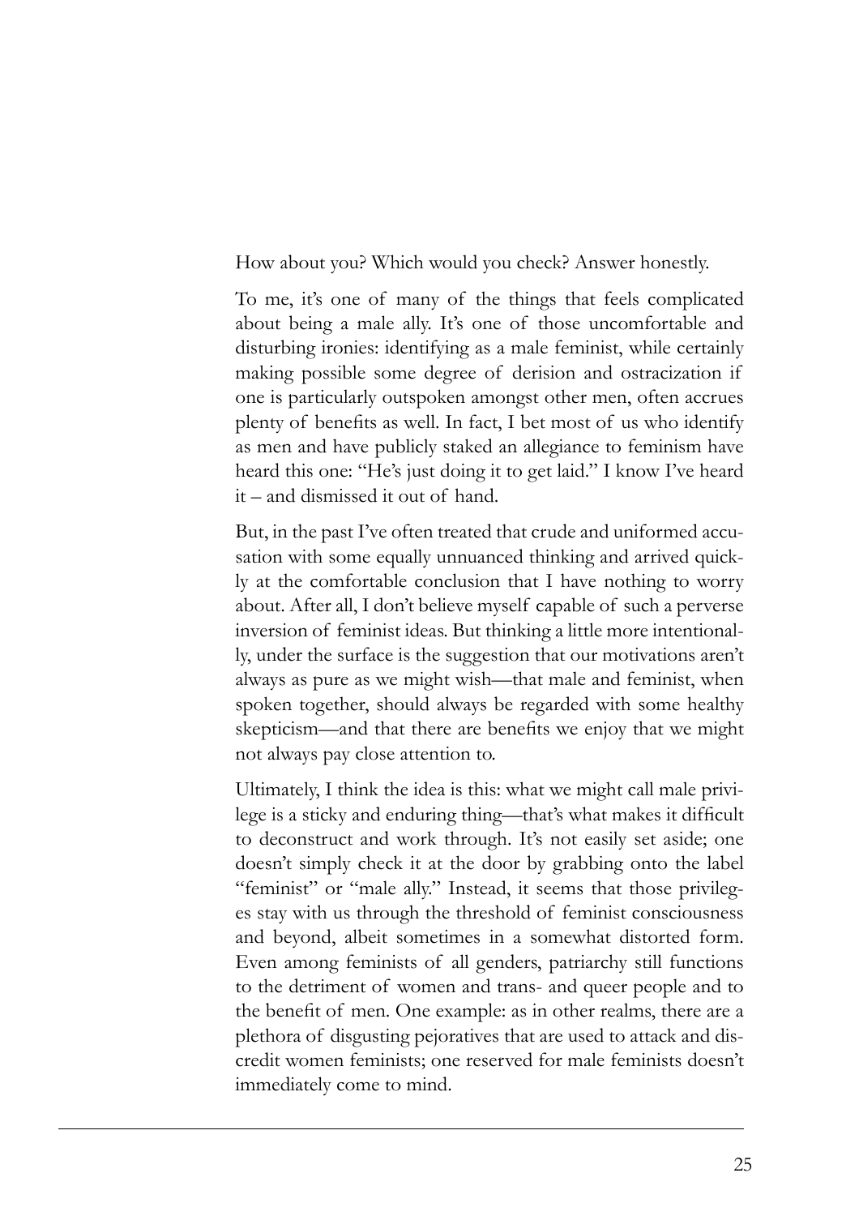How about you? Which would you check? Answer honestly.

To me, it's one of many of the things that feels complicated about being a male ally. It's one of those uncomfortable and disturbing ironies: identifying as a male feminist, while certainly making possible some degree of derision and ostracization if one is particularly outspoken amongst other men, often accrues plenty of benefits as well. In fact, I bet most of us who identify as men and have publicly staked an allegiance to feminism have heard this one: "He's just doing it to get laid." I know I've heard it – and dismissed it out of hand.

But, in the past I've often treated that crude and uniformed accusation with some equally unnuanced thinking and arrived quickly at the comfortable conclusion that I have nothing to worry about. After all, I don't believe myself capable of such a perverse inversion of feminist ideas. But thinking a little more intentionally, under the surface is the suggestion that our motivations aren't always as pure as we might wish—that male and feminist, when spoken together, should always be regarded with some healthy skepticism—and that there are benefits we enjoy that we might not always pay close attention to.

Ultimately, I think the idea is this: what we might call male privilege is a sticky and enduring thing—that's what makes it difficult to deconstruct and work through. It's not easily set aside; one doesn't simply check it at the door by grabbing onto the label "feminist" or "male ally." Instead, it seems that those privileges stay with us through the threshold of feminist consciousness and beyond, albeit sometimes in a somewhat distorted form. Even among feminists of all genders, patriarchy still functions to the detriment of women and trans- and queer people and to the benefit of men. One example: as in other realms, there are a plethora of disgusting pejoratives that are used to attack and discredit women feminists; one reserved for male feminists doesn't immediately come to mind.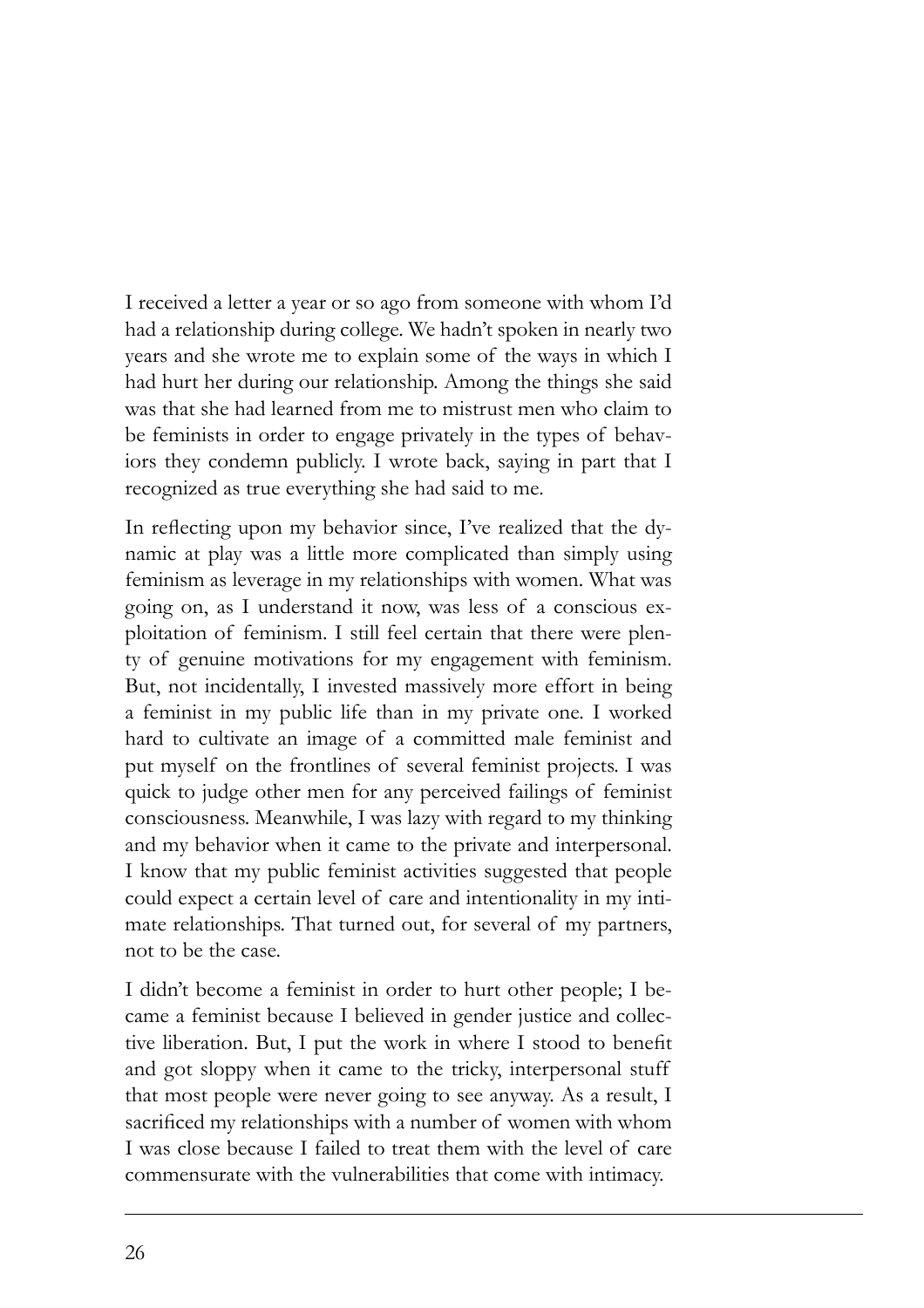I received a letter a year or so ago from someone with whom I'd had a relationship during college. We hadn't spoken in nearly two years and she wrote me to explain some of the ways in which I had hurt her during our relationship. Among the things she said was that she had learned from me to mistrust men who claim to be feminists in order to engage privately in the types of behaviors they condemn publicly. I wrote back, saying in part that I recognized as true everything she had said to me.

In reflecting upon my behavior since, I've realized that the dynamic at play was a little more complicated than simply using feminism as leverage in my relationships with women. What was going on, as I understand it now, was less of a conscious exploitation of feminism. I still feel certain that there were plenty of genuine motivations for my engagement with feminism. But, not incidentally, I invested massively more effort in being a feminist in my public life than in my private one. I worked hard to cultivate an image of a committed male feminist and put myself on the frontlines of several feminist projects. I was quick to judge other men for any perceived failings of feminist consciousness. Meanwhile, I was lazy with regard to my thinking and my behavior when it came to the private and interpersonal. I know that my public feminist activities suggested that people could expect a certain level of care and intentionality in my intimate relationships. That turned out, for several of my partners, not to be the case.

I didn't become a feminist in order to hurt other people; I became a feminist because I believed in gender justice and collective liberation. But, I put the work in where I stood to benefit and got sloppy when it came to the tricky, interpersonal stuff that most people were never going to see anyway. As a result, I sacrificed my relationships with a number of women with whom I was close because I failed to treat them with the level of care commensurate with the vulnerabilities that come with intimacy.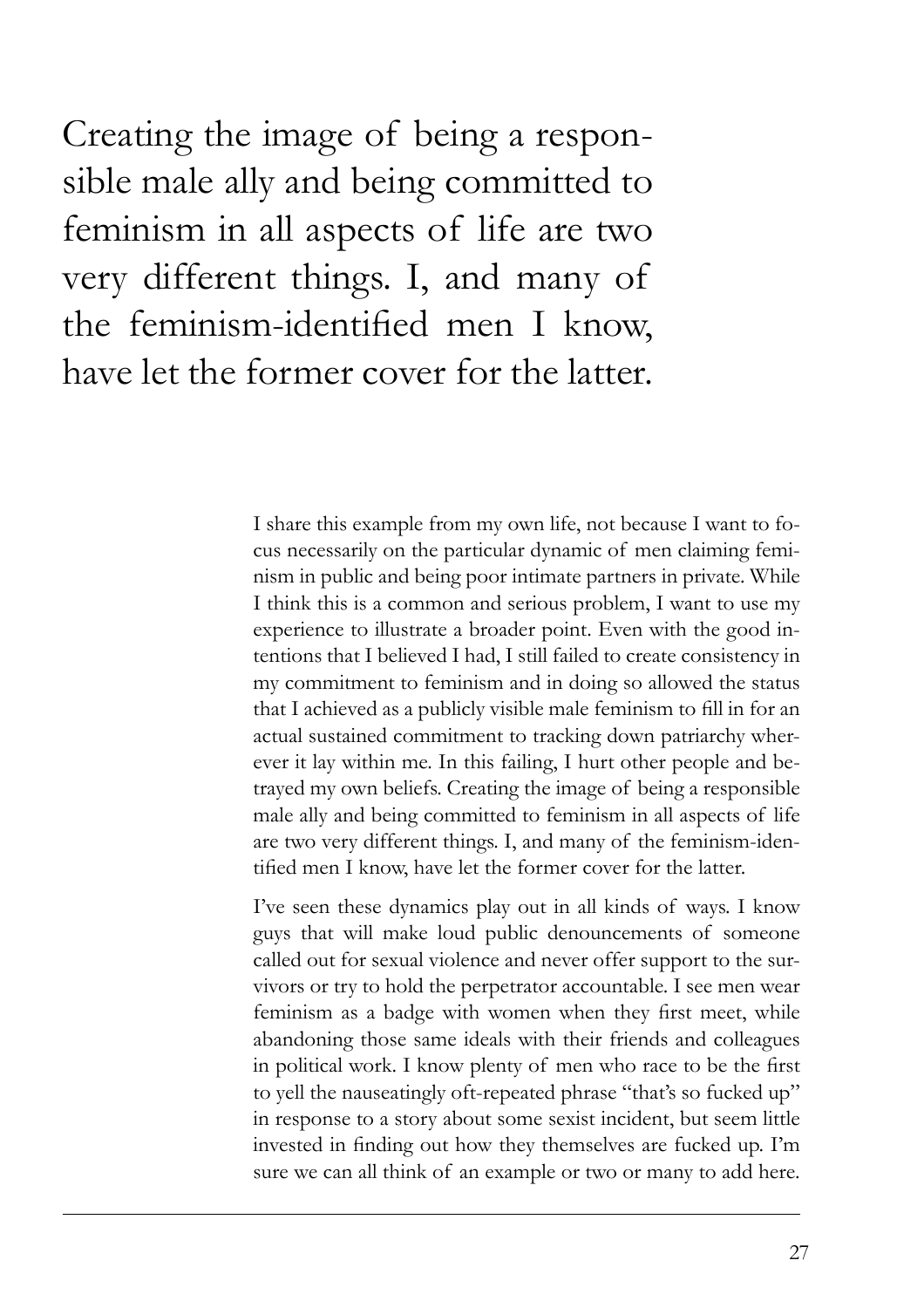> Creating the image of being a responsible male ally and being committed to feminism in all aspects of life are two very different things. I, and many of the feminism-identified men I know, have let the former cover for the latter.

I share this example from my own life, not because I want to focus necessarily on the particular dynamic of men claiming feminism in public and being poor intimate partners in private. While I think this is a common and serious problem, I want to use my experience to illustrate a broader point. Even with the good intentions that I believed I had, I still failed to create consistency in my commitment to feminism and in doing so allowed the status that I achieved as a publicly visible male feminism to fill in for an actual sustained commitment to tracking down patriarchy wherever it lay within me. In this failing, I hurt other people and betrayed my own beliefs. Creating the image of being a responsible male ally and being committed to feminism in all aspects of life are two very different things. I, and many of the feminism-identified men I know, have let the former cover for the latter.

I've seen these dynamics play out in all kinds of ways. I know guys that will make loud public denouncements of someone called out for sexual violence and never offer support to the survivors or try to hold the perpetrator accountable. I see men wear feminism as a badge with women when they first meet, while abandoning those same ideals with their friends and colleagues in political work. I know plenty of men who race to be the first to yell the nauseatingly oft-repeated phrase "that's so fucked up" in response to a story about some sexist incident, but seem little invested in finding out how they themselves are fucked up. I'm sure we can all think of an example or two or many to add here.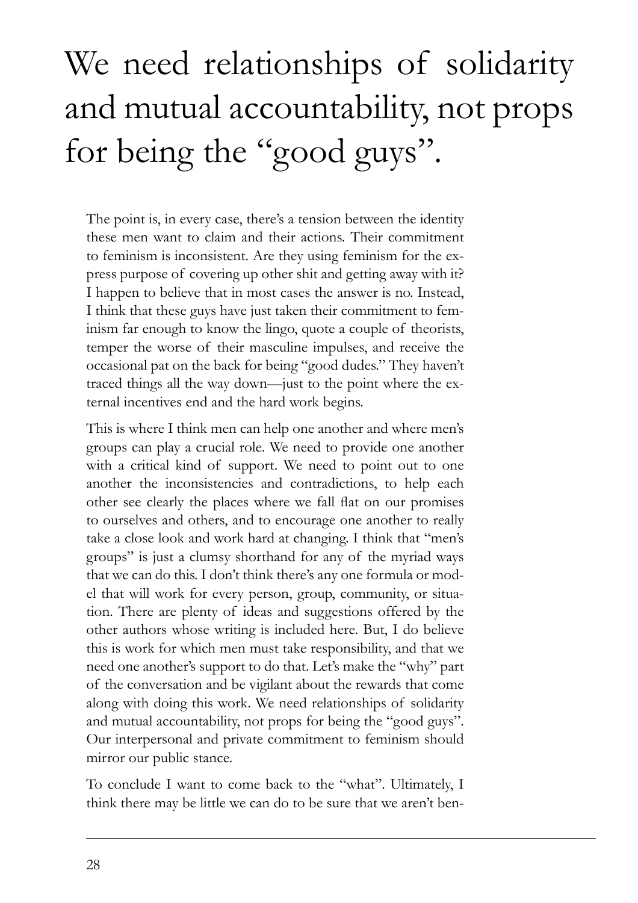# We need relationships of solidarity and mutual accountability, not props for being the "good guys".

The point is, in every case, there's a tension between the identity these men want to claim and their actions. Their commitment to feminism is inconsistent. Are they using feminism for the express purpose of covering up other shit and getting away with it? I happen to believe that in most cases the answer is no. Instead, I think that these guys have just taken their commitment to feminism far enough to know the lingo, quote a couple of theorists, temper the worse of their masculine impulses, and receive the occasional pat on the back for being "good dudes." They haven't traced things all the way down—just to the point where the external incentives end and the hard work begins.

This is where I think men can help one another and where men's groups can play a crucial role. We need to provide one another with a critical kind of support. We need to point out to one another the inconsistencies and contradictions, to help each other see clearly the places where we fall flat on our promises to ourselves and others, and to encourage one another to really take a close look and work hard at changing. I think that "men's groups" is just a clumsy shorthand for any of the myriad ways that we can do this. I don't think there's any one formula or model that will work for every person, group, community, or situation. There are plenty of ideas and suggestions offered by the other authors whose writing is included here. But, I do believe this is work for which men must take responsibility, and that we need one another's support to do that. Let's make the "why" part of the conversation and be vigilant about the rewards that come along with doing this work. We need relationships of solidarity and mutual accountability, not props for being the "good guys". Our interpersonal and private commitment to feminism should mirror our public stance.

To conclude I want to come back to the "what". Ultimately, I think there may be little we can do to be sure that we aren't ben-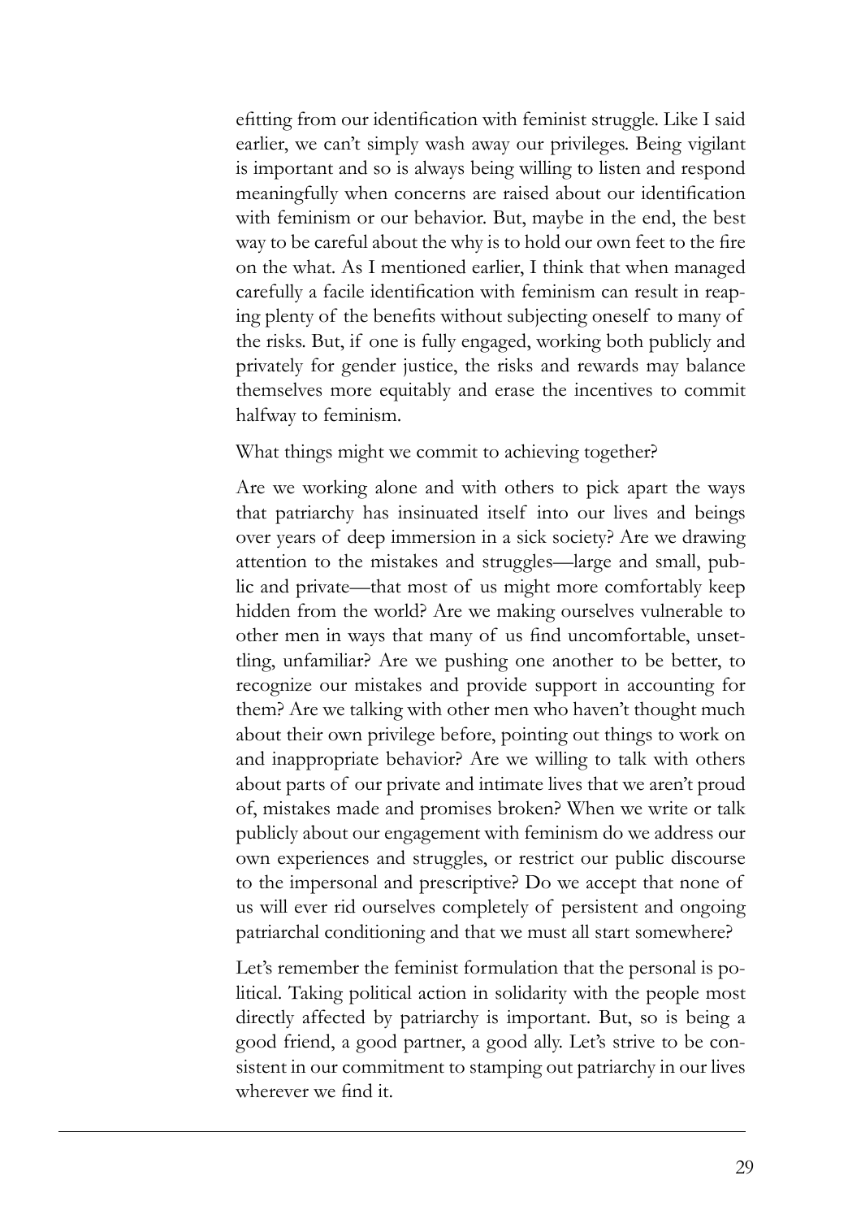efitting from our identification with feminist struggle. Like I said earlier, we can't simply wash away our privileges. Being vigilant is important and so is always being willing to listen and respond meaningfully when concerns are raised about our identification with feminism or our behavior. But, maybe in the end, the best way to be careful about the why is to hold our own feet to the fire on the what. As I mentioned earlier, I think that when managed carefully a facile identification with feminism can result in reaping plenty of the benefits without subjecting oneself to many of the risks. But, if one is fully engaged, working both publicly and privately for gender justice, the risks and rewards may balance themselves more equitably and erase the incentives to commit halfway to feminism.

What things might we commit to achieving together?

Are we working alone and with others to pick apart the ways that patriarchy has insinuated itself into our lives and beings over years of deep immersion in a sick society? Are we drawing attention to the mistakes and struggles—large and small, public and private—that most of us might more comfortably keep hidden from the world? Are we making ourselves vulnerable to other men in ways that many of us find uncomfortable, unsettling, unfamiliar? Are we pushing one another to be better, to recognize our mistakes and provide support in accounting for them? Are we talking with other men who haven't thought much about their own privilege before, pointing out things to work on and inappropriate behavior? Are we willing to talk with others about parts of our private and intimate lives that we aren't proud of, mistakes made and promises broken? When we write or talk publicly about our engagement with feminism do we address our own experiences and struggles, or restrict our public discourse to the impersonal and prescriptive? Do we accept that none of us will ever rid ourselves completely of persistent and ongoing patriarchal conditioning and that we must all start somewhere?

Let's remember the feminist formulation that the personal is political. Taking political action in solidarity with the people most directly affected by patriarchy is important. But, so is being a good friend, a good partner, a good ally. Let's strive to be consistent in our commitment to stamping out patriarchy in our lives wherever we find it.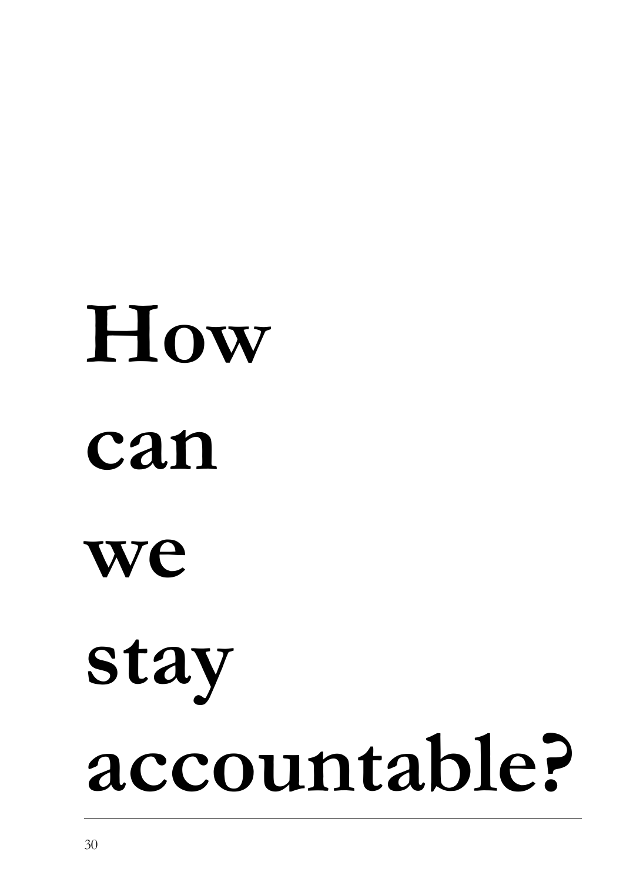# How can we stay accountable?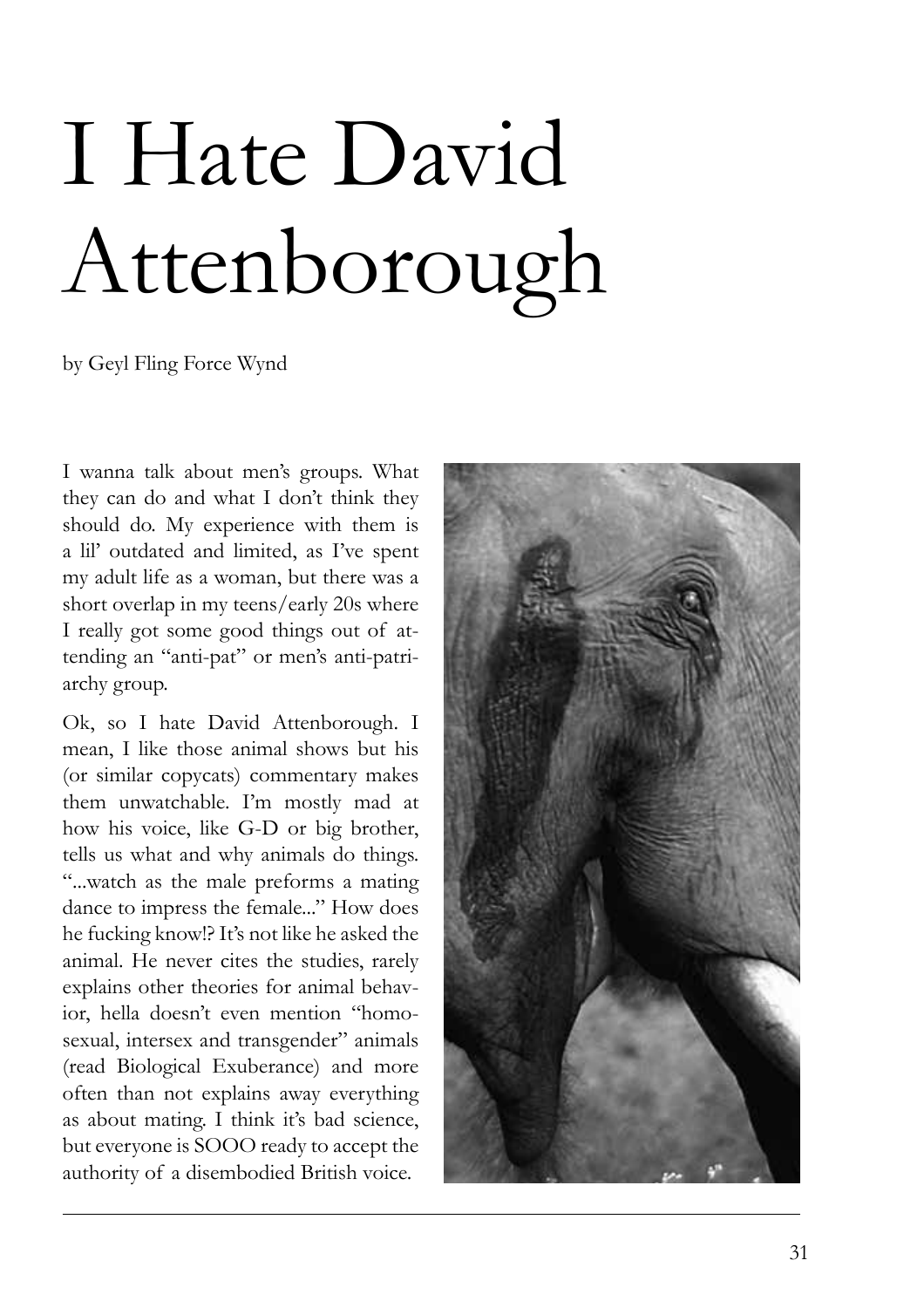# I Hate David Attenborough

by Geyl Fling Force Wynd

I wanna talk about men's groups. What they can do and what I don't think they should do. My experience with them is a lil' outdated and limited, as I've spent my adult life as a woman, but there was a short overlap in my teens/early 20s where I really got some good things out of attending an "anti-pat" or men's anti-patriarchy group.

Ok, so I hate David Attenborough. I mean, I like those animal shows but his (or similar copycats) commentary makes them unwatchable. I'm mostly mad at how his voice, like G-D or big brother, tells us what and why animals do things. "...watch as the male preforms a mating dance to impress the female..." How does he fucking know!? It's not like he asked the animal. He never cites the studies, rarely explains other theories for animal behavior, hella doesn't even mention "homosexual, intersex and transgender" animals (read Biological Exuberance) and more often than not explains away everything as about mating. I think it's bad science, but everyone is SOOO ready to accept the authority of a disembodied British voice.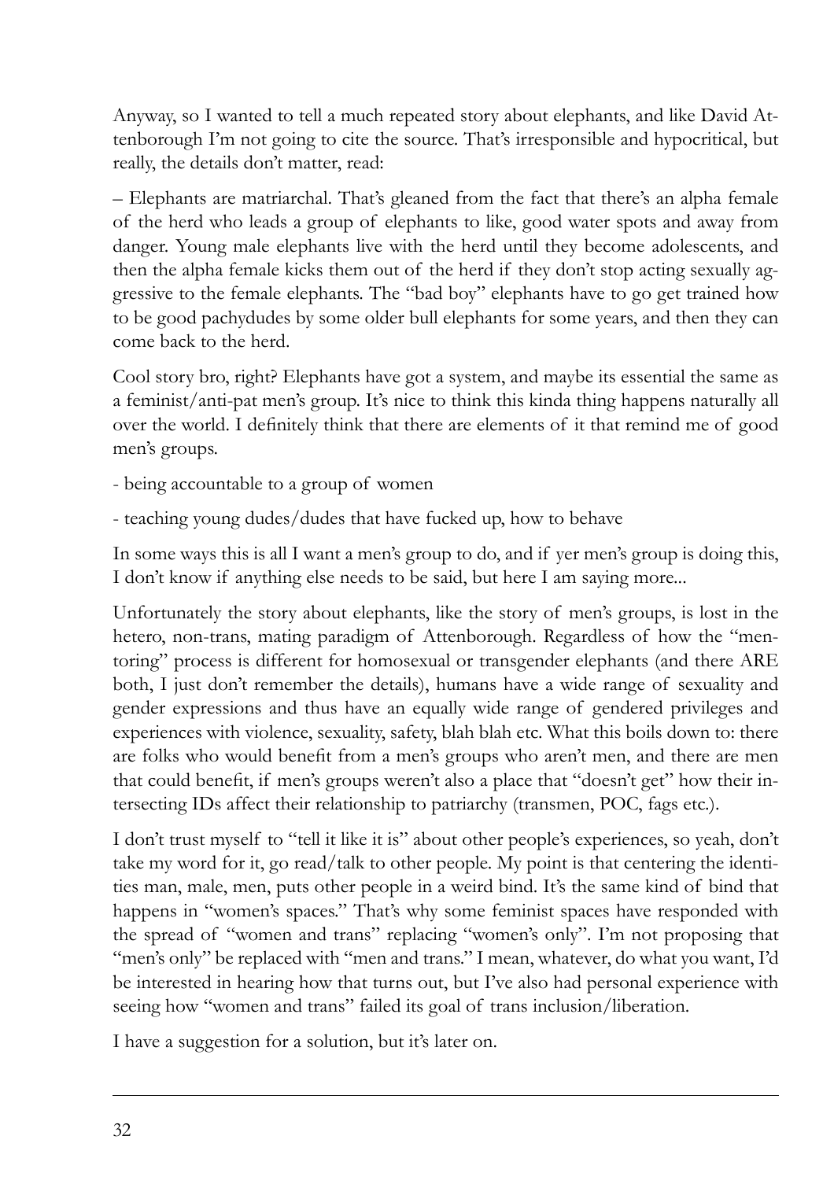Anyway, so I wanted to tell a much repeated story about elephants, and like David Attenborough I'm not going to cite the source. That's irresponsible and hypocritical, but really, the details don't matter, read:

– Elephants are matriarchal. That's gleaned from the fact that there's an alpha female of the herd who leads a group of elephants to like, good water spots and away from danger. Young male elephants live with the herd until they become adolescents, and then the alpha female kicks them out of the herd if they don't stop acting sexually aggressive to the female elephants. The "bad boy" elephants have to go get trained how to be good pachydudes by some older bull elephants for some years, and then they can come back to the herd.

Cool story bro, right? Elephants have got a system, and maybe its essential the same as a feminist/anti-pat men's group. It's nice to think this kinda thing happens naturally all over the world. I definitely think that there are elements of it that remind me of good men's groups.

- being accountable to a group of women

- teaching young dudes/dudes that have fucked up, how to behave

In some ways this is all I want a men's group to do, and if yer men's group is doing this, I don't know if anything else needs to be said, but here I am saying more...

Unfortunately the story about elephants, like the story of men's groups, is lost in the hetero, non-trans, mating paradigm of Attenborough. Regardless of how the "mentoring" process is different for homosexual or transgender elephants (and there ARE both, I just don't remember the details), humans have a wide range of sexuality and gender expressions and thus have an equally wide range of gendered privileges and experiences with violence, sexuality, safety, blah blah etc. What this boils down to: there are folks who would benefit from a men's groups who aren't men, and there are men that could benefit, if men's groups weren't also a place that "doesn't get" how their intersecting IDs affect their relationship to patriarchy (transmen, POC, fags etc.).

I don't trust myself to "tell it like it is" about other people's experiences, so yeah, don't take my word for it, go read/talk to other people. My point is that centering the identities man, male, men, puts other people in a weird bind. It's the same kind of bind that happens in "women's spaces." That's why some feminist spaces have responded with the spread of "women and trans" replacing "women's only". I'm not proposing that "men's only" be replaced with "men and trans." I mean, whatever, do what you want, I'd be interested in hearing how that turns out, but I've also had personal experience with seeing how "women and trans" failed its goal of trans inclusion/liberation.

I have a suggestion for a solution, but it's later on.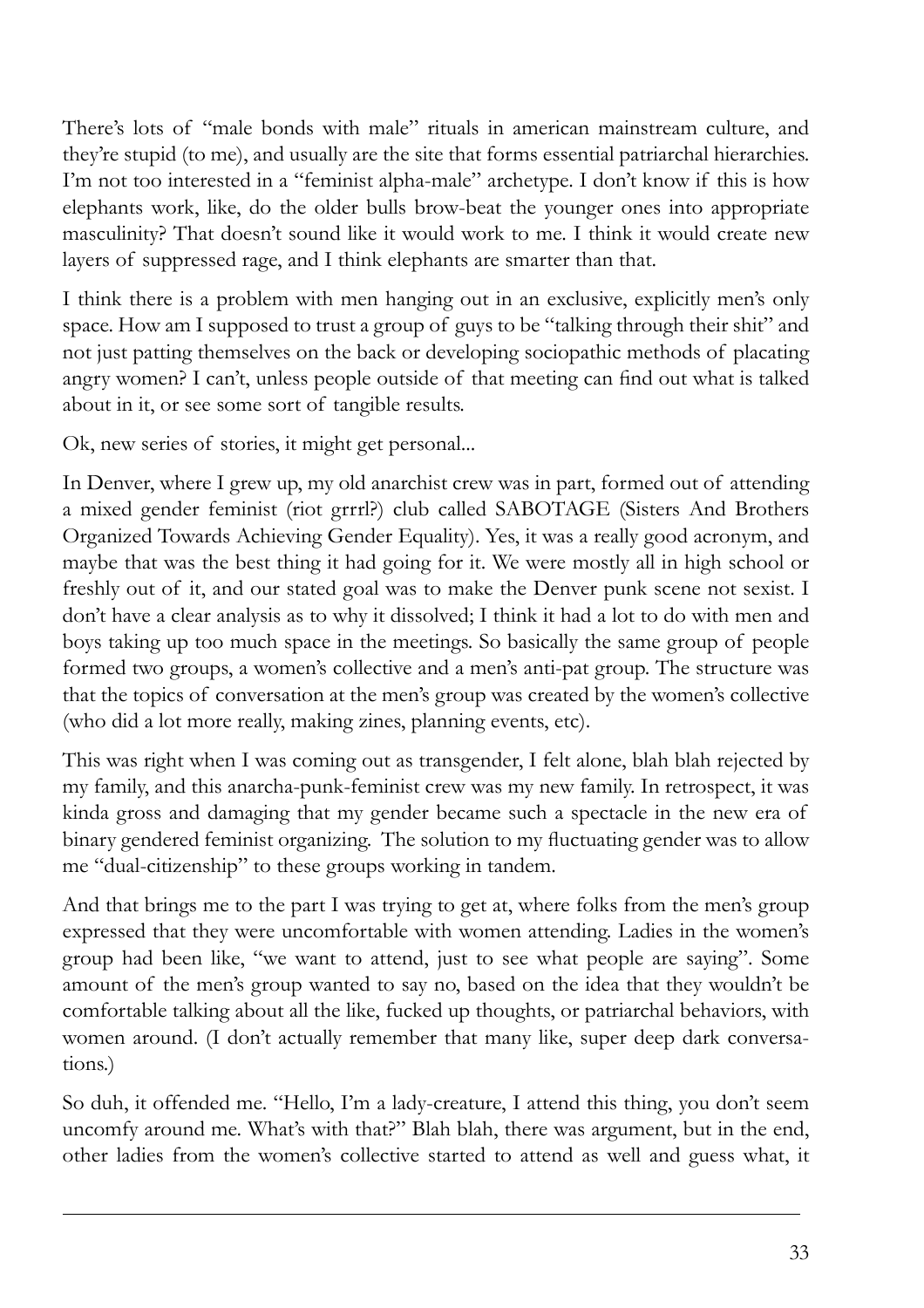There's lots of "male bonds with male" rituals in american mainstream culture, and they're stupid (to me), and usually are the site that forms essential patriarchal hierarchies. I'm not too interested in a "feminist alpha-male" archetype. I don't know if this is how elephants work, like, do the older bulls brow-beat the younger ones into appropriate masculinity? That doesn't sound like it would work to me. I think it would create new layers of suppressed rage, and I think elephants are smarter than that.

I think there is a problem with men hanging out in an exclusive, explicitly men's only space. How am I supposed to trust a group of guys to be "talking through their shit" and not just patting themselves on the back or developing sociopathic methods of placating angry women? I can't, unless people outside of that meeting can find out what is talked about in it, or see some sort of tangible results.

Ok, new series of stories, it might get personal...

In Denver, where I grew up, my old anarchist crew was in part, formed out of attending a mixed gender feminist (riot grrrl?) club called SABOTAGE (Sisters And Brothers Organized Towards Achieving Gender Equality). Yes, it was a really good acronym, and maybe that was the best thing it had going for it. We were mostly all in high school or freshly out of it, and our stated goal was to make the Denver punk scene not sexist. I don't have a clear analysis as to why it dissolved; I think it had a lot to do with men and boys taking up too much space in the meetings. So basically the same group of people formed two groups, a women's collective and a men's anti-pat group. The structure was that the topics of conversation at the men's group was created by the women's collective (who did a lot more really, making zines, planning events, etc).

This was right when I was coming out as transgender, I felt alone, blah blah rejected by my family, and this anarcha-punk-feminist crew was my new family. In retrospect, it was kinda gross and damaging that my gender became such a spectacle in the new era of binary gendered feminist organizing. The solution to my fluctuating gender was to allow me "dual-citizenship" to these groups working in tandem.

And that brings me to the part I was trying to get at, where folks from the men's group expressed that they were uncomfortable with women attending. Ladies in the women's group had been like, "we want to attend, just to see what people are saying". Some amount of the men's group wanted to say no, based on the idea that they wouldn't be comfortable talking about all the like, fucked up thoughts, or patriarchal behaviors, with women around. (I don't actually remember that many like, super deep dark conversations.)

So duh, it offended me. "Hello, I'm a lady-creature, I attend this thing, you don't seem uncomfy around me. What's with that?" Blah blah, there was argument, but in the end, other ladies from the women's collective started to attend as well and guess what, it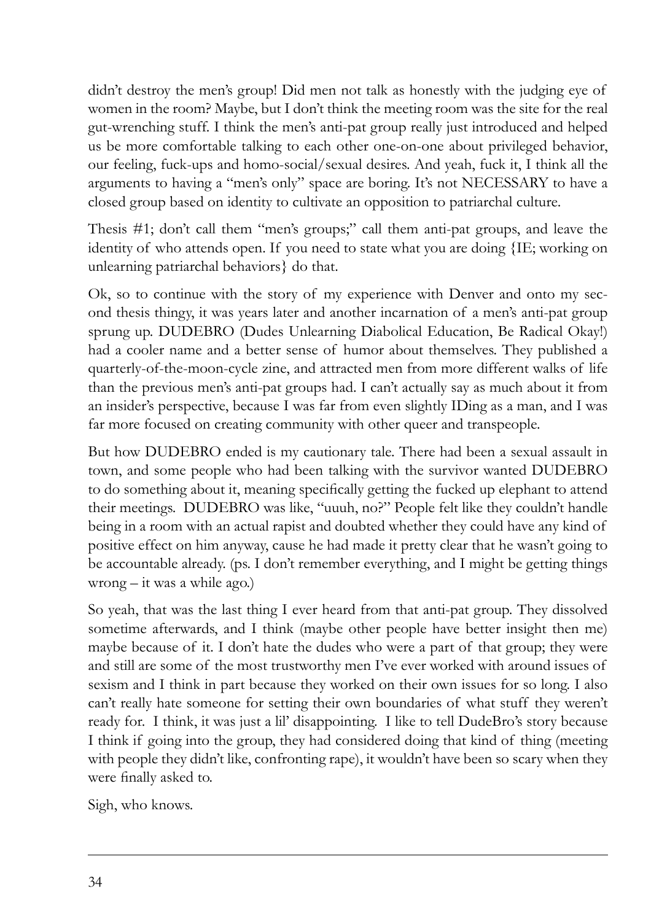didn't destroy the men's group! Did men not talk as honestly with the judging eye of women in the room? Maybe, but I don't think the meeting room was the site for the real gut-wrenching stuff. I think the men's anti-pat group really just introduced and helped us be more comfortable talking to each other one-on-one about privileged behavior, our feeling, fuck-ups and homo-social/sexual desires. And yeah, fuck it, I think all the arguments to having a "men's only" space are boring. It's not NECESSARY to have a closed group based on identity to cultivate an opposition to patriarchal culture.

Thesis #1; don't call them "men's groups;" call them anti-pat groups, and leave the identity of who attends open. If you need to state what you are doing {IE; working on unlearning patriarchal behaviors} do that.

Ok, so to continue with the story of my experience with Denver and onto my second thesis thingy, it was years later and another incarnation of a men's anti-pat group sprung up. DUDEBRO (Dudes Unlearning Diabolical Education, Be Radical Okay!) had a cooler name and a better sense of humor about themselves. They published a quarterly-of-the-moon-cycle zine, and attracted men from more different walks of life than the previous men's anti-pat groups had. I can't actually say as much about it from an insider's perspective, because I was far from even slightly IDing as a man, and I was far more focused on creating community with other queer and transpeople.

But how DUDEBRO ended is my cautionary tale. There had been a sexual assault in town, and some people who had been talking with the survivor wanted DUDEBRO to do something about it, meaning specifically getting the fucked up elephant to attend their meetings. DUDEBRO was like, "uuuh, no?" People felt like they couldn't handle being in a room with an actual rapist and doubted whether they could have any kind of positive effect on him anyway, cause he had made it pretty clear that he wasn't going to be accountable already. (ps. I don't remember everything, and I might be getting things wrong – it was a while ago.)

So yeah, that was the last thing I ever heard from that anti-pat group. They dissolved sometime afterwards, and I think (maybe other people have better insight then me) maybe because of it. I don't hate the dudes who were a part of that group; they were and still are some of the most trustworthy men I've ever worked with around issues of sexism and I think in part because they worked on their own issues for so long. I also can't really hate someone for setting their own boundaries of what stuff they weren't ready for. I think, it was just a lil' disappointing. I like to tell DudeBro's story because I think if going into the group, they had considered doing that kind of thing (meeting with people they didn't like, confronting rape), it wouldn't have been so scary when they were finally asked to.

Sigh, who knows.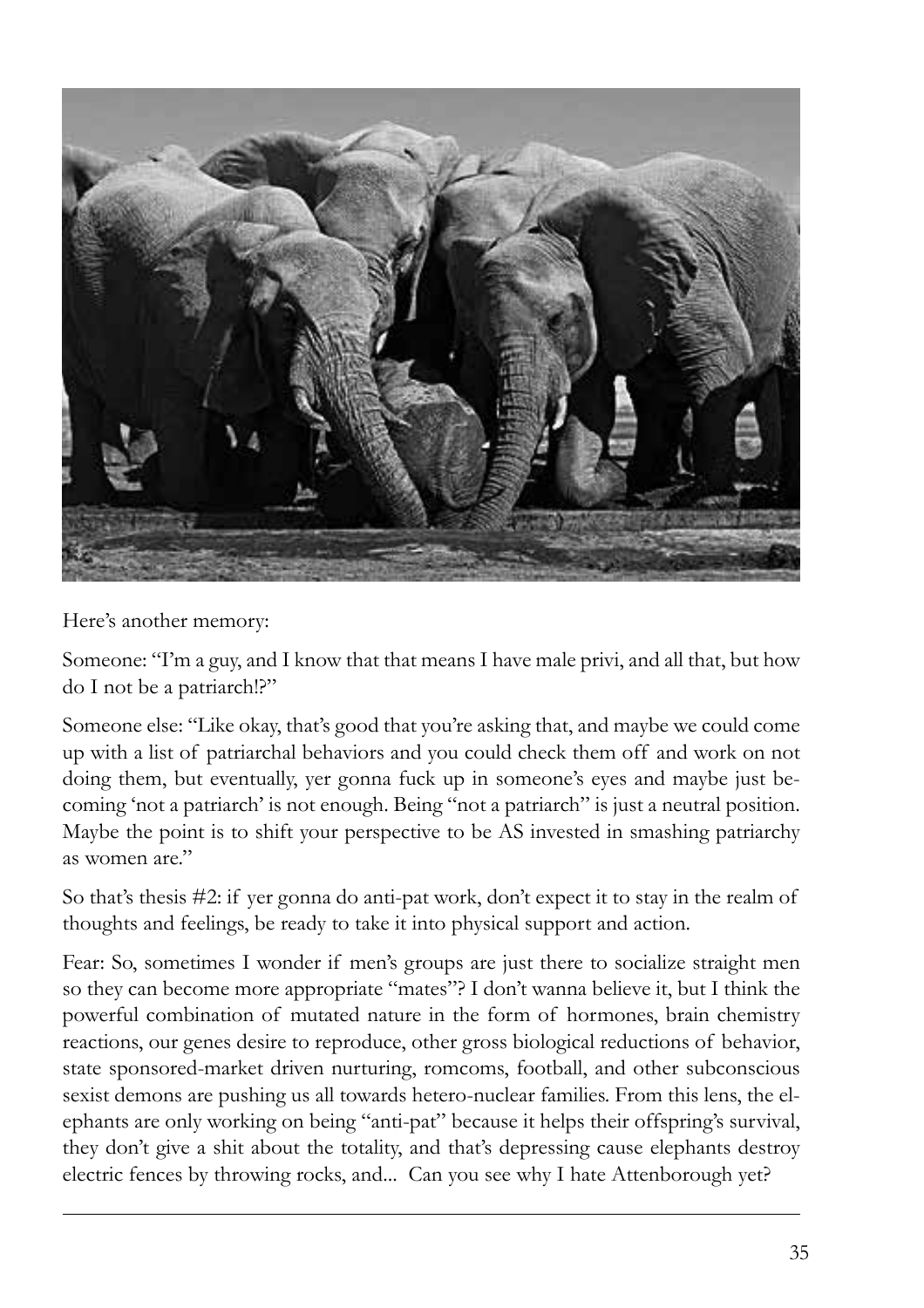Here's another memory:

Someone: "I'm a guy, and I know that that means I have male privi, and all that, but how do I not be a patriarch!?"

Someone else: "Like okay, that's good that you're asking that, and maybe we could come up with a list of patriarchal behaviors and you could check them off and work on not doing them, but eventually, yer gonna fuck up in someone's eyes and maybe just becoming 'not a patriarch' is not enough. Being "not a patriarch" is just a neutral position. Maybe the point is to shift your perspective to be AS invested in smashing patriarchy as women are."

So that's thesis #2: if yer gonna do anti-pat work, don't expect it to stay in the realm of thoughts and feelings, be ready to take it into physical support and action.

Fear: So, sometimes I wonder if men's groups are just there to socialize straight men so they can become more appropriate "mates"? I don't wanna believe it, but I think the powerful combination of mutated nature in the form of hormones, brain chemistry reactions, our genes desire to reproduce, other gross biological reductions of behavior, state sponsored-market driven nurturing, romcoms, football, and other subconscious sexist demons are pushing us all towards hetero-nuclear families. From this lens, the elephants are only working on being "anti-pat" because it helps their offspring's survival, they don't give a shit about the totality, and that's depressing cause elephants destroy electric fences by throwing rocks, and... Can you see why I hate Attenborough yet?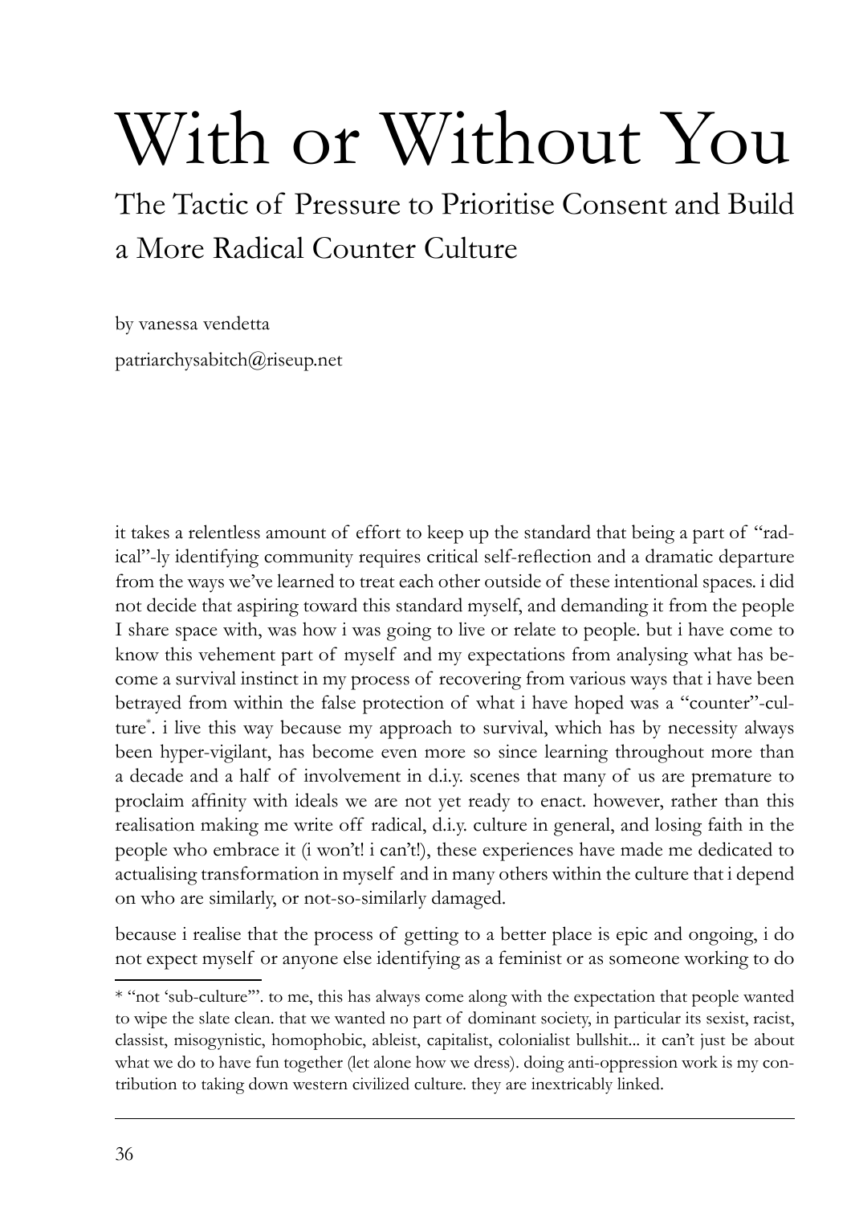# With or Without You

## The Tactic of Pressure to Prioritise Consent and Build a More Radical Counter Culture

by vanessa vendetta

patriarchysabitch@riseup.net

it takes a relentless amount of effort to keep up the standard that being a part of "radical"-ly identifying community requires critical self-reflection and a dramatic departure from the ways we've learned to treat each other outside of these intentional spaces. i did not decide that aspiring toward this standard myself, and demanding it from the people I share space with, was how i was going to live or relate to people. but i have come to know this vehement part of myself and my expectations from analysing what has become a survival instinct in my process of recovering from various ways that i have been betrayed from within the false protection of what i have hoped was a "counter"-culture*. i live this way because my approach to survival, which has by necessity always been hyper-vigilant, has become even more so since learning throughout more than a decade and a half of involvement in d.i.y. scenes that many of us are premature to proclaim affinity with ideals we are not yet ready to enact. however, rather than this realisation making me write off radical, d.i.y. culture in general, and losing faith in the people who embrace it (i won't! i can't!), these experiences have made me dedicated to actualising transformation in myself and in many others within the culture that i depend on who are similarly, or not-so-similarly damaged.

because i realise that the process of getting to a better place is epic and ongoing, i do not expect myself or anyone else identifying as a feminist or as someone working to do

---

* "not 'sub-culture'". to me, this has always come along with the expectation that people wanted to wipe the slate clean. that we wanted no part of dominant society, in particular its sexist, racist, classist, misogynistic, homophobic, ableist, capitalist, colonialist bullshit... it can't just be about what we do to have fun together (let alone how we dress). doing anti-oppression work is my contribution to taking down western civilized culture. they are inextricably linked.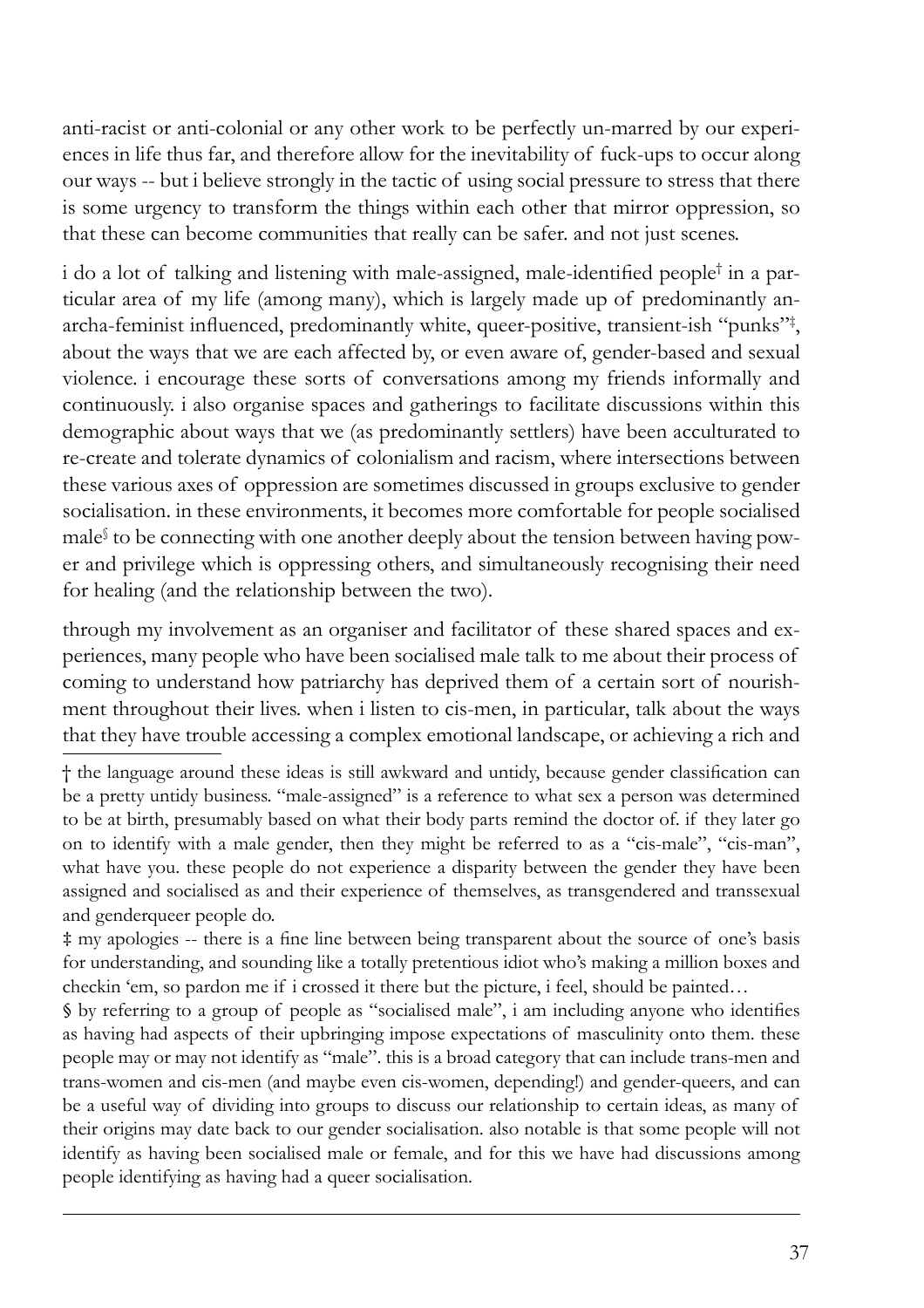anti-racist or anti-colonial or any other work to be perfectly un-marred by our experiences in life thus far, and therefore allow for the inevitability of fuck-ups to occur along our ways -- but i believe strongly in the tactic of using social pressure to stress that there is some urgency to transform the things within each other that mirror oppression, so that these can become communities that really can be safer. and not just scenes.

i do a lot of talking and listening with male-assigned, male-identified people[†] in a particular area of my life (among many), which is largely made up of predominantly anarcha-feminist influenced, predominantly white, queer-positive, transient-ish "punks"[‡], about the ways that we are each affected by, or even aware of, gender-based and sexual violence. i encourage these sorts of conversations among my friends informally and continuously. i also organise spaces and gatherings to facilitate discussions within this demographic about ways that we (as predominantly settlers) have been acculturated to re-create and tolerate dynamics of colonialism and racism, where intersections between these various axes of oppression are sometimes discussed in groups exclusive to gender socialisation. in these environments, it becomes more comfortable for people socialised male[§] to be connecting with one another deeply about the tension between having power and privilege which is oppressing others, and simultaneously recognising their need for healing (and the relationship between the two).

through my involvement as an organiser and facilitator of these shared spaces and experiences, many people who have been socialised male talk to me about their process of coming to understand how patriarchy has deprived them of a certain sort of nourishment throughout their lives. when i listen to cis-men, in particular, talk about the ways that they have trouble accessing a complex emotional landscape, or achieving a rich and

---

† the language around these ideas is still awkward and untidy, because gender classification can be a pretty untidy business. "male-assigned" is a reference to what sex a person was determined to be at birth, presumably based on what their body parts remind the doctor of. if they later go on to identify with a male gender, then they might be referred to as a "cis-male", "cis-man", what have you. these people do not experience a disparity between the gender they have been assigned and socialised as and their experience of themselves, as transgendered and transsexual and genderqueer people do.

‡ my apologies -- there is a fine line between being transparent about the source of one's basis for understanding, and sounding like a totally pretentious idiot who's making a million boxes and checkin 'em, so pardon me if i crossed it there but the picture, i feel, should be painted…

§ by referring to a group of people as "socialised male", i am including anyone who identifies as having had aspects of their upbringing impose expectations of masculinity onto them. these people may or may not identify as "male". this is a broad category that can include trans-men and trans-women and cis-men (and maybe even cis-women, depending!) and gender-queers, and can be a useful way of dividing into groups to discuss our relationship to certain ideas, as many of their origins may date back to our gender socialisation. also notable is that some people will not identify as having been socialised male or female, and for this we have had discussions among people identifying as having had a queer socialisation.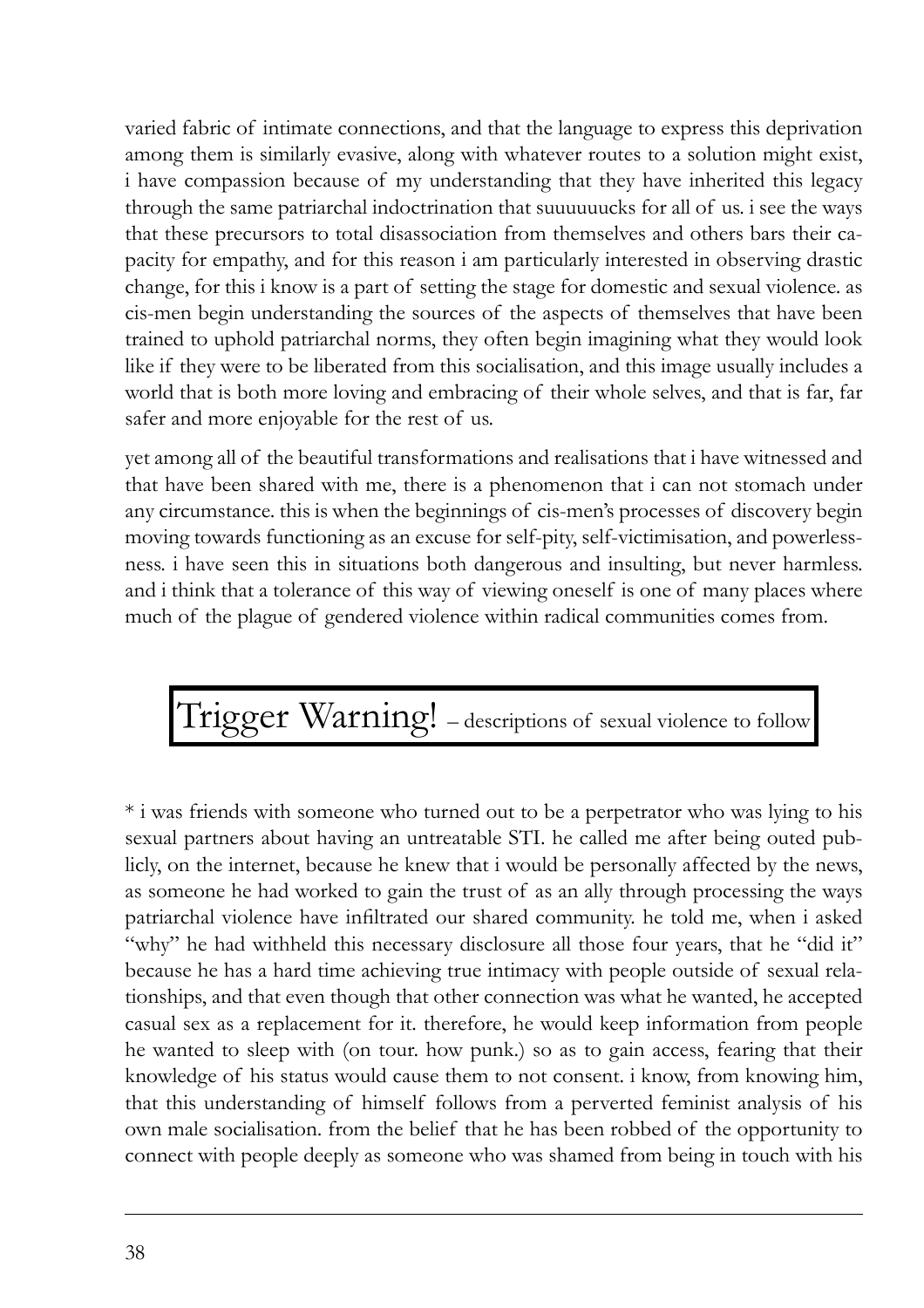varied fabric of intimate connections, and that the language to express this deprivation among them is similarly evasive, along with whatever routes to a solution might exist, i have compassion because of my understanding that they have inherited this legacy through the same patriarchal indoctrination that suuuuuucks for all of us. i see the ways that these precursors to total disassociation from themselves and others bars their capacity for empathy, and for this reason i am particularly interested in observing drastic change, for this i know is a part of setting the stage for domestic and sexual violence. as cis-men begin understanding the sources of the aspects of themselves that have been trained to uphold patriarchal norms, they often begin imagining what they would look like if they were to be liberated from this socialisation, and this image usually includes a world that is both more loving and embracing of their whole selves, and that is far, far safer and more enjoyable for the rest of us.

yet among all of the beautiful transformations and realisations that i have witnessed and that have been shared with me, there is a phenomenon that i can not stomach under any circumstance. this is when the beginnings of cis-men's processes of discovery begin moving towards functioning as an excuse for self-pity, self-victimisation, and powerlessness. i have seen this in situations both dangerous and insulting, but never harmless. and i think that a tolerance of this way of viewing oneself is one of many places where much of the plague of gendered violence within radical communities comes from.

**Trigger Warning!** – descriptions of sexual violence to follow

* i was friends with someone who turned out to be a perpetrator who was lying to his sexual partners about having an untreatable STI. he called me after being outed publicly, on the internet, because he knew that i would be personally affected by the news, as someone he had worked to gain the trust of as an ally through processing the ways patriarchal violence have infiltrated our shared community. he told me, when i asked "why" he had withheld this necessary disclosure all those four years, that he "did it" because he has a hard time achieving true intimacy with people outside of sexual relationships, and that even though that other connection was what he wanted, he accepted casual sex as a replacement for it. therefore, he would keep information from people he wanted to sleep with (on tour. how punk.) so as to gain access, fearing that their knowledge of his status would cause them to not consent. i know, from knowing him, that this understanding of himself follows from a perverted feminist analysis of his own male socialisation. from the belief that he has been robbed of the opportunity to connect with people deeply as someone who was shamed from being in touch with his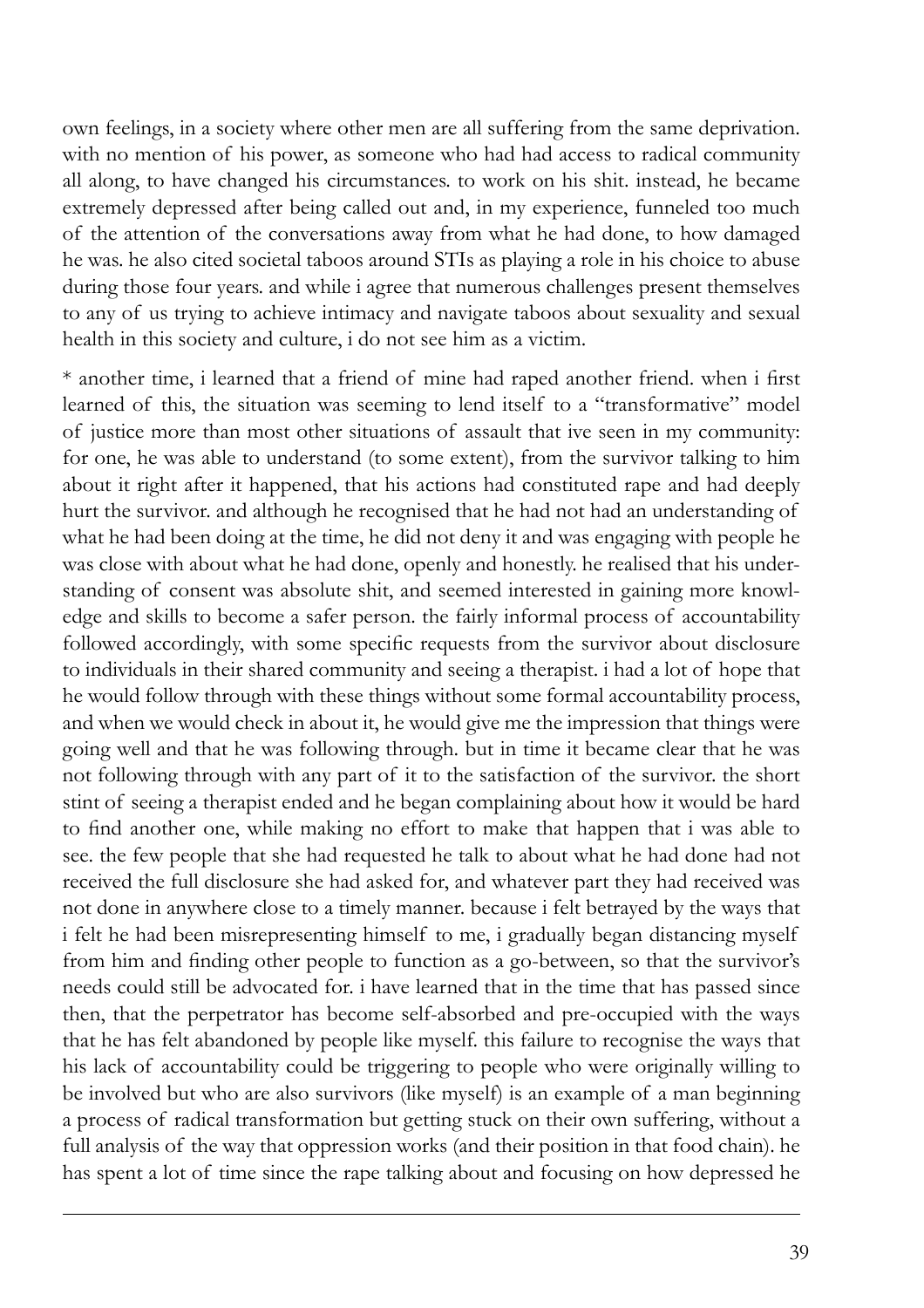own feelings, in a society where other men are all suffering from the same deprivation. with no mention of his power, as someone who had had access to radical community all along, to have changed his circumstances. to work on his shit. instead, he became extremely depressed after being called out and, in my experience, funneled too much of the attention of the conversations away from what he had done, to how damaged he was. he also cited societal taboos around STIs as playing a role in his choice to abuse during those four years. and while i agree that numerous challenges present themselves to any of us trying to achieve intimacy and navigate taboos about sexuality and sexual health in this society and culture, i do not see him as a victim.

* another time, i learned that a friend of mine had raped another friend. when i first learned of this, the situation was seeming to lend itself to a "transformative" model of justice more than most other situations of assault that ive seen in my community: for one, he was able to understand (to some extent), from the survivor talking to him about it right after it happened, that his actions had constituted rape and had deeply hurt the survivor. and although he recognised that he had not had an understanding of what he had been doing at the time, he did not deny it and was engaging with people he was close with about what he had done, openly and honestly. he realised that his understanding of consent was absolute shit, and seemed interested in gaining more knowledge and skills to become a safer person. the fairly informal process of accountability followed accordingly, with some specific requests from the survivor about disclosure to individuals in their shared community and seeing a therapist. i had a lot of hope that he would follow through with these things without some formal accountability process, and when we would check in about it, he would give me the impression that things were going well and that he was following through. but in time it became clear that he was not following through with any part of it to the satisfaction of the survivor. the short stint of seeing a therapist ended and he began complaining about how it would be hard to find another one, while making no effort to make that happen that i was able to see. the few people that she had requested he talk to about what he had done had not received the full disclosure she had asked for, and whatever part they had received was not done in anywhere close to a timely manner. because i felt betrayed by the ways that i felt he had been misrepresenting himself to me, i gradually began distancing myself from him and finding other people to function as a go-between, so that the survivor's needs could still be advocated for. i have learned that in the time that has passed since then, that the perpetrator has become self-absorbed and pre-occupied with the ways that he has felt abandoned by people like myself. this failure to recognise the ways that his lack of accountability could be triggering to people who were originally willing to be involved but who are also survivors (like myself) is an example of a man beginning a process of radical transformation but getting stuck on their own suffering, without a full analysis of the way that oppression works (and their position in that food chain). he has spent a lot of time since the rape talking about and focusing on how depressed he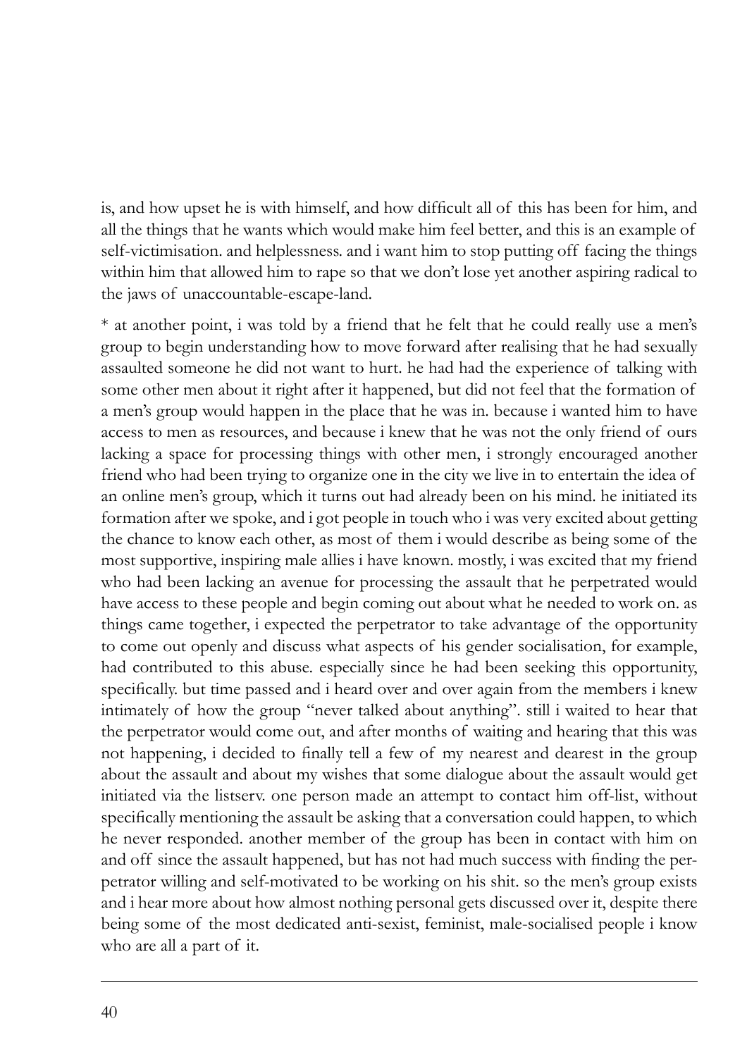is, and how upset he is with himself, and how difficult all of this has been for him, and all the things that he wants which would make him feel better, and this is an example of self-victimisation. and helplessness. and i want him to stop putting off facing the things within him that allowed him to rape so that we don't lose yet another aspiring radical to the jaws of unaccountable-escape-land.

* at another point, i was told by a friend that he felt that he could really use a men's group to begin understanding how to move forward after realising that he had sexually assaulted someone he did not want to hurt. he had had the experience of talking with some other men about it right after it happened, but did not feel that the formation of a men's group would happen in the place that he was in. because i wanted him to have access to men as resources, and because i knew that he was not the only friend of ours lacking a space for processing things with other men, i strongly encouraged another friend who had been trying to organize one in the city we live in to entertain the idea of an online men's group, which it turns out had already been on his mind. he initiated its formation after we spoke, and i got people in touch who i was very excited about getting the chance to know each other, as most of them i would describe as being some of the most supportive, inspiring male allies i have known. mostly, i was excited that my friend who had been lacking an avenue for processing the assault that he perpetrated would have access to these people and begin coming out about what he needed to work on. as things came together, i expected the perpetrator to take advantage of the opportunity to come out openly and discuss what aspects of his gender socialisation, for example, had contributed to this abuse. especially since he had been seeking this opportunity, specifically. but time passed and i heard over and over again from the members i knew intimately of how the group "never talked about anything". still i waited to hear that the perpetrator would come out, and after months of waiting and hearing that this was not happening, i decided to finally tell a few of my nearest and dearest in the group about the assault and about my wishes that some dialogue about the assault would get initiated via the listserv. one person made an attempt to contact him off-list, without specifically mentioning the assault be asking that a conversation could happen, to which he never responded. another member of the group has been in contact with him on and off since the assault happened, but has not had much success with finding the perpetrator willing and self-motivated to be working on his shit. so the men's group exists and i hear more about how almost nothing personal gets discussed over it, despite there being some of the most dedicated anti-sexist, feminist, male-socialised people i know who are all a part of it.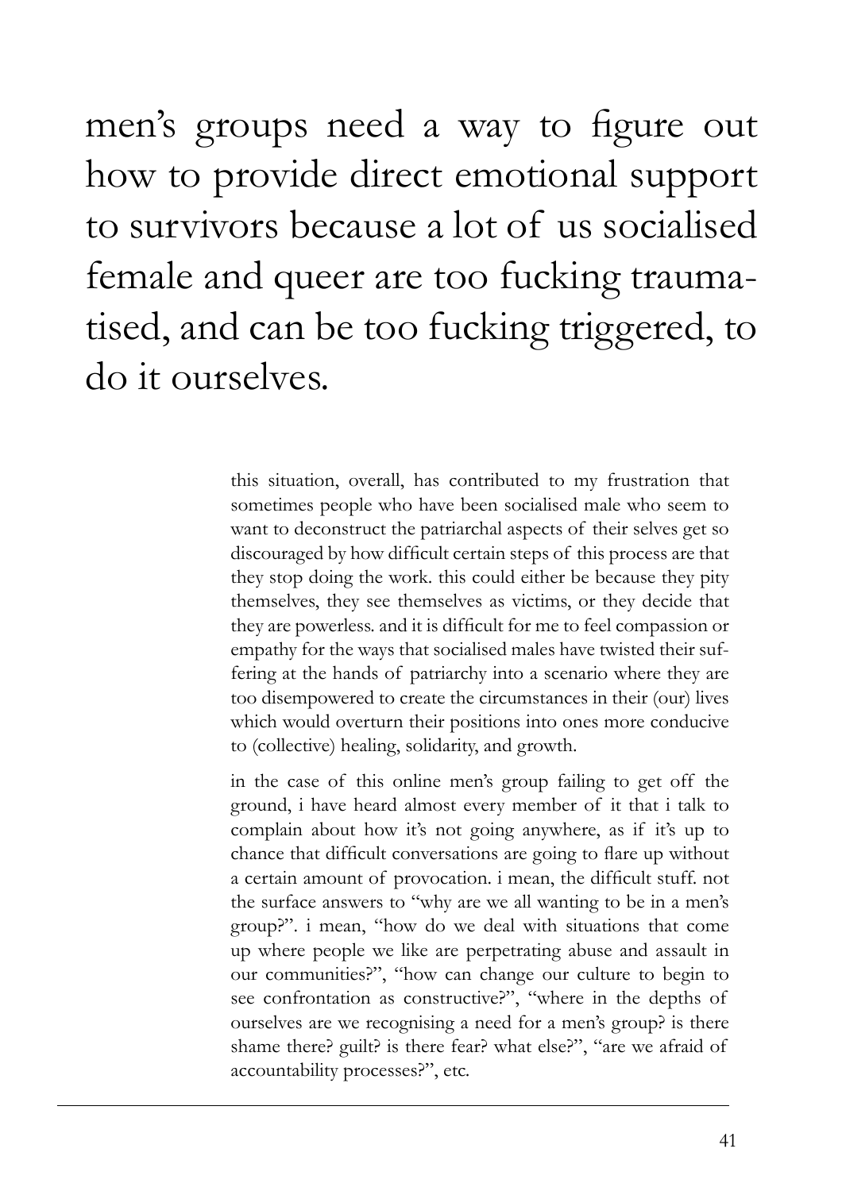men's groups need a way to figure out how to provide direct emotional support to survivors because a lot of us socialised female and queer are too fucking traumatised, and can be too fucking triggered, to do it ourselves.

this situation, overall, has contributed to my frustration that sometimes people who have been socialised male who seem to want to deconstruct the patriarchal aspects of their selves get so discouraged by how difficult certain steps of this process are that they stop doing the work. this could either be because they pity themselves, they see themselves as victims, or they decide that they are powerless. and it is difficult for me to feel compassion or empathy for the ways that socialised males have twisted their suffering at the hands of patriarchy into a scenario where they are too disempowered to create the circumstances in their (our) lives which would overturn their positions into ones more conducive to (collective) healing, solidarity, and growth.

in the case of this online men's group failing to get off the ground, i have heard almost every member of it that i talk to complain about how it's not going anywhere, as if it's up to chance that difficult conversations are going to flare up without a certain amount of provocation. i mean, the difficult stuff. not the surface answers to "why are we all wanting to be in a men's group?". i mean, "how do we deal with situations that come up where people we like are perpetrating abuse and assault in our communities?", "how can change our culture to begin to see confrontation as constructive?", "where in the depths of ourselves are we recognising a need for a men's group? is there shame there? guilt? is there fear? what else?", "are we afraid of accountability processes?", etc.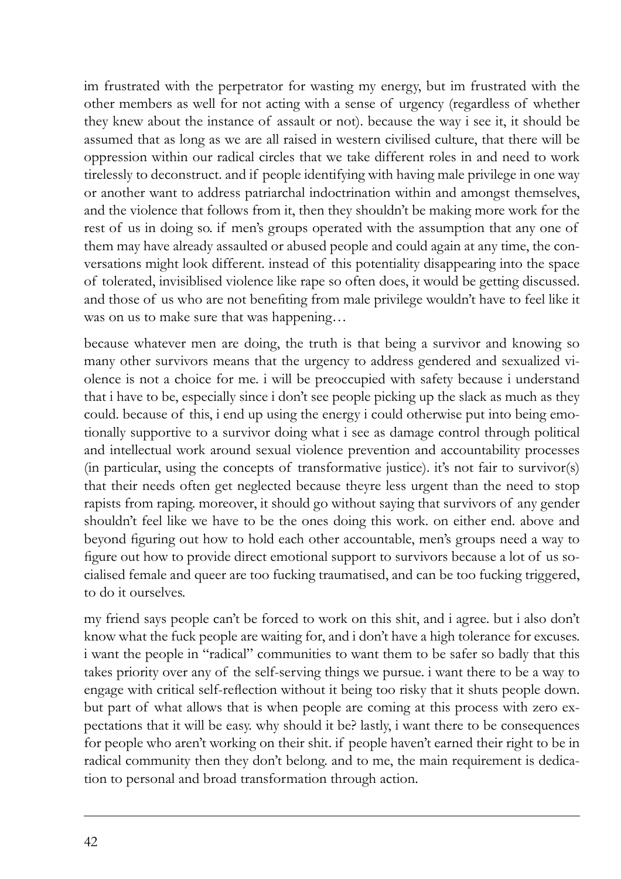im frustrated with the perpetrator for wasting my energy, but im frustrated with the other members as well for not acting with a sense of urgency (regardless of whether they knew about the instance of assault or not). because the way i see it, it should be assumed that as long as we are all raised in western civilised culture, that there will be oppression within our radical circles that we take different roles in and need to work tirelessly to deconstruct. and if people identifying with having male privilege in one way or another want to address patriarchal indoctrination within and amongst themselves, and the violence that follows from it, then they shouldn't be making more work for the rest of us in doing so. if men's groups operated with the assumption that any one of them may have already assaulted or abused people and could again at any time, the conversations might look different. instead of this potentiality disappearing into the space of tolerated, invisiblised violence like rape so often does, it would be getting discussed. and those of us who are not benefiting from male privilege wouldn't have to feel like it was on us to make sure that was happening…

because whatever men are doing, the truth is that being a survivor and knowing so many other survivors means that the urgency to address gendered and sexualized violence is not a choice for me. i will be preoccupied with safety because i understand that i have to be, especially since i don't see people picking up the slack as much as they could. because of this, i end up using the energy i could otherwise put into being emotionally supportive to a survivor doing what i see as damage control through political and intellectual work around sexual violence prevention and accountability processes (in particular, using the concepts of transformative justice). it's not fair to survivor(s) that their needs often get neglected because theyre less urgent than the need to stop rapists from raping. moreover, it should go without saying that survivors of any gender shouldn't feel like we have to be the ones doing this work. on either end. above and beyond figuring out how to hold each other accountable, men's groups need a way to figure out how to provide direct emotional support to survivors because a lot of us socialised female and queer are too fucking traumatised, and can be too fucking triggered, to do it ourselves.

my friend says people can't be forced to work on this shit, and i agree. but i also don't know what the fuck people are waiting for, and i don't have a high tolerance for excuses. i want the people in "radical" communities to want them to be safer so badly that this takes priority over any of the self-serving things we pursue. i want there to be a way to engage with critical self-reflection without it being too risky that it shuts people down. but part of what allows that is when people are coming at this process with zero expectations that it will be easy. why should it be? lastly, i want there to be consequences for people who aren't working on their shit. if people haven't earned their right to be in radical community then they don't belong. and to me, the main requirement is dedication to personal and broad transformation through action.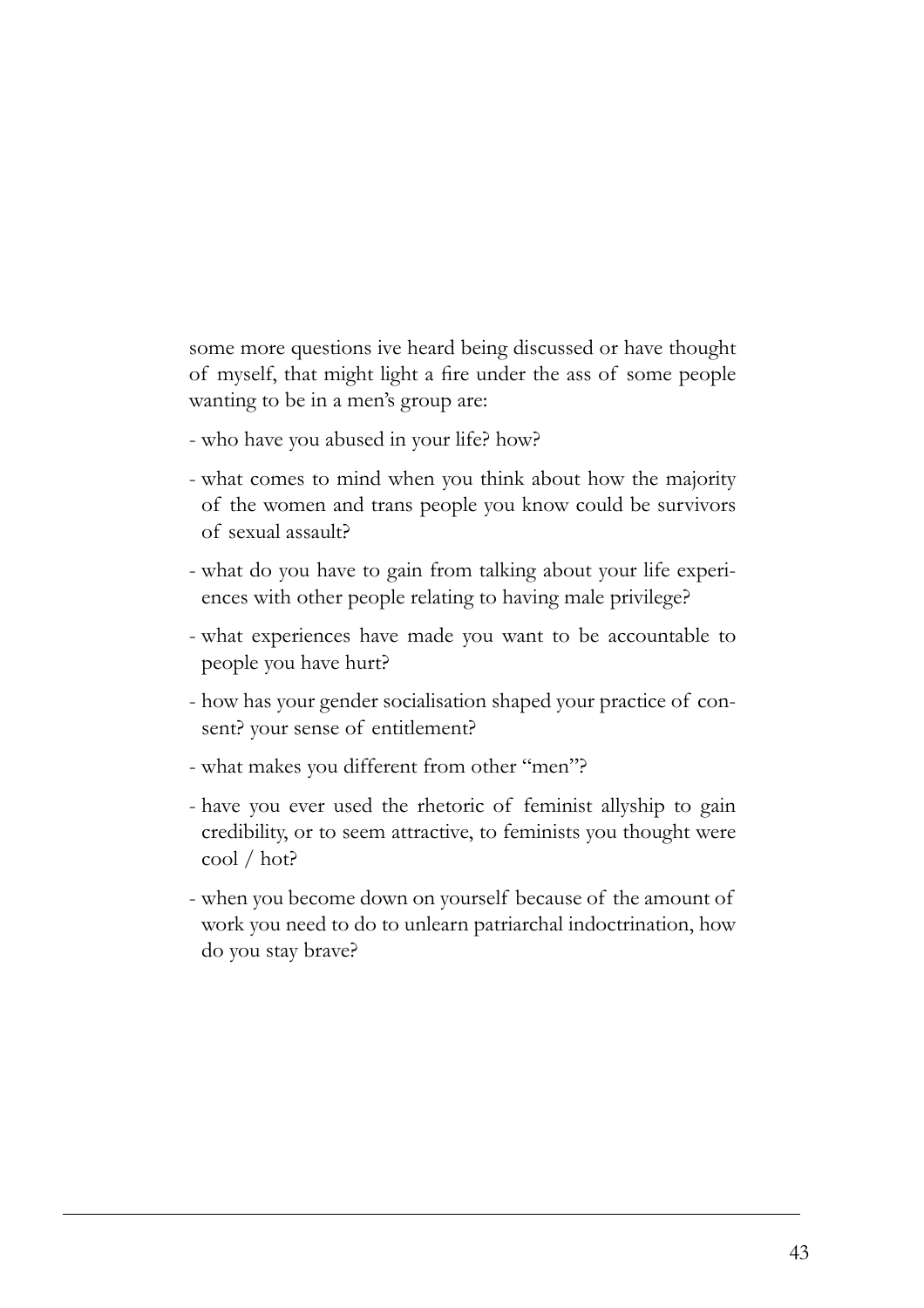some more questions ive heard being discussed or have thought of myself, that might light a fire under the ass of some people wanting to be in a men's group are:

- who have you abused in your life? how?
- what comes to mind when you think about how the majority of the women and trans people you know could be survivors of sexual assault?
- what do you have to gain from talking about your life experiences with other people relating to having male privilege?
- what experiences have made you want to be accountable to people you have hurt?
- how has your gender socialisation shaped your practice of consent? your sense of entitlement?
- what makes you different from other "men"?
- have you ever used the rhetoric of feminist allyship to gain credibility, or to seem attractive, to feminists you thought were cool / hot?
- when you become down on yourself because of the amount of work you need to do to unlearn patriarchal indoctrination, how do you stay brave?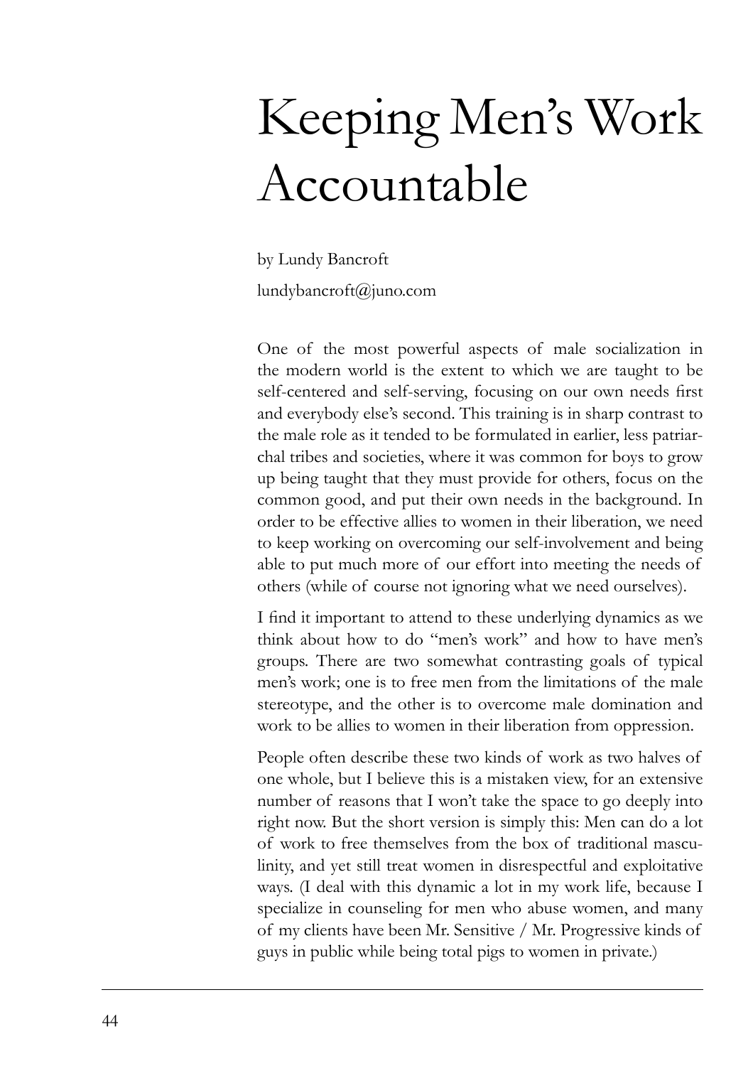# Keeping Men's Work Accountable

by Lundy Bancroft

lundybancroft@juno.com

One of the most powerful aspects of male socialization in the modern world is the extent to which we are taught to be self-centered and self-serving, focusing on our own needs first and everybody else's second. This training is in sharp contrast to the male role as it tended to be formulated in earlier, less patriarchal tribes and societies, where it was common for boys to grow up being taught that they must provide for others, focus on the common good, and put their own needs in the background. In order to be effective allies to women in their liberation, we need to keep working on overcoming our self-involvement and being able to put much more of our effort into meeting the needs of others (while of course not ignoring what we need ourselves).

I find it important to attend to these underlying dynamics as we think about how to do "men's work" and how to have men's groups. There are two somewhat contrasting goals of typical men's work; one is to free men from the limitations of the male stereotype, and the other is to overcome male domination and work to be allies to women in their liberation from oppression.

People often describe these two kinds of work as two halves of one whole, but I believe this is a mistaken view, for an extensive number of reasons that I won't take the space to go deeply into right now. But the short version is simply this: Men can do a lot of work to free themselves from the box of traditional masculinity, and yet still treat women in disrespectful and exploitative ways. (I deal with this dynamic a lot in my work life, because I specialize in counseling for men who abuse women, and many of my clients have been Mr. Sensitive / Mr. Progressive kinds of guys in public while being total pigs to women in private.)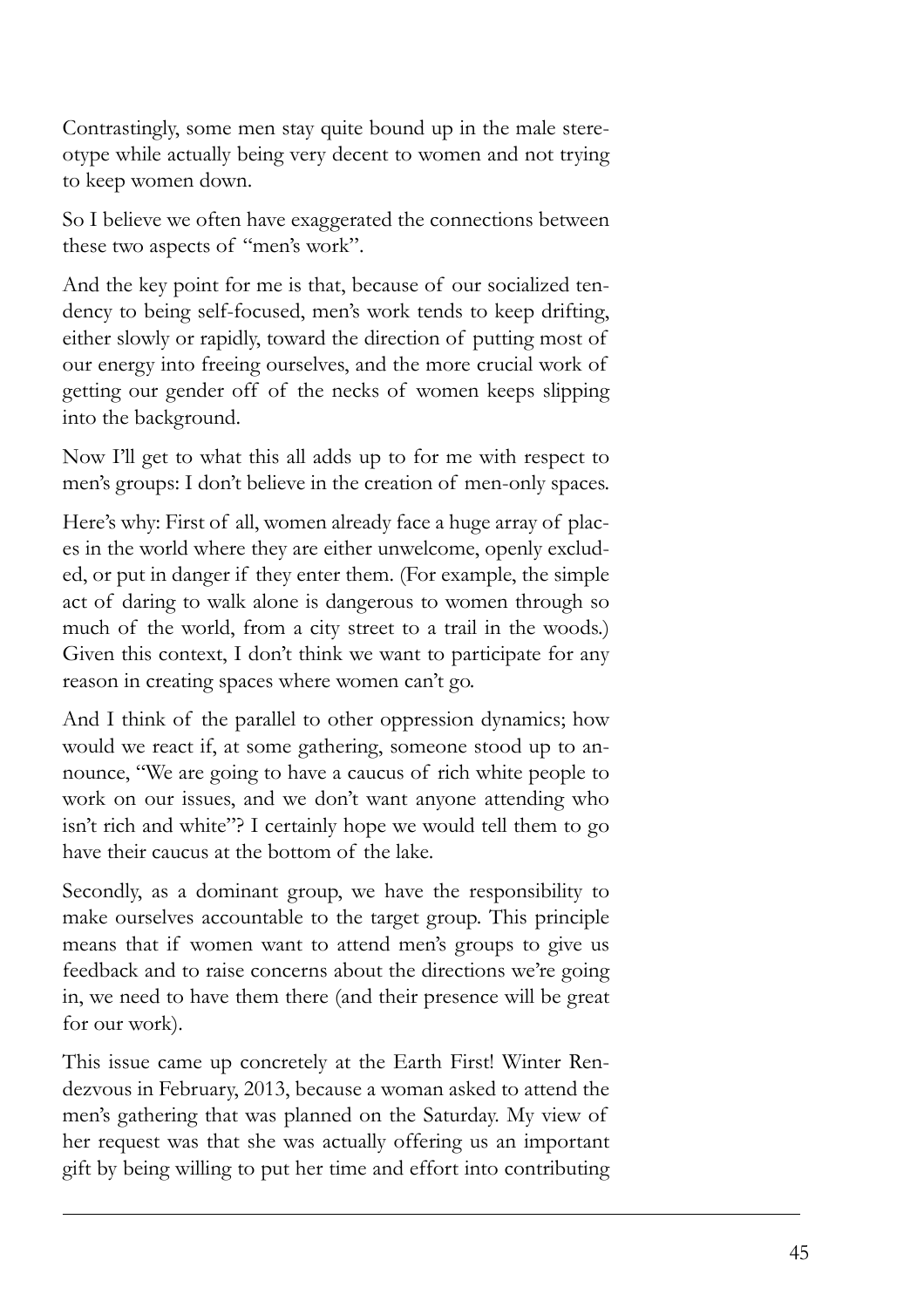Contrastingly, some men stay quite bound up in the male stereotype while actually being very decent to women and not trying to keep women down.

So I believe we often have exaggerated the connections between these two aspects of "men's work".

And the key point for me is that, because of our socialized tendency to being self-focused, men's work tends to keep drifting, either slowly or rapidly, toward the direction of putting most of our energy into freeing ourselves, and the more crucial work of getting our gender off of the necks of women keeps slipping into the background.

Now I'll get to what this all adds up to for me with respect to men's groups: I don't believe in the creation of men-only spaces.

Here's why: First of all, women already face a huge array of places in the world where they are either unwelcome, openly excluded, or put in danger if they enter them. (For example, the simple act of daring to walk alone is dangerous to women through so much of the world, from a city street to a trail in the woods.) Given this context, I don't think we want to participate for any reason in creating spaces where women can't go.

And I think of the parallel to other oppression dynamics; how would we react if, at some gathering, someone stood up to announce, "We are going to have a caucus of rich white people to work on our issues, and we don't want anyone attending who isn't rich and white"? I certainly hope we would tell them to go have their caucus at the bottom of the lake.

Secondly, as a dominant group, we have the responsibility to make ourselves accountable to the target group. This principle means that if women want to attend men's groups to give us feedback and to raise concerns about the directions we're going in, we need to have them there (and their presence will be great for our work).

This issue came up concretely at the Earth First! Winter Rendezvous in February, 2013, because a woman asked to attend the men's gathering that was planned on the Saturday. My view of her request was that she was actually offering us an important gift by being willing to put her time and effort into contributing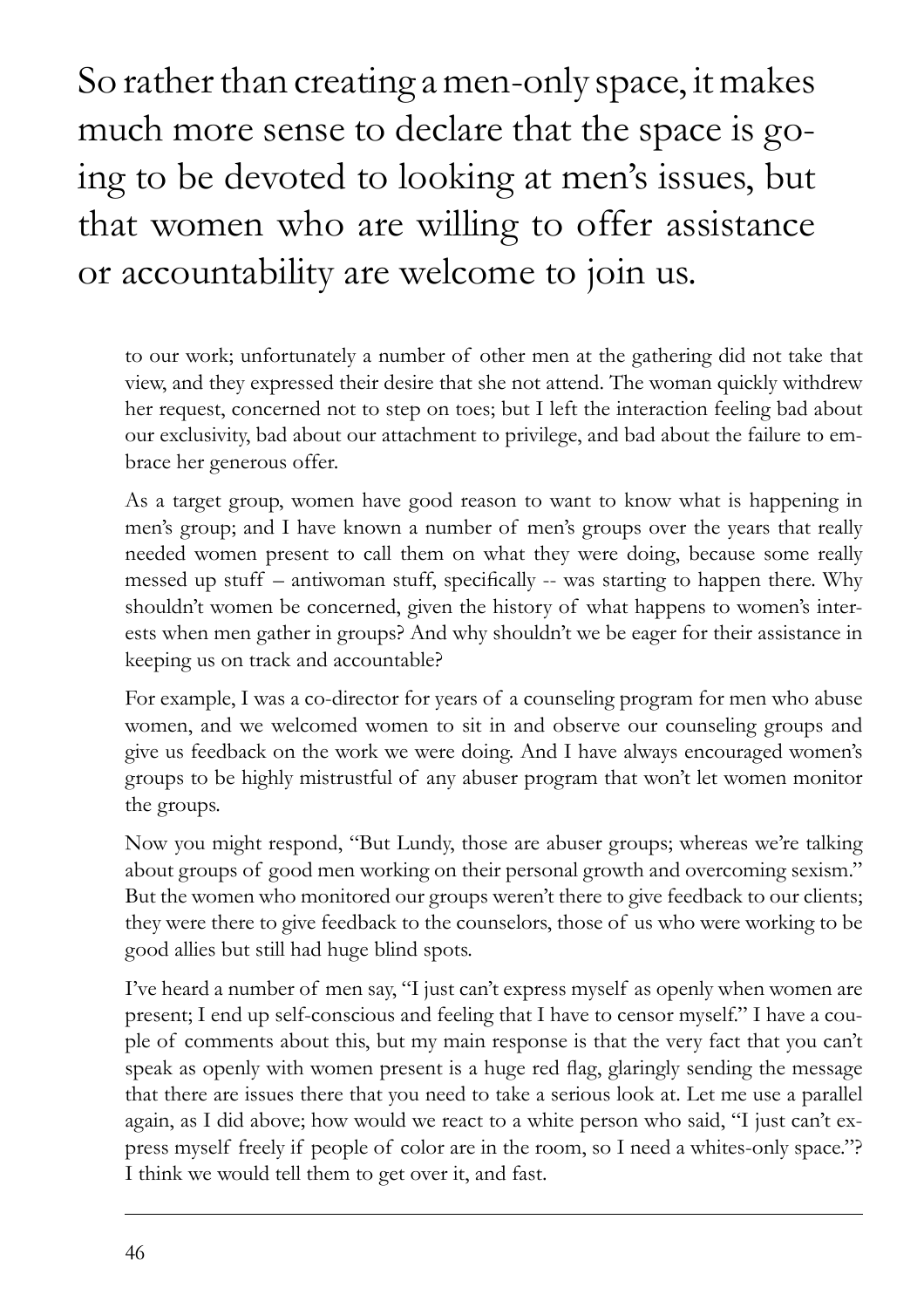> So rather than creating a men-only space, it makes much more sense to declare that the space is going to be devoted to looking at men's issues, but that women who are willing to offer assistance or accountability are welcome to join us.

to our work; unfortunately a number of other men at the gathering did not take that view, and they expressed their desire that she not attend. The woman quickly withdrew her request, concerned not to step on toes; but I left the interaction feeling bad about our exclusivity, bad about our attachment to privilege, and bad about the failure to embrace her generous offer.

As a target group, women have good reason to want to know what is happening in men's group; and I have known a number of men's groups over the years that really needed women present to call them on what they were doing, because some really messed up stuff – antiwoman stuff, specifically -- was starting to happen there. Why shouldn't women be concerned, given the history of what happens to women's interests when men gather in groups? And why shouldn't we be eager for their assistance in keeping us on track and accountable?

For example, I was a co-director for years of a counseling program for men who abuse women, and we welcomed women to sit in and observe our counseling groups and give us feedback on the work we were doing. And I have always encouraged women's groups to be highly mistrustful of any abuser program that won't let women monitor the groups.

Now you might respond, "But Lundy, those are abuser groups; whereas we're talking about groups of good men working on their personal growth and overcoming sexism." But the women who monitored our groups weren't there to give feedback to our clients; they were there to give feedback to the counselors, those of us who were working to be good allies but still had huge blind spots.

I've heard a number of men say, "I just can't express myself as openly when women are present; I end up self-conscious and feeling that I have to censor myself." I have a couple of comments about this, but my main response is that the very fact that you can't speak as openly with women present is a huge red flag, glaringly sending the message that there are issues there that you need to take a serious look at. Let me use a parallel again, as I did above; how would we react to a white person who said, "I just can't express myself freely if people of color are in the room, so I need a whites-only space."? I think we would tell them to get over it, and fast.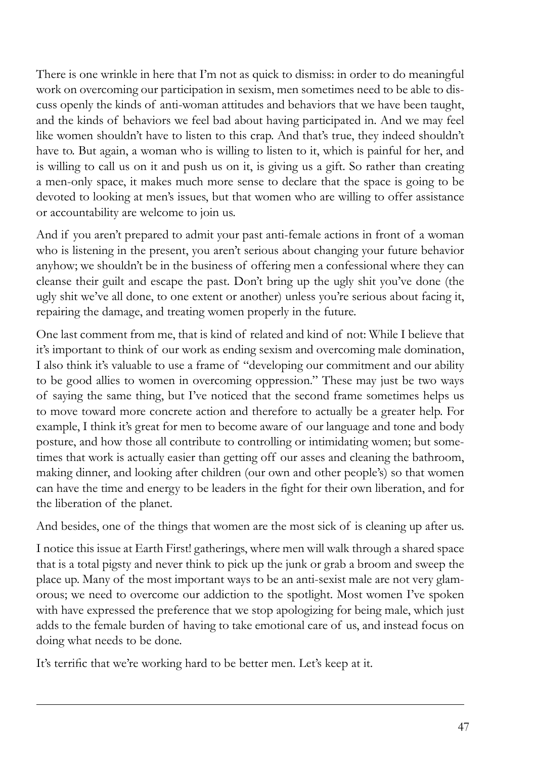There is one wrinkle in here that I'm not as quick to dismiss: in order to do meaningful work on overcoming our participation in sexism, men sometimes need to be able to discuss openly the kinds of anti-woman attitudes and behaviors that we have been taught, and the kinds of behaviors we feel bad about having participated in. And we may feel like women shouldn't have to listen to this crap. And that's true, they indeed shouldn't have to. But again, a woman who is willing to listen to it, which is painful for her, and is willing to call us on it and push us on it, is giving us a gift. So rather than creating a men-only space, it makes much more sense to declare that the space is going to be devoted to looking at men's issues, but that women who are willing to offer assistance or accountability are welcome to join us.

And if you aren't prepared to admit your past anti-female actions in front of a woman who is listening in the present, you aren't serious about changing your future behavior anyhow; we shouldn't be in the business of offering men a confessional where they can cleanse their guilt and escape the past. Don't bring up the ugly shit you've done (the ugly shit we've all done, to one extent or another) unless you're serious about facing it, repairing the damage, and treating women properly in the future.

One last comment from me, that is kind of related and kind of not: While I believe that it's important to think of our work as ending sexism and overcoming male domination, I also think it's valuable to use a frame of "developing our commitment and our ability to be good allies to women in overcoming oppression." These may just be two ways of saying the same thing, but I've noticed that the second frame sometimes helps us to move toward more concrete action and therefore to actually be a greater help. For example, I think it's great for men to become aware of our language and tone and body posture, and how those all contribute to controlling or intimidating women; but sometimes that work is actually easier than getting off our asses and cleaning the bathroom, making dinner, and looking after children (our own and other people's) so that women can have the time and energy to be leaders in the fight for their own liberation, and for the liberation of the planet.

And besides, one of the things that women are the most sick of is cleaning up after us.

I notice this issue at Earth First! gatherings, where men will walk through a shared space that is a total pigsty and never think to pick up the junk or grab a broom and sweep the place up. Many of the most important ways to be an anti-sexist male are not very glamorous; we need to overcome our addiction to the spotlight. Most women I've spoken with have expressed the preference that we stop apologizing for being male, which just adds to the female burden of having to take emotional care of us, and instead focus on doing what needs to be done.

It's terrific that we're working hard to be better men. Let's keep at it.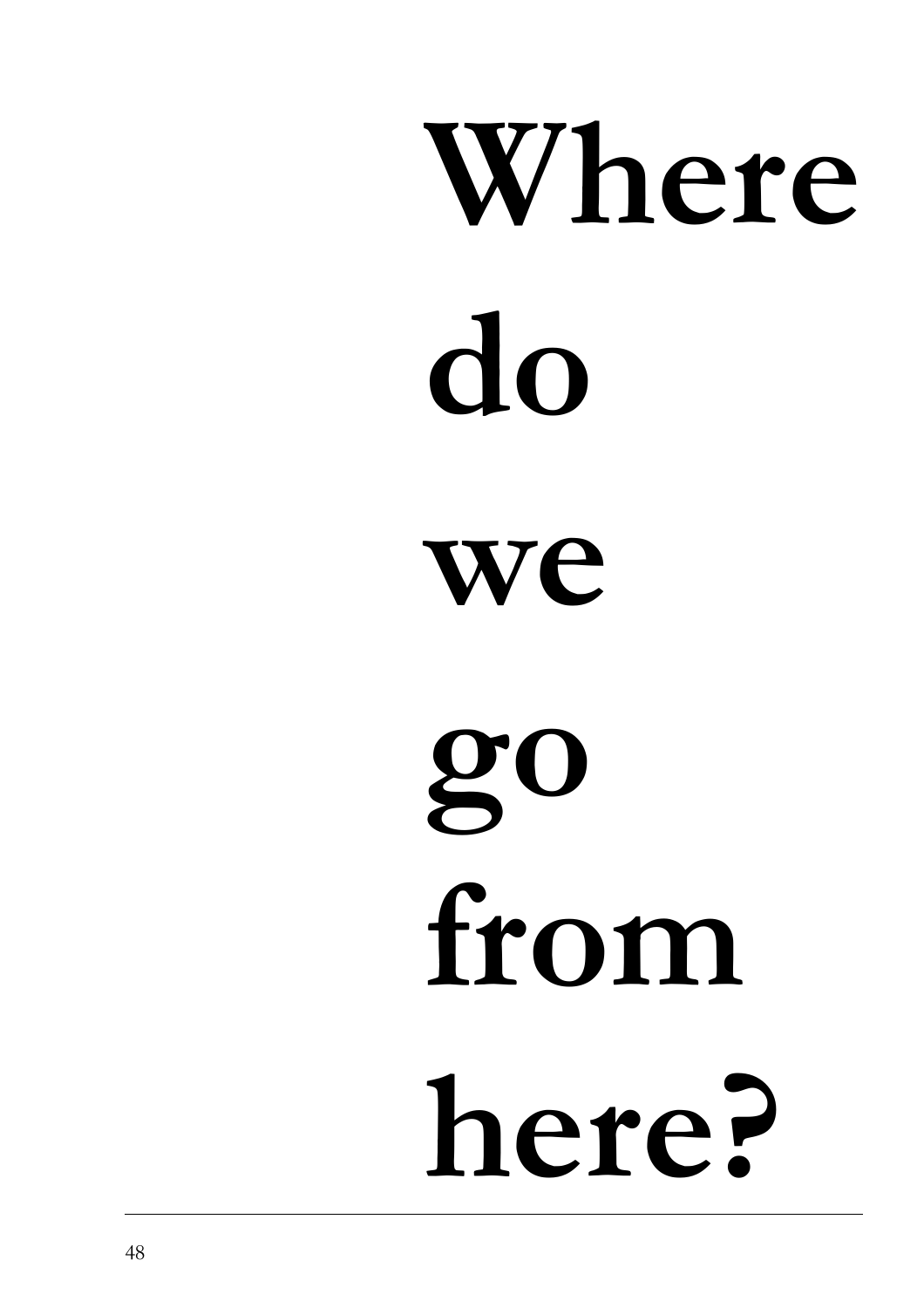# Where do we go from here?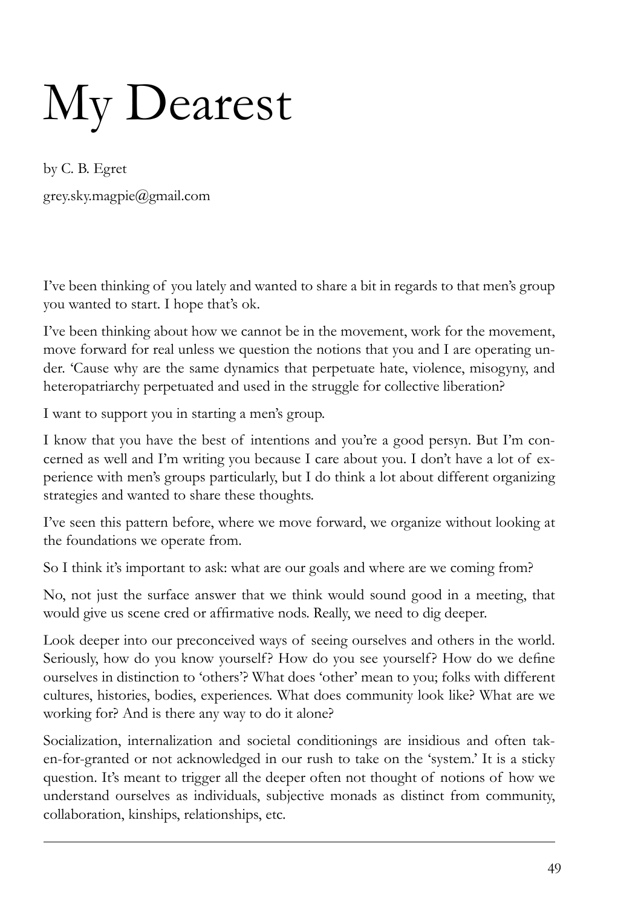# My Dearest

by C. B. Egret

grey.sky.magpie@gmail.com

I've been thinking of you lately and wanted to share a bit in regards to that men's group you wanted to start. I hope that's ok.

I've been thinking about how we cannot be in the movement, work for the movement, move forward for real unless we question the notions that you and I are operating under. 'Cause why are the same dynamics that perpetuate hate, violence, misogyny, and heteropatriarchy perpetuated and used in the struggle for collective liberation?

I want to support you in starting a men's group.

I know that you have the best of intentions and you're a good persyn. But I'm concerned as well and I'm writing you because I care about you. I don't have a lot of experience with men's groups particularly, but I do think a lot about different organizing strategies and wanted to share these thoughts.

I've seen this pattern before, where we move forward, we organize without looking at the foundations we operate from.

So I think it's important to ask: what are our goals and where are we coming from?

No, not just the surface answer that we think would sound good in a meeting, that would give us scene cred or affirmative nods. Really, we need to dig deeper.

Look deeper into our preconceived ways of seeing ourselves and others in the world. Seriously, how do you know yourself? How do you see yourself? How do we define ourselves in distinction to 'others'? What does 'other' mean to you; folks with different cultures, histories, bodies, experiences. What does community look like? What are we working for? And is there any way to do it alone?

Socialization, internalization and societal conditionings are insidious and often taken-for-granted or not acknowledged in our rush to take on the 'system.' It is a sticky question. It's meant to trigger all the deeper often not thought of notions of how we understand ourselves as individuals, subjective monads as distinct from community, collaboration, kinships, relationships, etc.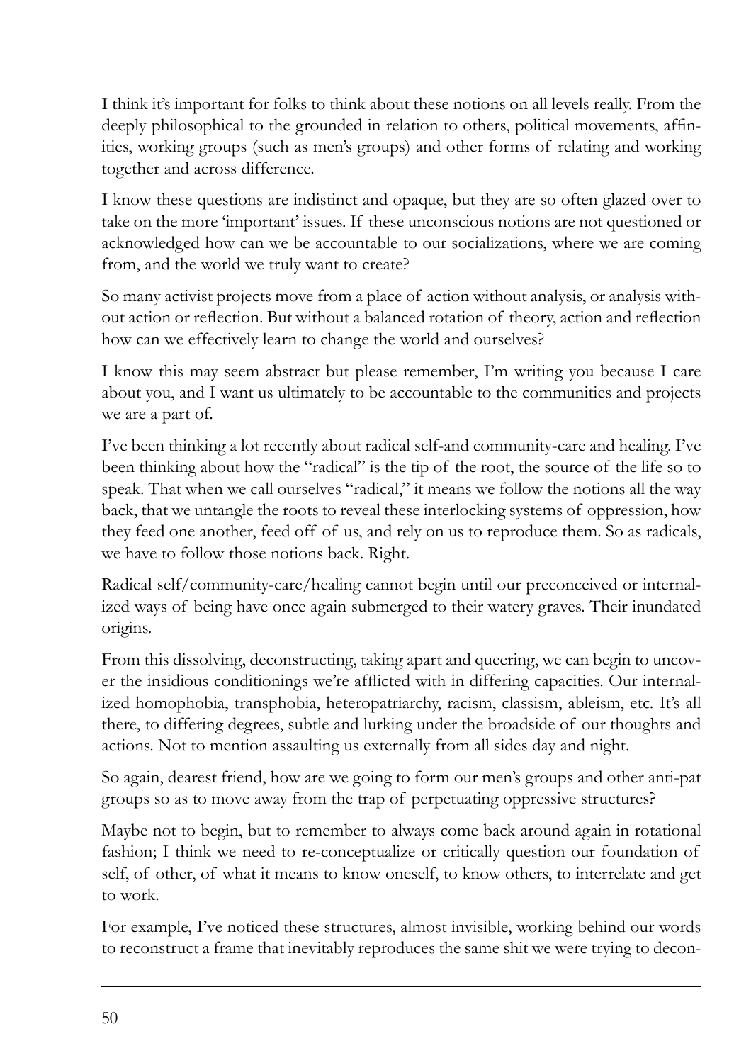I think it's important for folks to think about these notions on all levels really. From the deeply philosophical to the grounded in relation to others, political movements, affinities, working groups (such as men's groups) and other forms of relating and working together and across difference.

I know these questions are indistinct and opaque, but they are so often glazed over to take on the more 'important' issues. If these unconscious notions are not questioned or acknowledged how can we be accountable to our socializations, where we are coming from, and the world we truly want to create?

So many activist projects move from a place of action without analysis, or analysis without action or reflection. But without a balanced rotation of theory, action and reflection how can we effectively learn to change the world and ourselves?

I know this may seem abstract but please remember, I'm writing you because I care about you, and I want us ultimately to be accountable to the communities and projects we are a part of.

I've been thinking a lot recently about radical self-and community-care and healing. I've been thinking about how the "radical" is the tip of the root, the source of the life so to speak. That when we call ourselves "radical," it means we follow the notions all the way back, that we untangle the roots to reveal these interlocking systems of oppression, how they feed one another, feed off of us, and rely on us to reproduce them. So as radicals, we have to follow those notions back. Right.

Radical self/community-care/healing cannot begin until our preconceived or internalized ways of being have once again submerged to their watery graves. Their inundated origins.

From this dissolving, deconstructing, taking apart and queering, we can begin to uncover the insidious conditionings we're afflicted with in differing capacities. Our internalized homophobia, transphobia, heteropatriarchy, racism, classism, ableism, etc. It's all there, to differing degrees, subtle and lurking under the broadside of our thoughts and actions. Not to mention assaulting us externally from all sides day and night.

So again, dearest friend, how are we going to form our men's groups and other anti-pat groups so as to move away from the trap of perpetuating oppressive structures?

Maybe not to begin, but to remember to always come back around again in rotational fashion; I think we need to re-conceptualize or critically question our foundation of self, of other, of what it means to know oneself, to know others, to interrelate and get to work.

For example, I've noticed these structures, almost invisible, working behind our words to reconstruct a frame that inevitably reproduces the same shit we were trying to decon-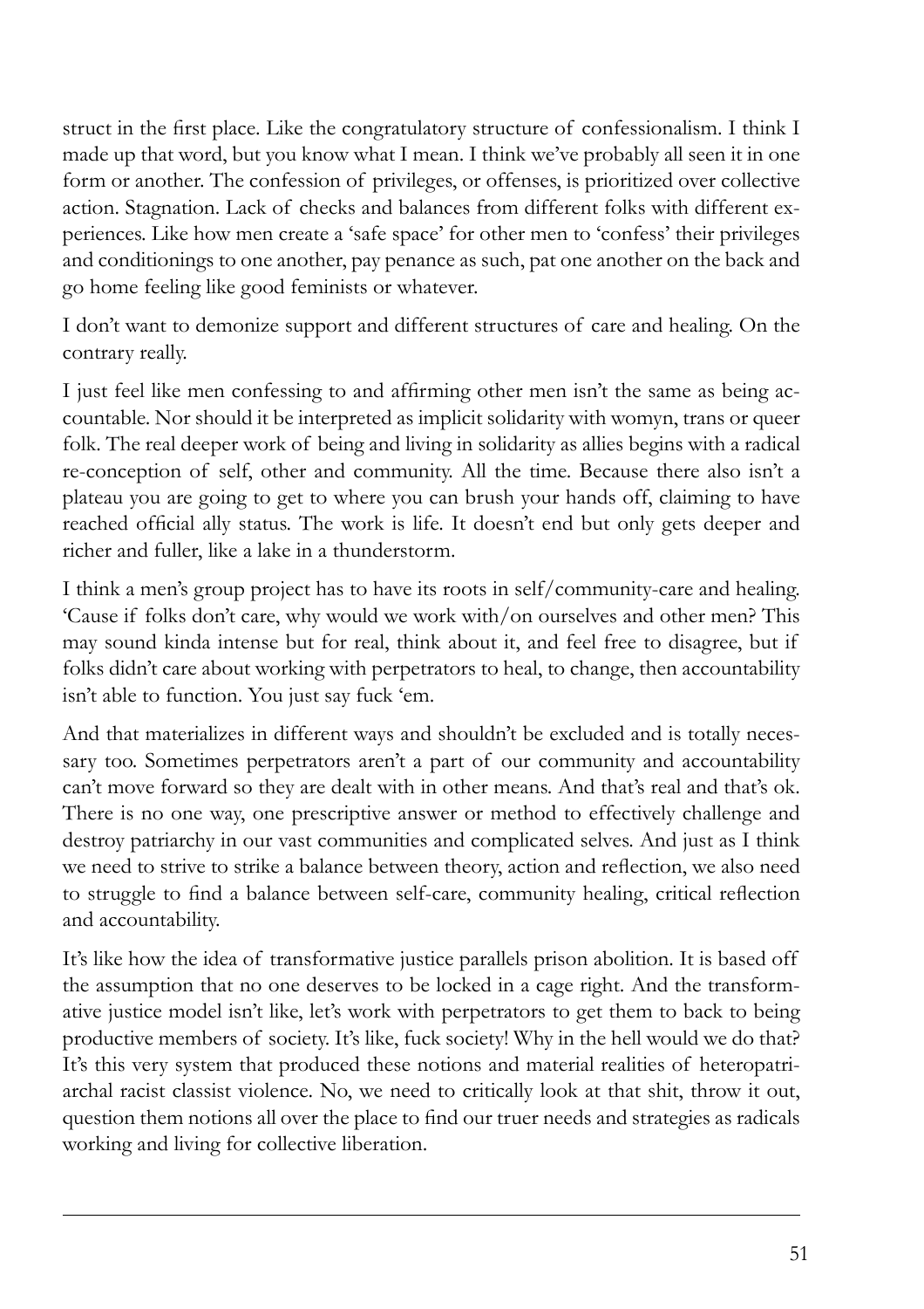struct in the first place. Like the congratulatory structure of confessionalism. I think I made up that word, but you know what I mean. I think we've probably all seen it in one form or another. The confession of privileges, or offenses, is prioritized over collective action. Stagnation. Lack of checks and balances from different folks with different experiences. Like how men create a 'safe space' for other men to 'confess' their privileges and conditionings to one another, pay penance as such, pat one another on the back and go home feeling like good feminists or whatever.

I don't want to demonize support and different structures of care and healing. On the contrary really.

I just feel like men confessing to and affirming other men isn't the same as being accountable. Nor should it be interpreted as implicit solidarity with womyn, trans or queer folk. The real deeper work of being and living in solidarity as allies begins with a radical re-conception of self, other and community. All the time. Because there also isn't a plateau you are going to get to where you can brush your hands off, claiming to have reached official ally status. The work is life. It doesn't end but only gets deeper and richer and fuller, like a lake in a thunderstorm.

I think a men's group project has to have its roots in self/community-care and healing. 'Cause if folks don't care, why would we work with/on ourselves and other men? This may sound kinda intense but for real, think about it, and feel free to disagree, but if folks didn't care about working with perpetrators to heal, to change, then accountability isn't able to function. You just say fuck 'em.

And that materializes in different ways and shouldn't be excluded and is totally necessary too. Sometimes perpetrators aren't a part of our community and accountability can't move forward so they are dealt with in other means. And that's real and that's ok. There is no one way, one prescriptive answer or method to effectively challenge and destroy patriarchy in our vast communities and complicated selves. And just as I think we need to strive to strike a balance between theory, action and reflection, we also need to struggle to find a balance between self-care, community healing, critical reflection and accountability.

It's like how the idea of transformative justice parallels prison abolition. It is based off the assumption that no one deserves to be locked in a cage right. And the transformative justice model isn't like, let's work with perpetrators to get them to back to being productive members of society. It's like, fuck society! Why in the hell would we do that? It's this very system that produced these notions and material realities of heteropatriarchal racist classist violence. No, we need to critically look at that shit, throw it out, question them notions all over the place to find our truer needs and strategies as radicals working and living for collective liberation.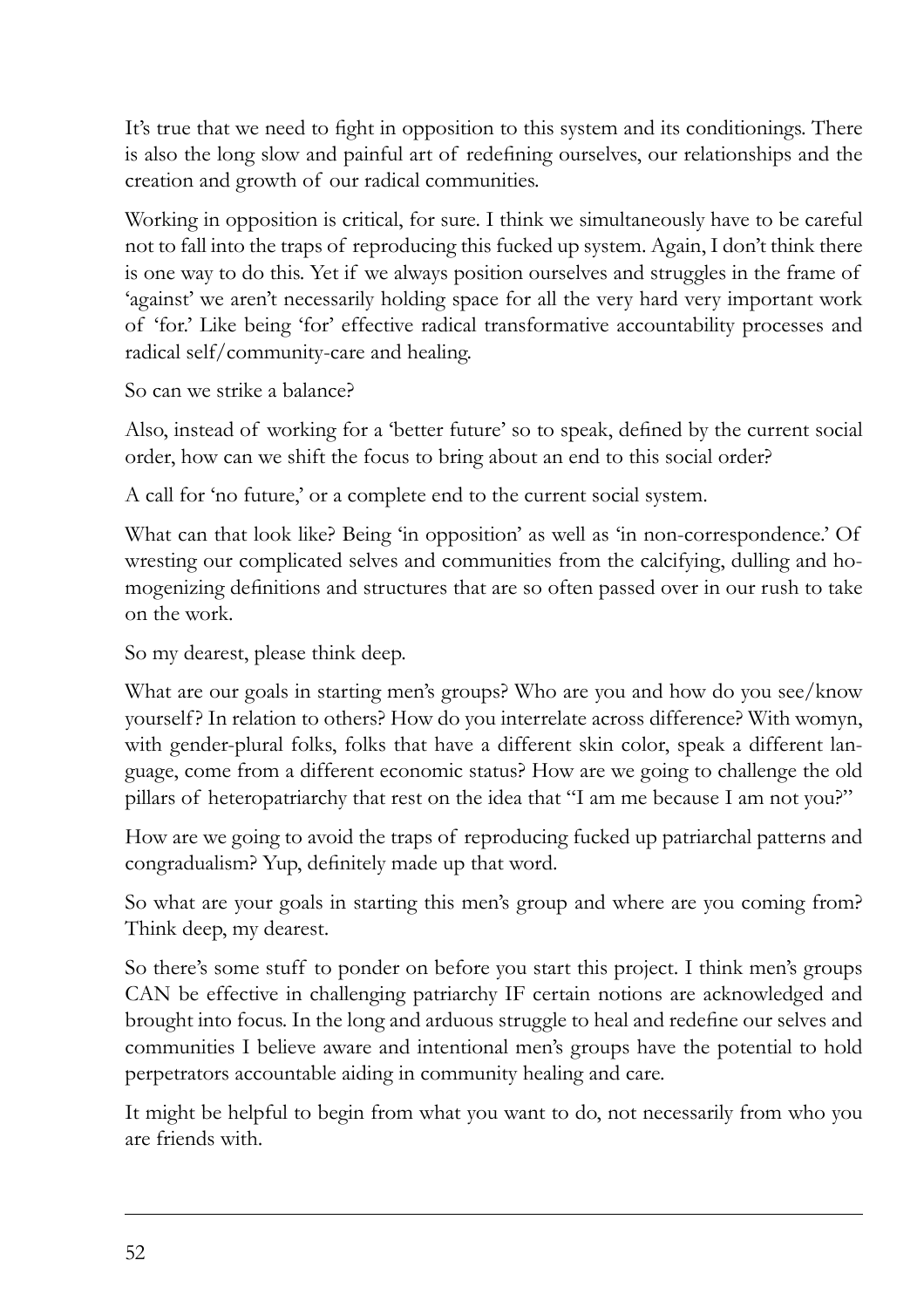It's true that we need to fight in opposition to this system and its conditionings. There is also the long slow and painful art of redefining ourselves, our relationships and the creation and growth of our radical communities.

Working in opposition is critical, for sure. I think we simultaneously have to be careful not to fall into the traps of reproducing this fucked up system. Again, I don't think there is one way to do this. Yet if we always position ourselves and struggles in the frame of 'against' we aren't necessarily holding space for all the very hard very important work of 'for.' Like being 'for' effective radical transformative accountability processes and radical self/community-care and healing.

So can we strike a balance?

Also, instead of working for a 'better future' so to speak, defined by the current social order, how can we shift the focus to bring about an end to this social order?

A call for 'no future,' or a complete end to the current social system.

What can that look like? Being 'in opposition' as well as 'in non-correspondence.' Of wresting our complicated selves and communities from the calcifying, dulling and homogenizing definitions and structures that are so often passed over in our rush to take on the work.

So my dearest, please think deep.

What are our goals in starting men's groups? Who are you and how do you see/know yourself? In relation to others? How do you interrelate across difference? With womyn, with gender-plural folks, folks that have a different skin color, speak a different language, come from a different economic status? How are we going to challenge the old pillars of heteropatriarchy that rest on the idea that "I am me because I am not you?"

How are we going to avoid the traps of reproducing fucked up patriarchal patterns and congradualism? Yup, definitely made up that word.

So what are your goals in starting this men's group and where are you coming from? Think deep, my dearest.

So there's some stuff to ponder on before you start this project. I think men's groups CAN be effective in challenging patriarchy IF certain notions are acknowledged and brought into focus. In the long and arduous struggle to heal and redefine our selves and communities I believe aware and intentional men's groups have the potential to hold perpetrators accountable aiding in community healing and care.

It might be helpful to begin from what you want to do, not necessarily from who you are friends with.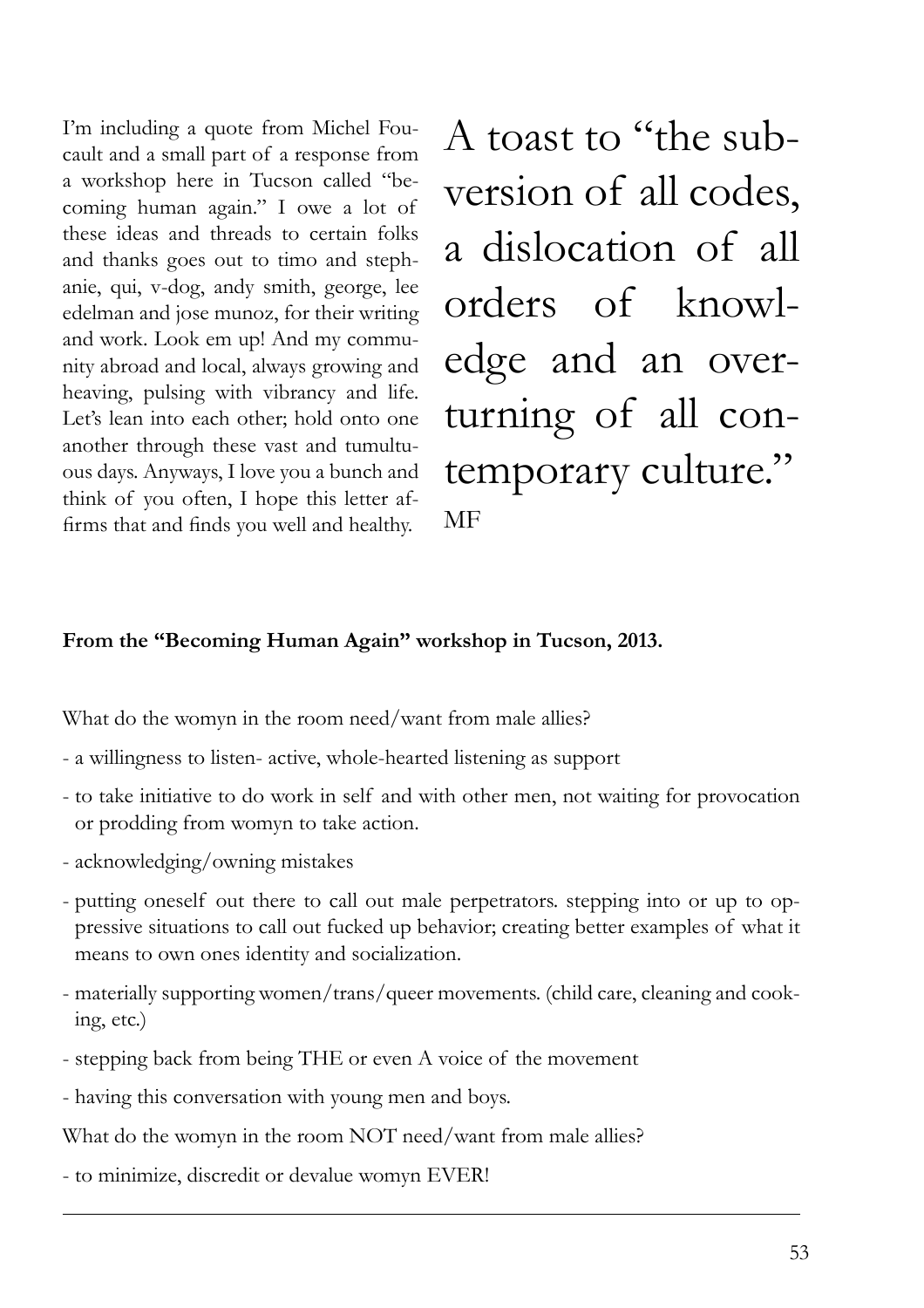I'm including a quote from Michel Foucault and a small part of a response from a workshop here in Tucson called "becoming human again." I owe a lot of these ideas and threads to certain folks and thanks goes out to timo and stephanie, qui, v-dog, andy smith, george, lee edelman and jose munoz, for their writing and work. Look em up! And my community abroad and local, always growing and heaving, pulsing with vibrancy and life. Let's lean into each other; hold onto one another through these vast and tumultuous days. Anyways, I love you a bunch and think of you often, I hope this letter affirms that and finds you well and healthy.

A toast to "the subversion of all codes, a dislocation of all orders of knowledge and an overturning of all contemporary culture."
MF

**From the "Becoming Human Again" workshop in Tucson, 2013.**

What do the womyn in the room need/want from male allies?

- a willingness to listen- active, whole-hearted listening as support
- to take initiative to do work in self and with other men, not waiting for provocation or prodding from womyn to take action.
- acknowledging/owning mistakes
- putting oneself out there to call out male perpetrators. stepping into or up to oppressive situations to call out fucked up behavior; creating better examples of what it means to own ones identity and socialization.
- materially supporting women/trans/queer movements. (child care, cleaning and cooking, etc.)
- stepping back from being THE or even A voice of the movement
- having this conversation with young men and boys.

What do the womyn in the room NOT need/want from male allies?

- to minimize, discredit or devalue womyn EVER!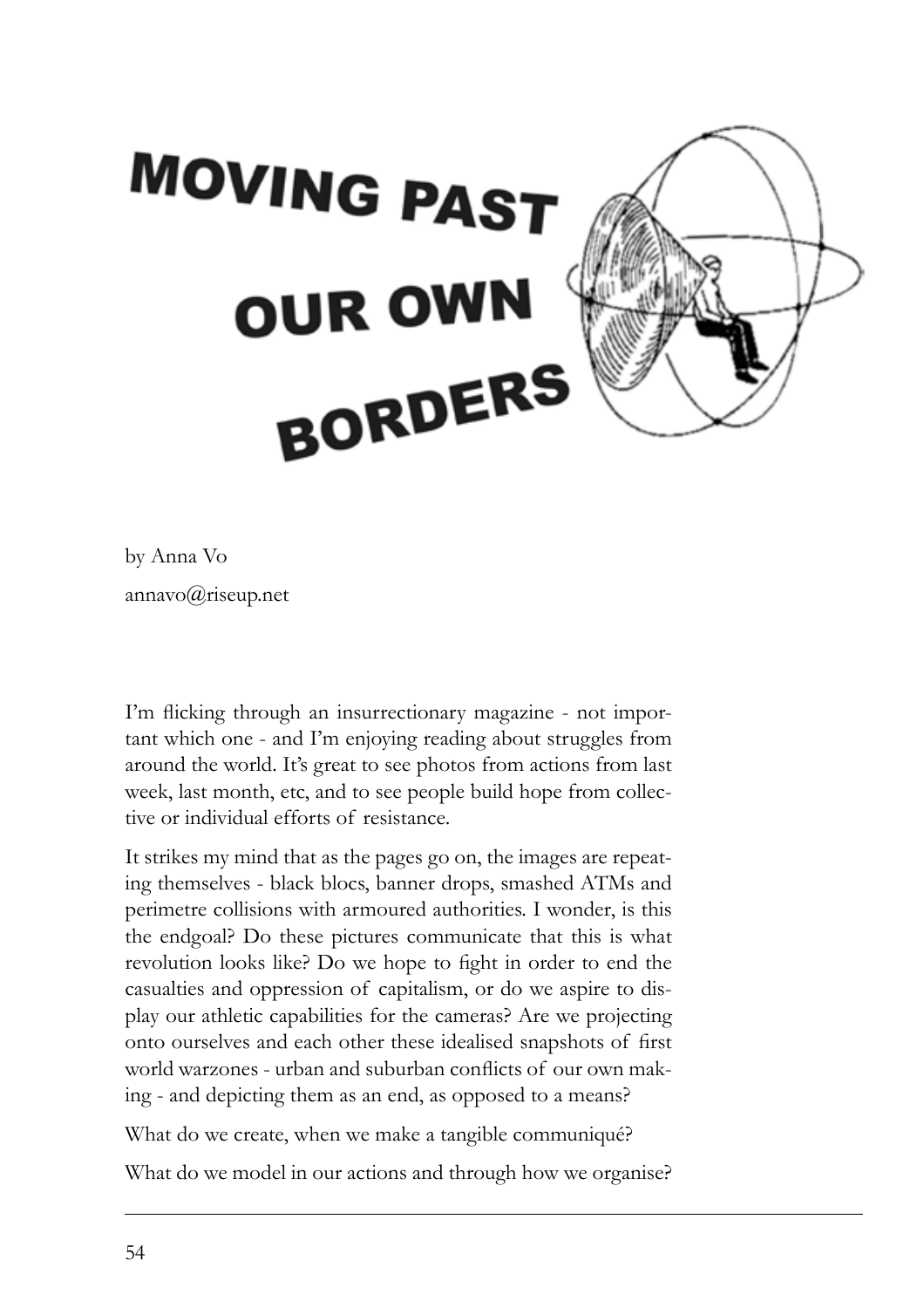# MOVING PAST OUR OWN BORDERS

by Anna Vo

annavo@riseup.net

I'm flicking through an insurrectionary magazine - not important which one - and I'm enjoying reading about struggles from around the world. It's great to see photos from actions from last week, last month, etc, and to see people build hope from collective or individual efforts of resistance.

It strikes my mind that as the pages go on, the images are repeating themselves - black blocs, banner drops, smashed ATMs and perimetre collisions with armoured authorities. I wonder, is this the endgoal? Do these pictures communicate that this is what revolution looks like? Do we hope to fight in order to end the casualties and oppression of capitalism, or do we aspire to display our athletic capabilities for the cameras? Are we projecting onto ourselves and each other these idealised snapshots of first world warzones - urban and suburban conflicts of our own making - and depicting them as an end, as opposed to a means?

What do we create, when we make a tangible communiqué?

What do we model in our actions and through how we organise?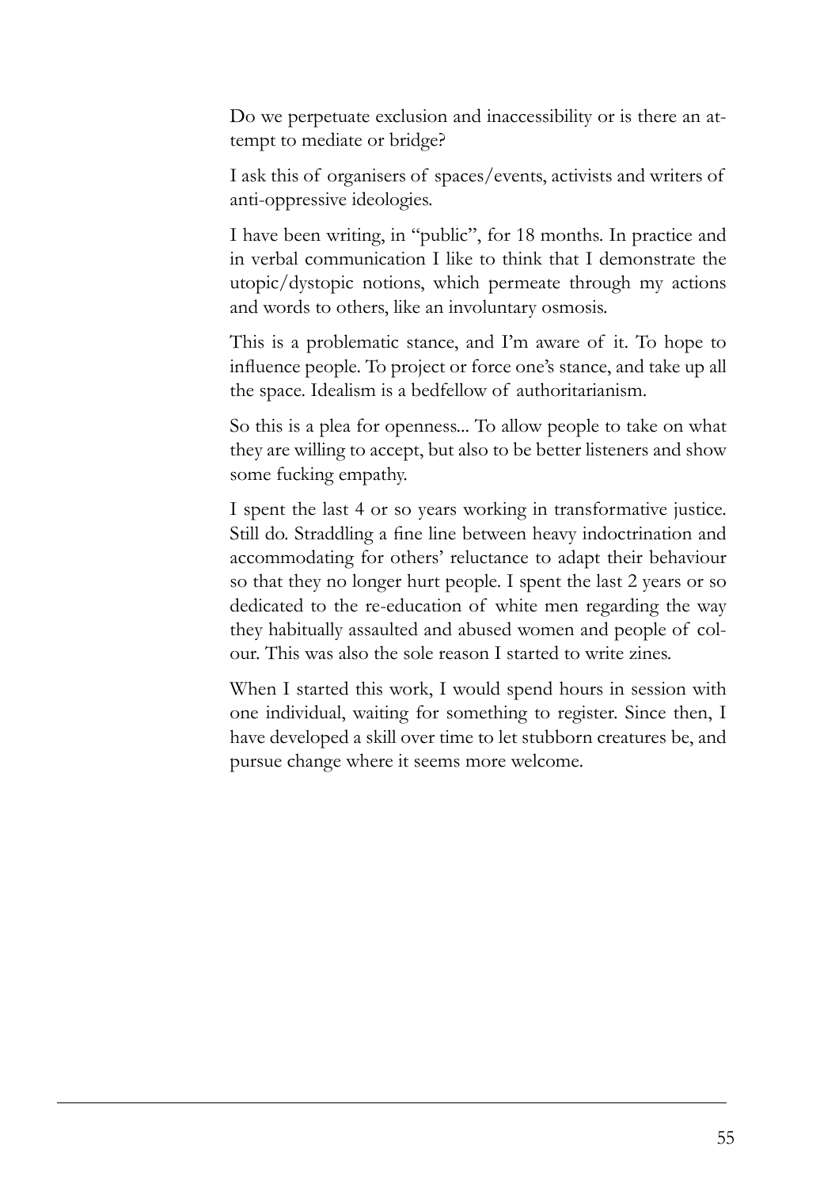Do we perpetuate exclusion and inaccessibility or is there an attempt to mediate or bridge?

I ask this of organisers of spaces/events, activists and writers of anti-oppressive ideologies.

I have been writing, in "public", for 18 months. In practice and in verbal communication I like to think that I demonstrate the utopic/dystopic notions, which permeate through my actions and words to others, like an involuntary osmosis.

This is a problematic stance, and I'm aware of it. To hope to influence people. To project or force one's stance, and take up all the space. Idealism is a bedfellow of authoritarianism.

So this is a plea for openness... To allow people to take on what they are willing to accept, but also to be better listeners and show some fucking empathy.

I spent the last 4 or so years working in transformative justice. Still do. Straddling a fine line between heavy indoctrination and accommodating for others' reluctance to adapt their behaviour so that they no longer hurt people. I spent the last 2 years or so dedicated to the re-education of white men regarding the way they habitually assaulted and abused women and people of colour. This was also the sole reason I started to write zines.

When I started this work, I would spend hours in session with one individual, waiting for something to register. Since then, I have developed a skill over time to let stubborn creatures be, and pursue change where it seems more welcome.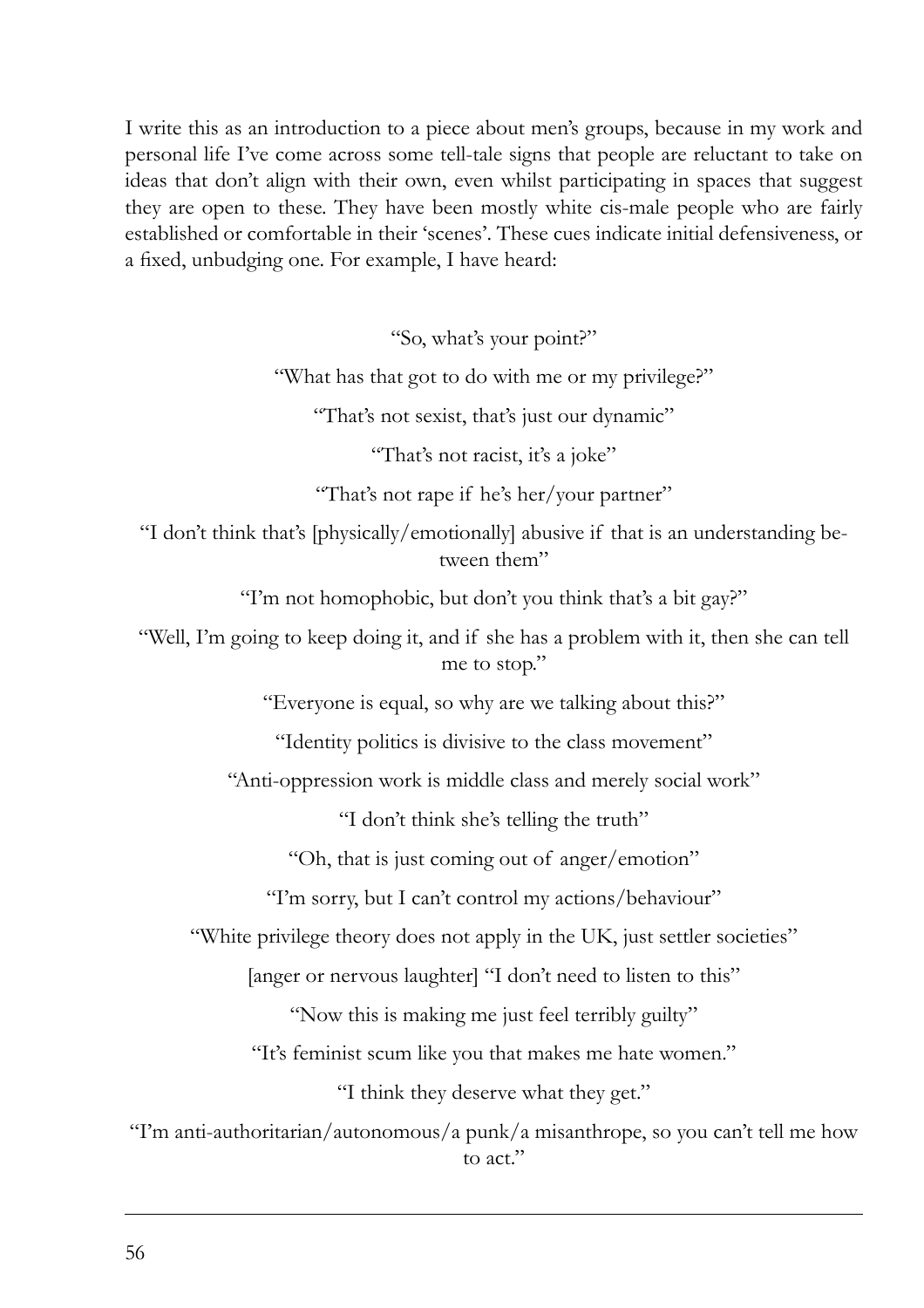I write this as an introduction to a piece about men's groups, because in my work and personal life I've come across some tell-tale signs that people are reluctant to take on ideas that don't align with their own, even whilst participating in spaces that suggest they are open to these. They have been mostly white cis-male people who are fairly established or comfortable in their 'scenes'. These cues indicate initial defensiveness, or a fixed, unbudging one. For example, I have heard:

"So, what's your point?"

"What has that got to do with me or my privilege?"

"That's not sexist, that's just our dynamic"

"That's not racist, it's a joke"

"That's not rape if he's her/your partner"

"I don't think that's [physically/emotionally] abusive if that is an understanding between them"

"I'm not homophobic, but don't you think that's a bit gay?"

"Well, I'm going to keep doing it, and if she has a problem with it, then she can tell me to stop."

"Everyone is equal, so why are we talking about this?"

"Identity politics is divisive to the class movement"

"Anti-oppression work is middle class and merely social work"

"I don't think she's telling the truth"

"Oh, that is just coming out of anger/emotion"

"I'm sorry, but I can't control my actions/behaviour"

"White privilege theory does not apply in the UK, just settler societies"

[anger or nervous laughter] "I don't need to listen to this"

"Now this is making me just feel terribly guilty"

"It's feminist scum like you that makes me hate women."

"I think they deserve what they get."

"I'm anti-authoritarian/autonomous/a punk/a misanthrope, so you can't tell me how to act."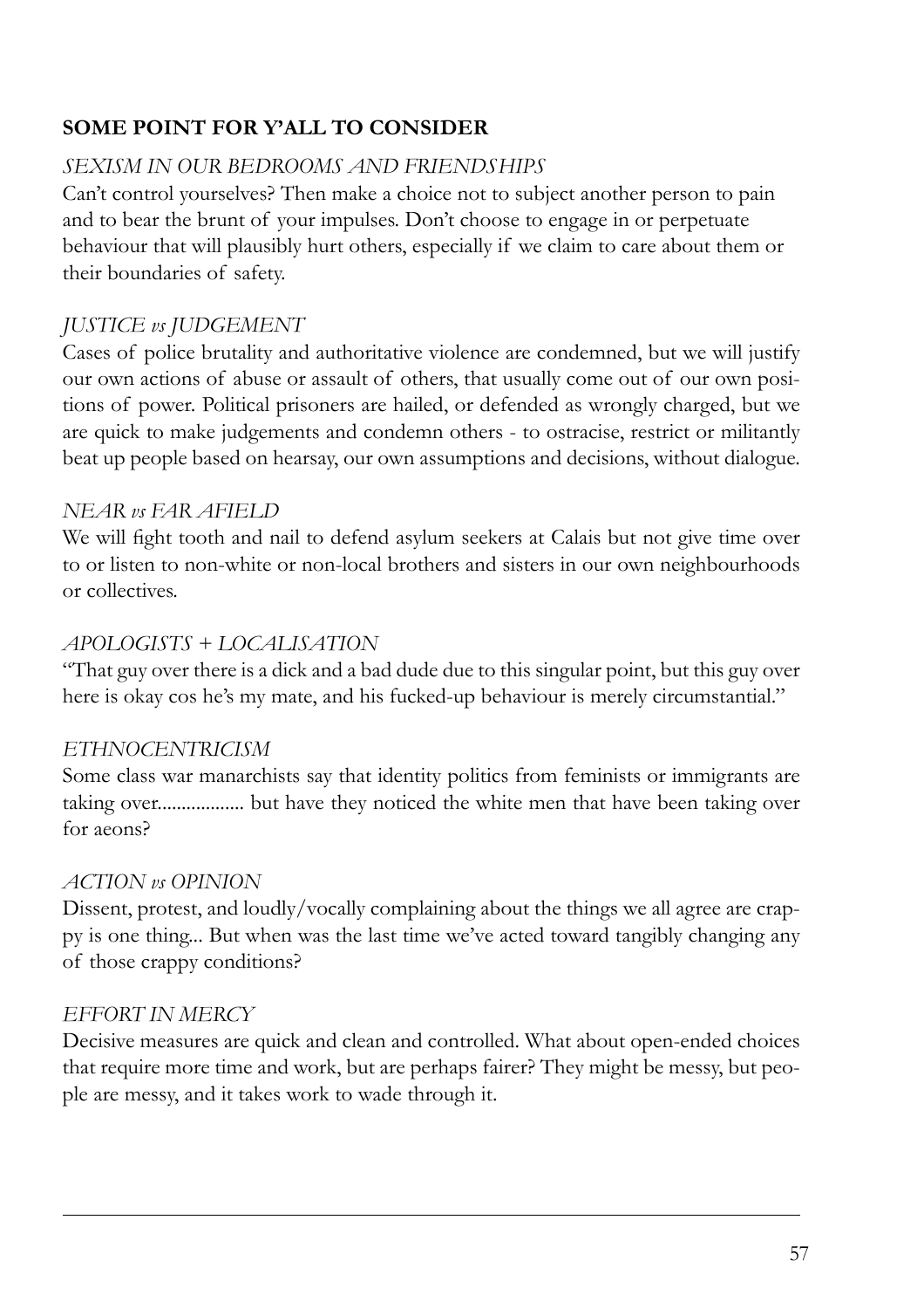## SOME POINT FOR Y'ALL TO CONSIDER

*SEXISM IN OUR BEDROOMS AND FRIENDSHIPS*

Can't control yourselves? Then make a choice not to subject another person to pain and to bear the brunt of your impulses. Don't choose to engage in or perpetuate behaviour that will plausibly hurt others, especially if we claim to care about them or their boundaries of safety.

*JUSTICE vs JUDGEMENT*

Cases of police brutality and authoritative violence are condemned, but we will justify our own actions of abuse or assault of others, that usually come out of our own positions of power. Political prisoners are hailed, or defended as wrongly charged, but we are quick to make judgements and condemn others - to ostracise, restrict or militantly beat up people based on hearsay, our own assumptions and decisions, without dialogue.

*NEAR vs FAR AFIELD*

We will fight tooth and nail to defend asylum seekers at Calais but not give time over to or listen to non-white or non-local brothers and sisters in our own neighbourhoods or collectives.

*APOLOGISTS + LOCALISATION*

"That guy over there is a dick and a bad dude due to this singular point, but this guy over here is okay cos he's my mate, and his fucked-up behaviour is merely circumstantial."

*ETHNOCENTRICISM*

Some class war manarchists say that identity politics from feminists or immigrants are taking over................. but have they noticed the white men that have been taking over for aeons?

*ACTION vs OPINION*

Dissent, protest, and loudly/vocally complaining about the things we all agree are crappy is one thing... But when was the last time we've acted toward tangibly changing any of those crappy conditions?

*EFFORT IN MERCY*

Decisive measures are quick and clean and controlled. What about open-ended choices that require more time and work, but are perhaps fairer? They might be messy, but people are messy, and it takes work to wade through it.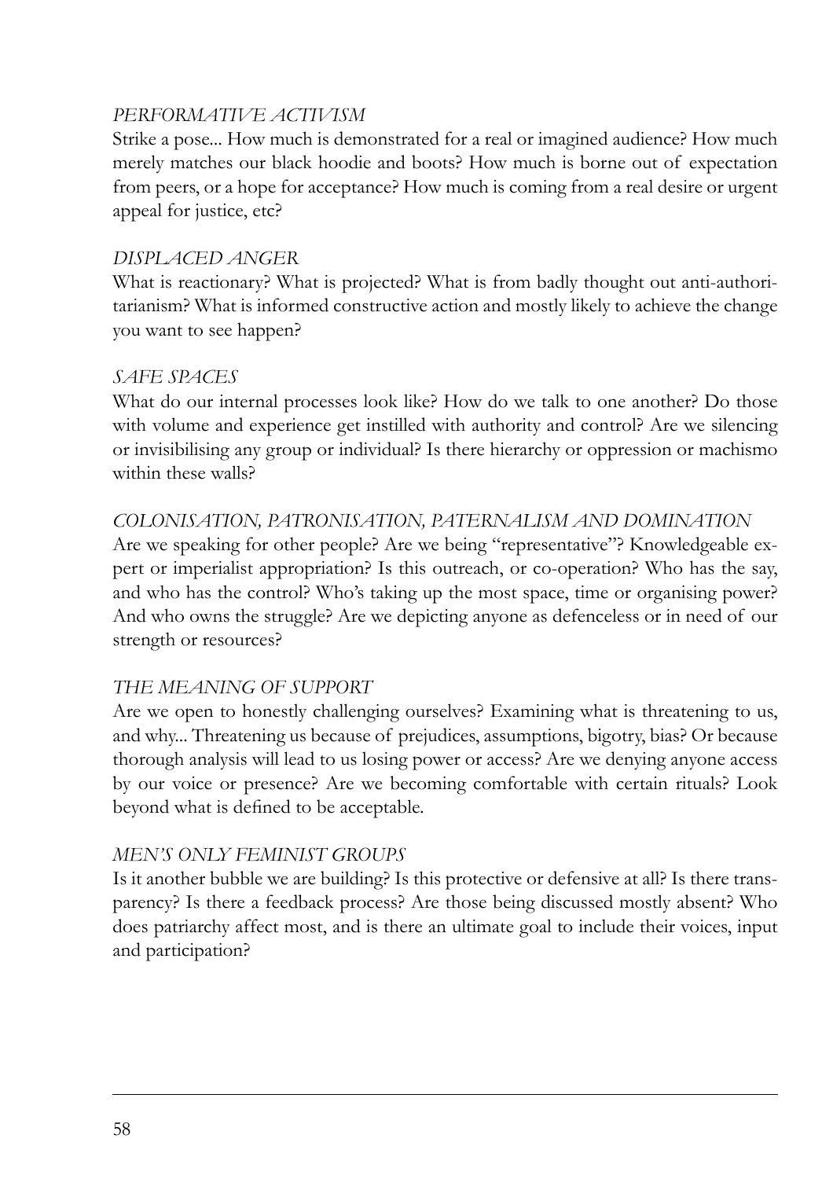*PERFORMATIVE ACTIVISM*

Strike a pose... How much is demonstrated for a real or imagined audience? How much merely matches our black hoodie and boots? How much is borne out of expectation from peers, or a hope for acceptance? How much is coming from a real desire or urgent appeal for justice, etc?

*DISPLACED ANGER*

What is reactionary? What is projected? What is from badly thought out anti-authoritarianism? What is informed constructive action and mostly likely to achieve the change you want to see happen?

*SAFE SPACES*

What do our internal processes look like? How do we talk to one another? Do those with volume and experience get instilled with authority and control? Are we silencing or invisibilising any group or individual? Is there hierarchy or oppression or machismo within these walls?

*COLONISATION, PATRONISATION, PATERNALISM AND DOMINATION*

Are we speaking for other people? Are we being "representative"? Knowledgeable expert or imperialist appropriation? Is this outreach, or co-operation? Who has the say, and who has the control? Who's taking up the most space, time or organising power? And who owns the struggle? Are we depicting anyone as defenceless or in need of our strength or resources?

*THE MEANING OF SUPPORT*

Are we open to honestly challenging ourselves? Examining what is threatening to us, and why... Threatening us because of prejudices, assumptions, bigotry, bias? Or because thorough analysis will lead to us losing power or access? Are we denying anyone access by our voice or presence? Are we becoming comfortable with certain rituals? Look beyond what is defined to be acceptable.

*MEN'S ONLY FEMINIST GROUPS*

Is it another bubble we are building? Is this protective or defensive at all? Is there transparency? Is there a feedback process? Are those being discussed mostly absent? Who does patriarchy affect most, and is there an ultimate goal to include their voices, input and participation?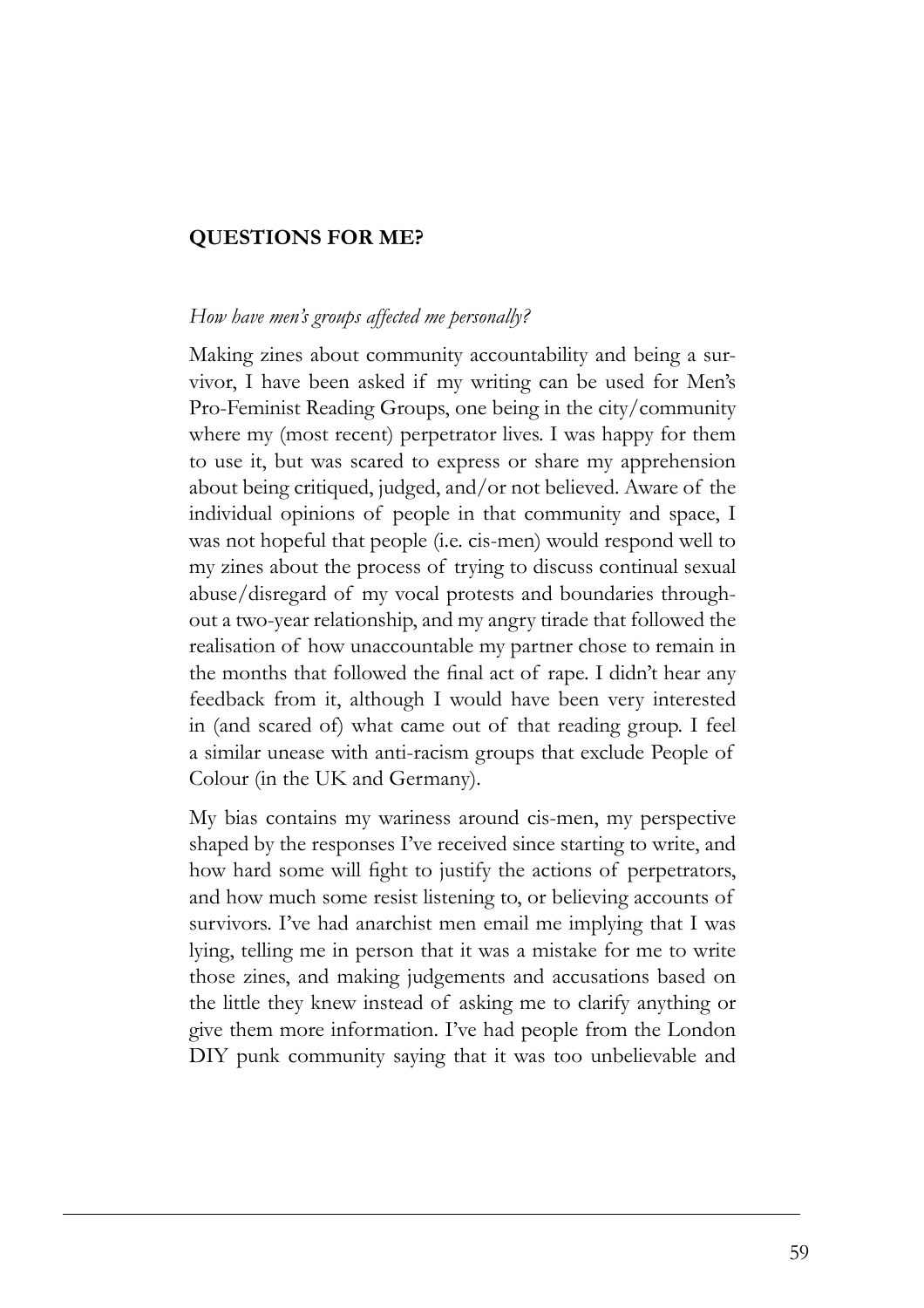## QUESTIONS FOR ME?

*How have men's groups affected me personally?*

Making zines about community accountability and being a survivor, I have been asked if my writing can be used for Men's Pro-Feminist Reading Groups, one being in the city/community where my (most recent) perpetrator lives. I was happy for them to use it, but was scared to express or share my apprehension about being critiqued, judged, and/or not believed. Aware of the individual opinions of people in that community and space, I was not hopeful that people (i.e. cis-men) would respond well to my zines about the process of trying to discuss continual sexual abuse/disregard of my vocal protests and boundaries throughout a two-year relationship, and my angry tirade that followed the realisation of how unaccountable my partner chose to remain in the months that followed the final act of rape. I didn't hear any feedback from it, although I would have been very interested in (and scared of) what came out of that reading group. I feel a similar unease with anti-racism groups that exclude People of Colour (in the UK and Germany).

My bias contains my wariness around cis-men, my perspective shaped by the responses I've received since starting to write, and how hard some will fight to justify the actions of perpetrators, and how much some resist listening to, or believing accounts of survivors. I've had anarchist men email me implying that I was lying, telling me in person that it was a mistake for me to write those zines, and making judgements and accusations based on the little they knew instead of asking me to clarify anything or give them more information. I've had people from the London DIY punk community saying that it was too unbelievable and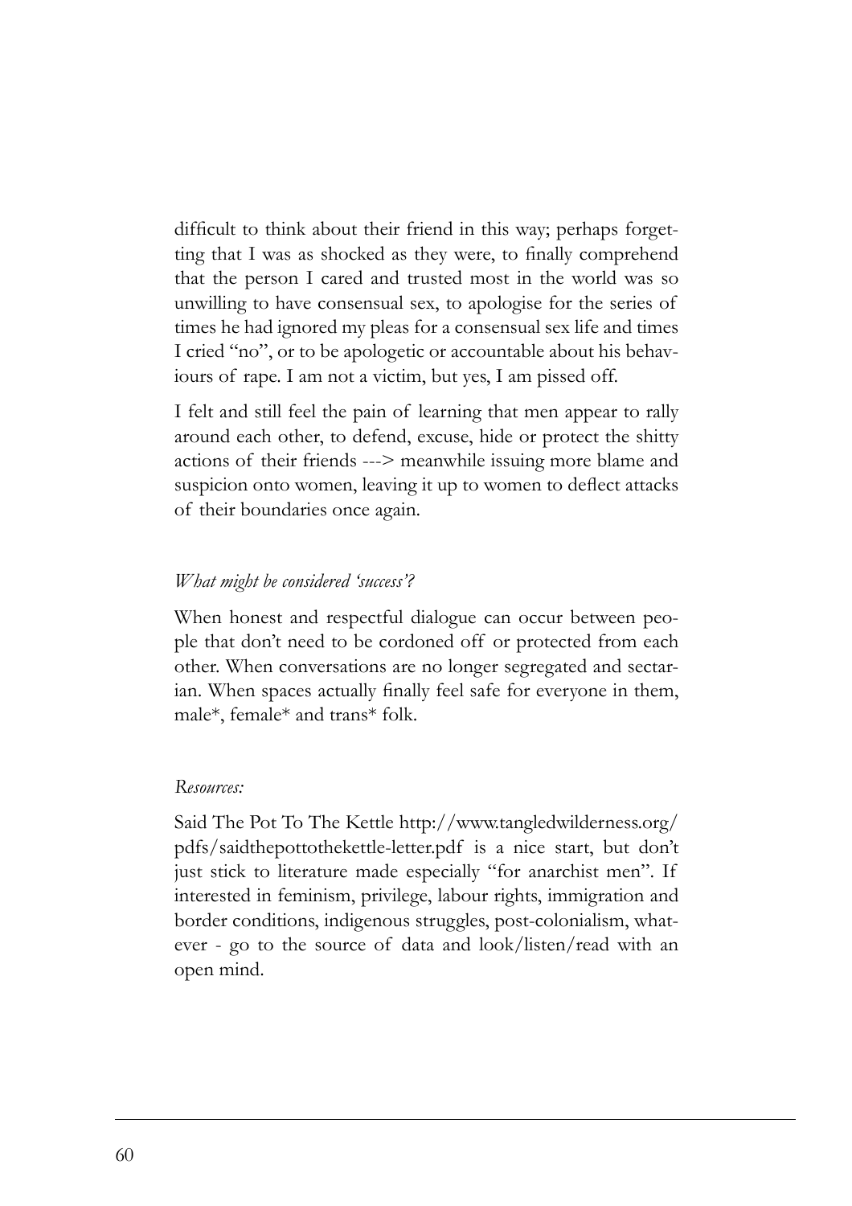difficult to think about their friend in this way; perhaps forgetting that I was as shocked as they were, to finally comprehend that the person I cared and trusted most in the world was so unwilling to have consensual sex, to apologise for the series of times he had ignored my pleas for a consensual sex life and times I cried "no", or to be apologetic or accountable about his behaviours of rape. I am not a victim, but yes, I am pissed off.

I felt and still feel the pain of learning that men appear to rally around each other, to defend, excuse, hide or protect the shitty actions of their friends ---> meanwhile issuing more blame and suspicion onto women, leaving it up to women to deflect attacks of their boundaries once again.

*What might be considered 'success'?*

When honest and respectful dialogue can occur between people that don't need to be cordoned off or protected from each other. When conversations are no longer segregated and sectarian. When spaces actually finally feel safe for everyone in them, male*, female* and trans* folk.

*Resources:*

Said The Pot To The Kettle http://www.tangledwilderness.org/pdfs/saidthepottothekettle-letter.pdf is a nice start, but don't just stick to literature made especially "for anarchist men". If interested in feminism, privilege, labour rights, immigration and border conditions, indigenous struggles, post-colonialism, whatever - go to the source of data and look/listen/read with an open mind.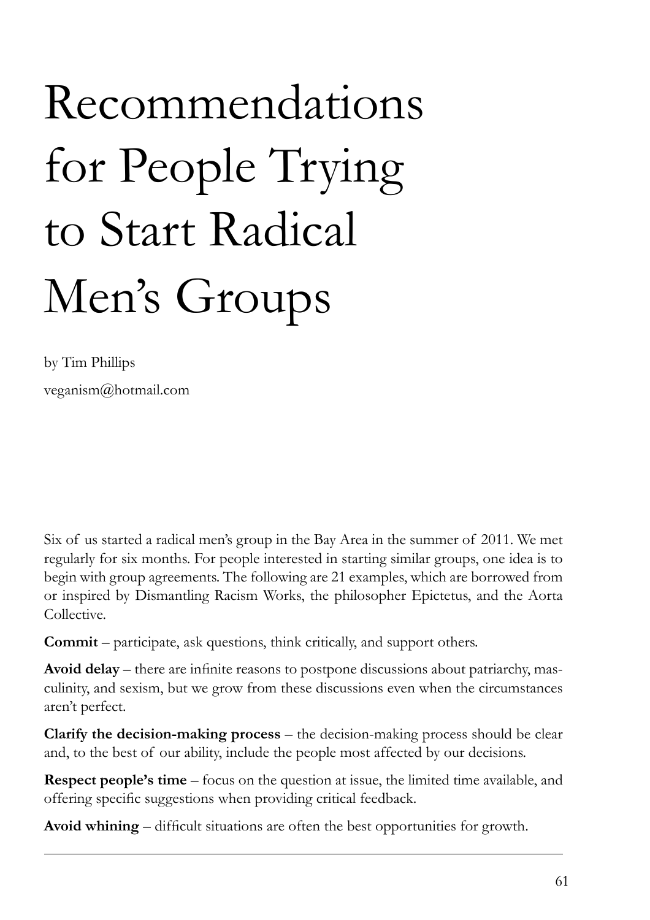# Recommendations for People Trying to Start Radical Men's Groups

by Tim Phillips

veganism@hotmail.com

Six of us started a radical men's group in the Bay Area in the summer of 2011. We met regularly for six months. For people interested in starting similar groups, one idea is to begin with group agreements. The following are 21 examples, which are borrowed from or inspired by Dismantling Racism Works, the philosopher Epictetus, and the Aorta Collective.

**Commit** – participate, ask questions, think critically, and support others.

**Avoid delay** – there are infinite reasons to postpone discussions about patriarchy, masculinity, and sexism, but we grow from these discussions even when the circumstances aren't perfect.

**Clarify the decision-making process** – the decision-making process should be clear and, to the best of our ability, include the people most affected by our decisions.

**Respect people's time** – focus on the question at issue, the limited time available, and offering specific suggestions when providing critical feedback.

**Avoid whining** – difficult situations are often the best opportunities for growth.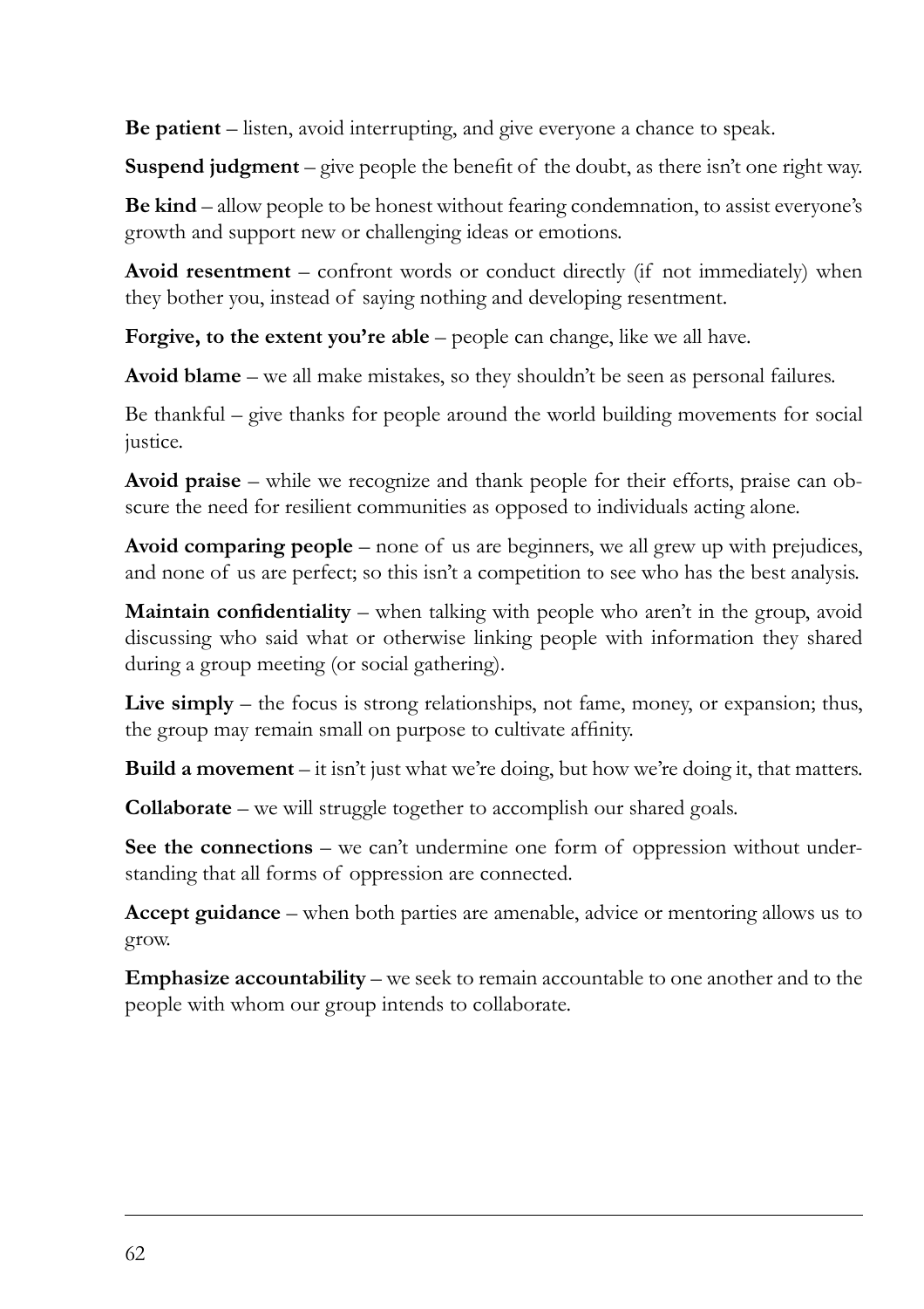**Be patient** – listen, avoid interrupting, and give everyone a chance to speak.

**Suspend judgment** – give people the benefit of the doubt, as there isn't one right way.

**Be kind** – allow people to be honest without fearing condemnation, to assist everyone's growth and support new or challenging ideas or emotions.

**Avoid resentment** – confront words or conduct directly (if not immediately) when they bother you, instead of saying nothing and developing resentment.

**Forgive, to the extent you're able** – people can change, like we all have.

**Avoid blame** – we all make mistakes, so they shouldn't be seen as personal failures.

Be thankful – give thanks for people around the world building movements for social justice.

**Avoid praise** – while we recognize and thank people for their efforts, praise can obscure the need for resilient communities as opposed to individuals acting alone.

**Avoid comparing people** – none of us are beginners, we all grew up with prejudices, and none of us are perfect; so this isn't a competition to see who has the best analysis.

**Maintain confidentiality** – when talking with people who aren't in the group, avoid discussing who said what or otherwise linking people with information they shared during a group meeting (or social gathering).

**Live simply** – the focus is strong relationships, not fame, money, or expansion; thus, the group may remain small on purpose to cultivate affinity.

**Build a movement** – it isn't just what we're doing, but how we're doing it, that matters.

**Collaborate** – we will struggle together to accomplish our shared goals.

**See the connections** – we can't undermine one form of oppression without understanding that all forms of oppression are connected.

**Accept guidance** – when both parties are amenable, advice or mentoring allows us to grow.

**Emphasize accountability** – we seek to remain accountable to one another and to the people with whom our group intends to collaborate.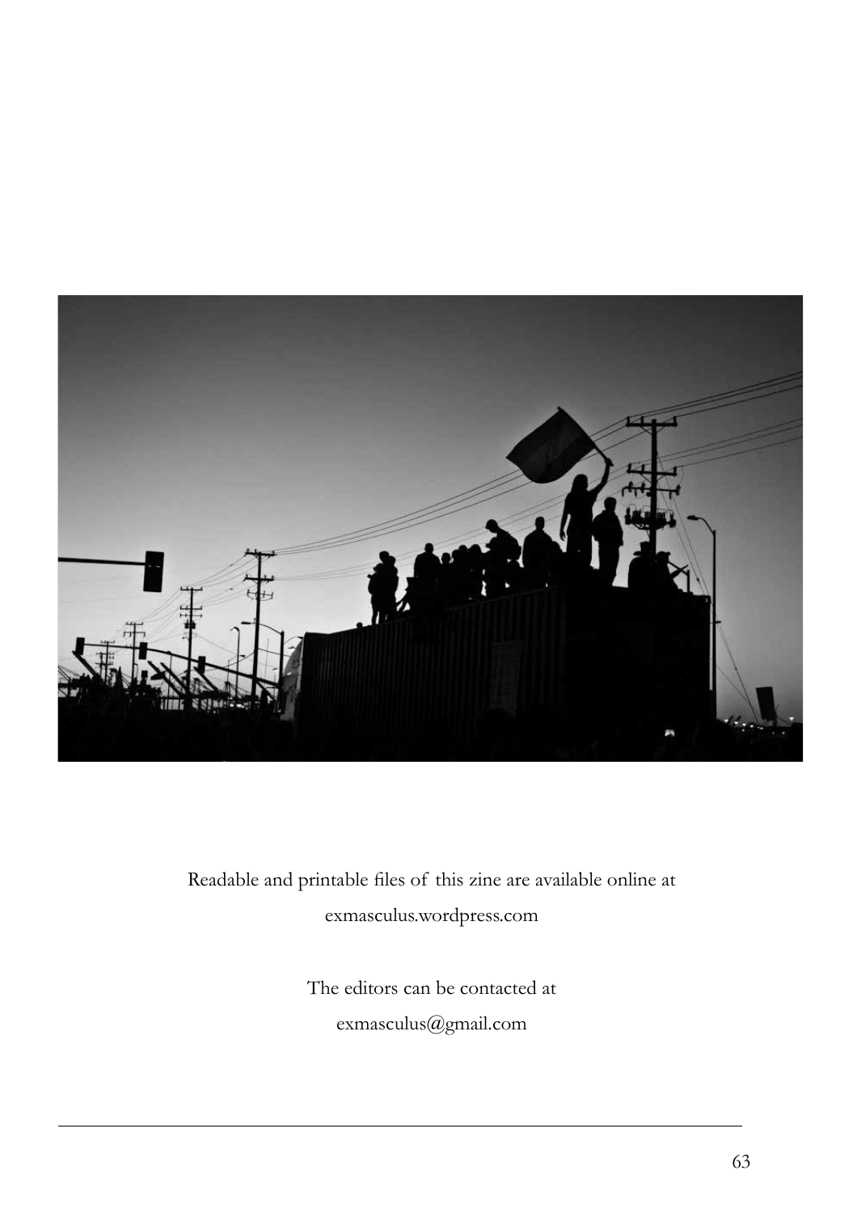Readable and printable files of this zine are available online at

exmasculus.wordpress.com

The editors can be contacted at

exmasculus@gmail.com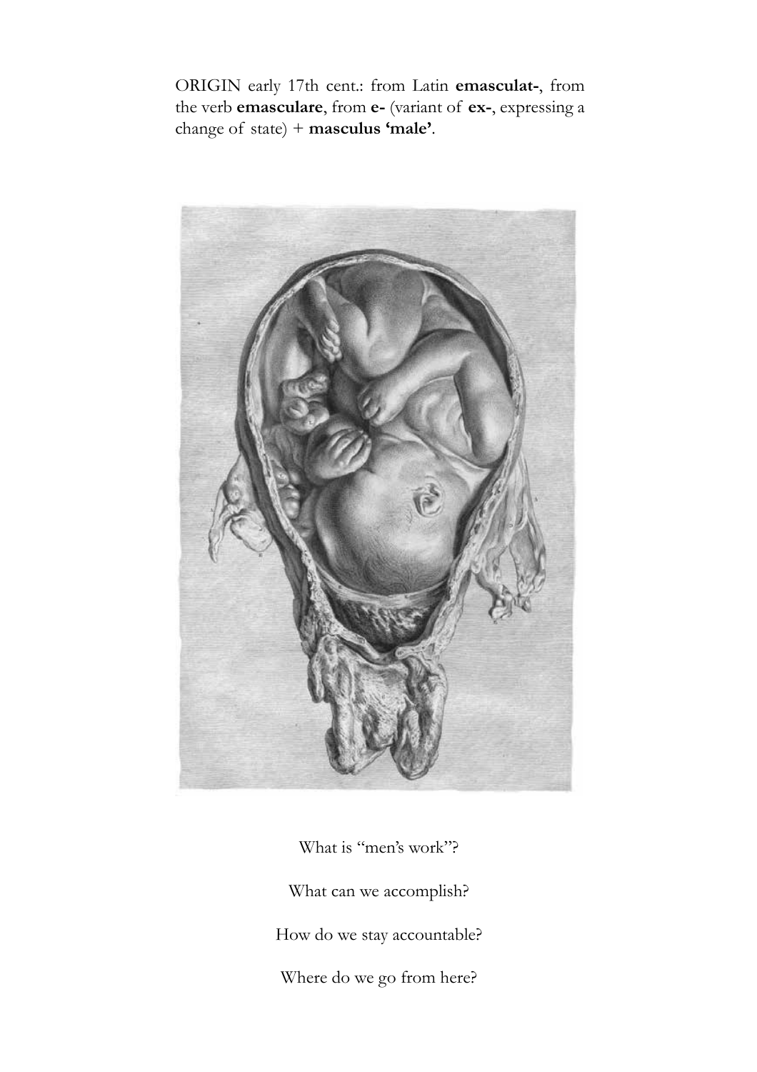ORIGIN early 17th cent.: from Latin **emasculat-**, from the verb **emasculare**, from **e-** (variant of **ex-**, expressing a change of state) + **masculus 'male'**.

What is "men's work"?

What can we accomplish?

How do we stay accountable?

Where do we go from here?